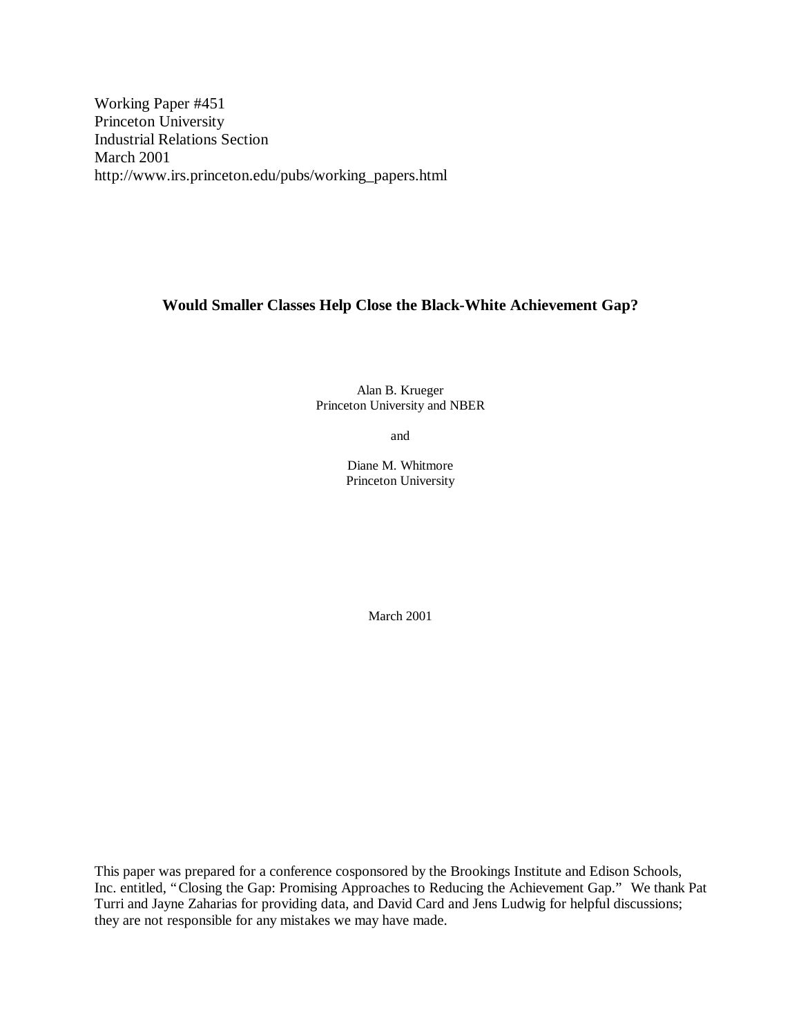Working Paper #451
Princeton University
Industrial Relations Section
March 2001
http://www.irs.princeton.edu/pubs/working_papers.html

# Would Smaller Classes Help Close the Black-White Achievement Gap?

Alan B. Krueger
Princeton University and NBER

and

Diane M. Whitmore
Princeton University

March 2001

This paper was prepared for a conference cosponsored by the Brookings Institute and Edison Schools, Inc. entitled, "Closing the Gap: Promising Approaches to Reducing the Achievement Gap." We thank Pat Turri and Jayne Zaharias for providing data, and David Card and Jens Ludwig for helpful discussions; they are not responsible for any mistakes we may have made.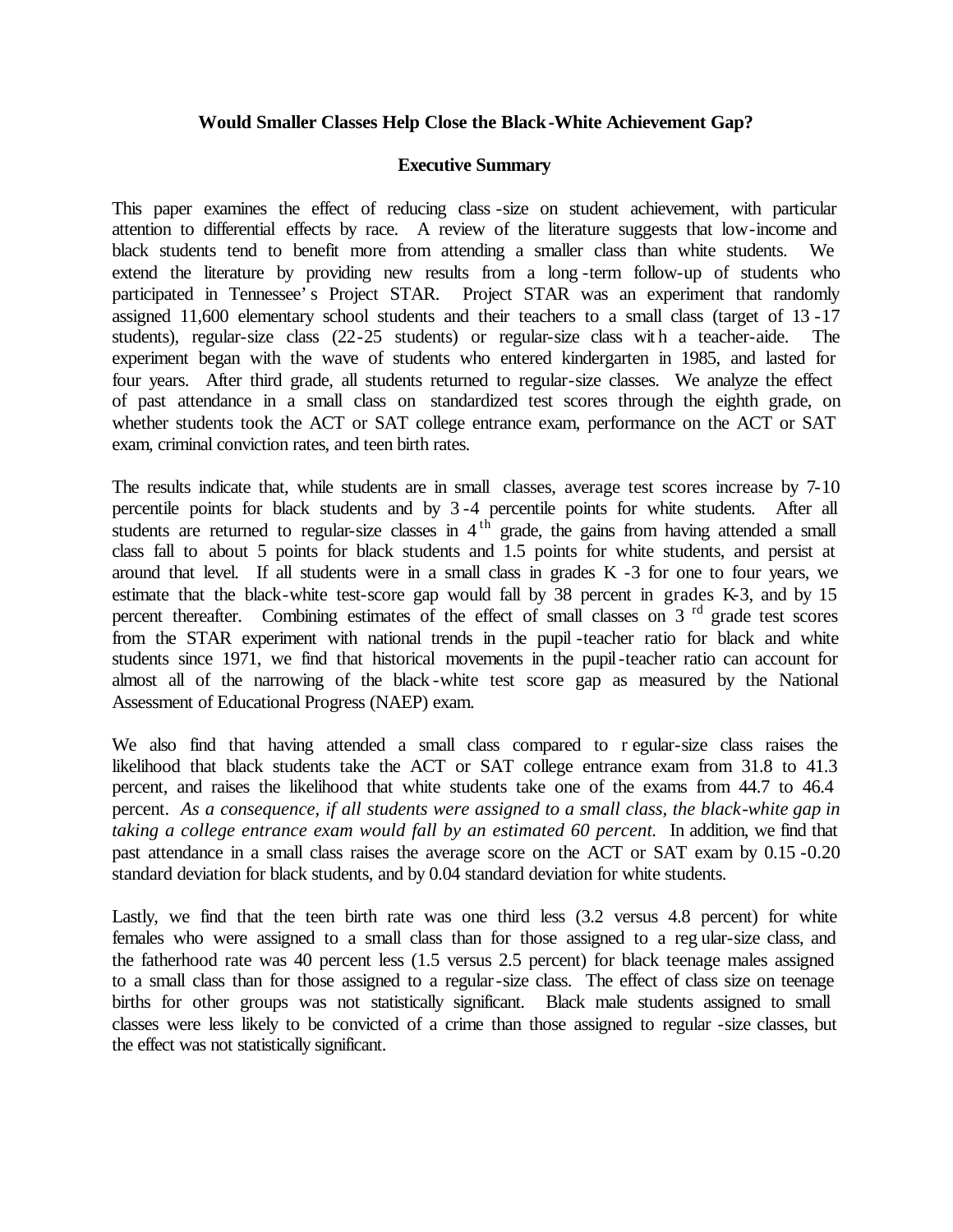**Would Smaller Classes Help Close the Black-White Achievement Gap?**

**Executive Summary**

This paper examines the effect of reducing class-size on student achievement, with particular attention to differential effects by race. A review of the literature suggests that low-income and black students tend to benefit more from attending a smaller class than white students. We extend the literature by providing new results from a long-term follow-up of students who participated in Tennessee's Project STAR. Project STAR was an experiment that randomly assigned 11,600 elementary school students and their teachers to a small class (target of 13-17 students), regular-size class (22-25 students) or regular-size class with a teacher-aide. The experiment began with the wave of students who entered kindergarten in 1985, and lasted for four years. After third grade, all students returned to regular-size classes. We analyze the effect of past attendance in a small class on standardized test scores through the eighth grade, on whether students took the ACT or SAT college entrance exam, performance on the ACT or SAT exam, criminal conviction rates, and teen birth rates.

The results indicate that, while students are in small classes, average test scores increase by 7-10 percentile points for black students and by 3-4 percentile points for white students. After all students are returned to regular-size classes in 4th grade, the gains from having attended a small class fall to about 5 points for black students and 1.5 points for white students, and persist at around that level. If all students were in a small class in grades K-3 for one to four years, we estimate that the black-white test-score gap would fall by 38 percent in grades K-3, and by 15 percent thereafter. Combining estimates of the effect of small classes on 3rd grade test scores from the STAR experiment with national trends in the pupil-teacher ratio for black and white students since 1971, we find that historical movements in the pupil-teacher ratio can account for almost all of the narrowing of the black-white test score gap as measured by the National Assessment of Educational Progress (NAEP) exam.

We also find that having attended a small class compared to regular-size class raises the likelihood that black students take the ACT or SAT college entrance exam from 31.8 to 41.3 percent, and raises the likelihood that white students take one of the exams from 44.7 to 46.4 percent. *As a consequence, if all students were assigned to a small class, the black-white gap in taking a college entrance exam would fall by an estimated 60 percent.* In addition, we find that past attendance in a small class raises the average score on the ACT or SAT exam by 0.15-0.20 standard deviation for black students, and by 0.04 standard deviation for white students.

Lastly, we find that the teen birth rate was one third less (3.2 versus 4.8 percent) for white females who were assigned to a small class than for those assigned to a regular-size class, and the fatherhood rate was 40 percent less (1.5 versus 2.5 percent) for black teenage males assigned to a small class than for those assigned to a regular-size class. The effect of class size on teenage births for other groups was not statistically significant. Black male students assigned to small classes were less likely to be convicted of a crime than those assigned to regular-size classes, but the effect was not statistically significant.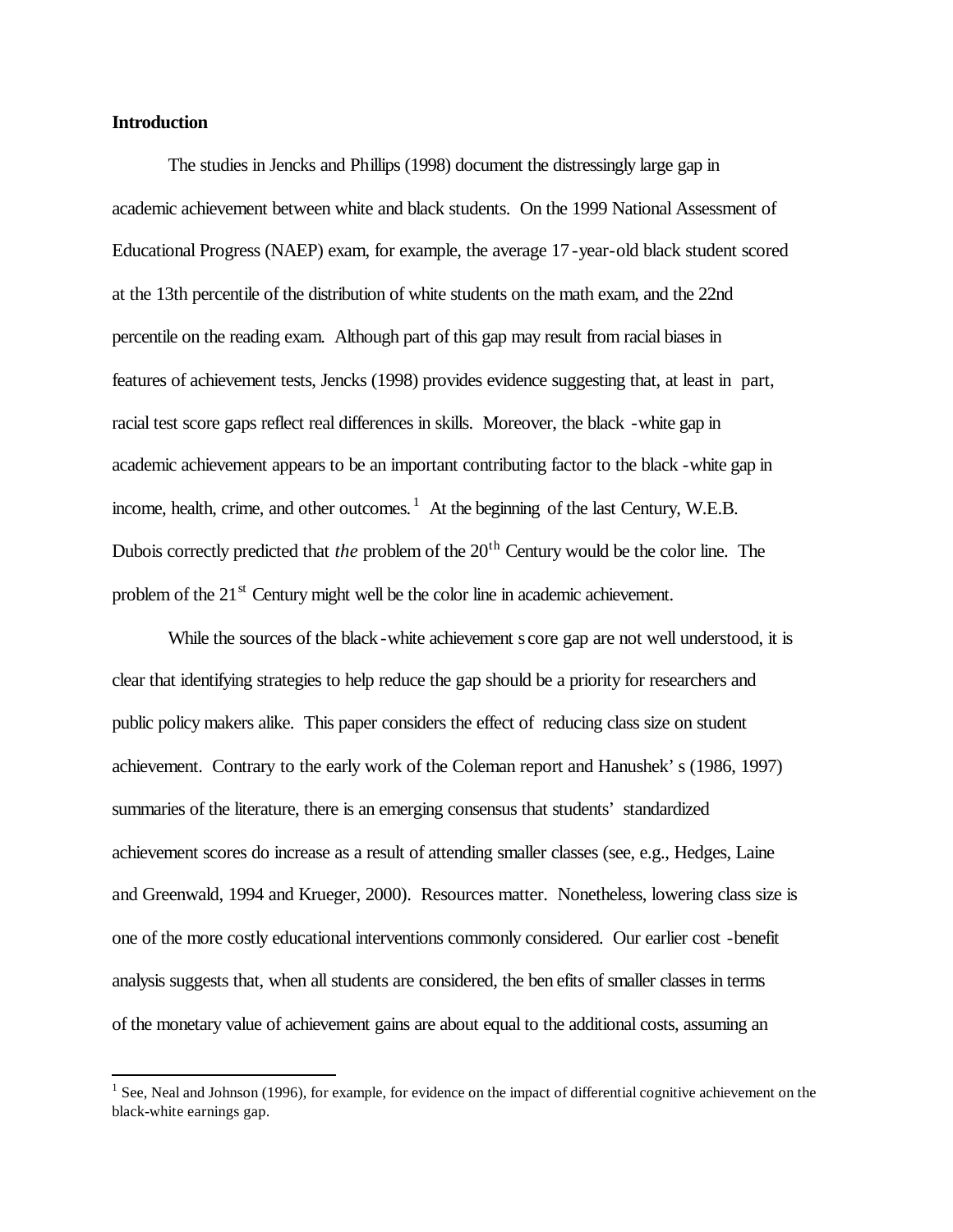**Introduction**

The studies in Jencks and Phillips (1998) document the distressingly large gap in academic achievement between white and black students. On the 1999 National Assessment of Educational Progress (NAEP) exam, for example, the average 17-year-old black student scored at the 13th percentile of the distribution of white students on the math exam, and the 22nd percentile on the reading exam. Although part of this gap may result from racial biases in features of achievement tests, Jencks (1998) provides evidence suggesting that, at least in part, racial test score gaps reflect real differences in skills. Moreover, the black-white gap in academic achievement appears to be an important contributing factor to the black-white gap in income, health, crime, and other outcomes.[1] At the beginning of the last Century, W.E.B. Dubois correctly predicted that *the* problem of the 20th Century would be the color line. The problem of the 21st Century might well be the color line in academic achievement.

While the sources of the black-white achievement score gap are not well understood, it is clear that identifying strategies to help reduce the gap should be a priority for researchers and public policy makers alike. This paper considers the effect of reducing class size on student achievement. Contrary to the early work of the Coleman report and Hanushek's (1986, 1997) summaries of the literature, there is an emerging consensus that students' standardized achievement scores do increase as a result of attending smaller classes (see, e.g., Hedges, Laine and Greenwald, 1994 and Krueger, 2000). Resources matter. Nonetheless, lowering class size is one of the more costly educational interventions commonly considered. Our earlier cost-benefit analysis suggests that, when all students are considered, the benefits of smaller classes in terms of the monetary value of achievement gains are about equal to the additional costs, assuming an

---

[1] See, Neal and Johnson (1996), for example, for evidence on the impact of differential cognitive achievement on the black-white earnings gap.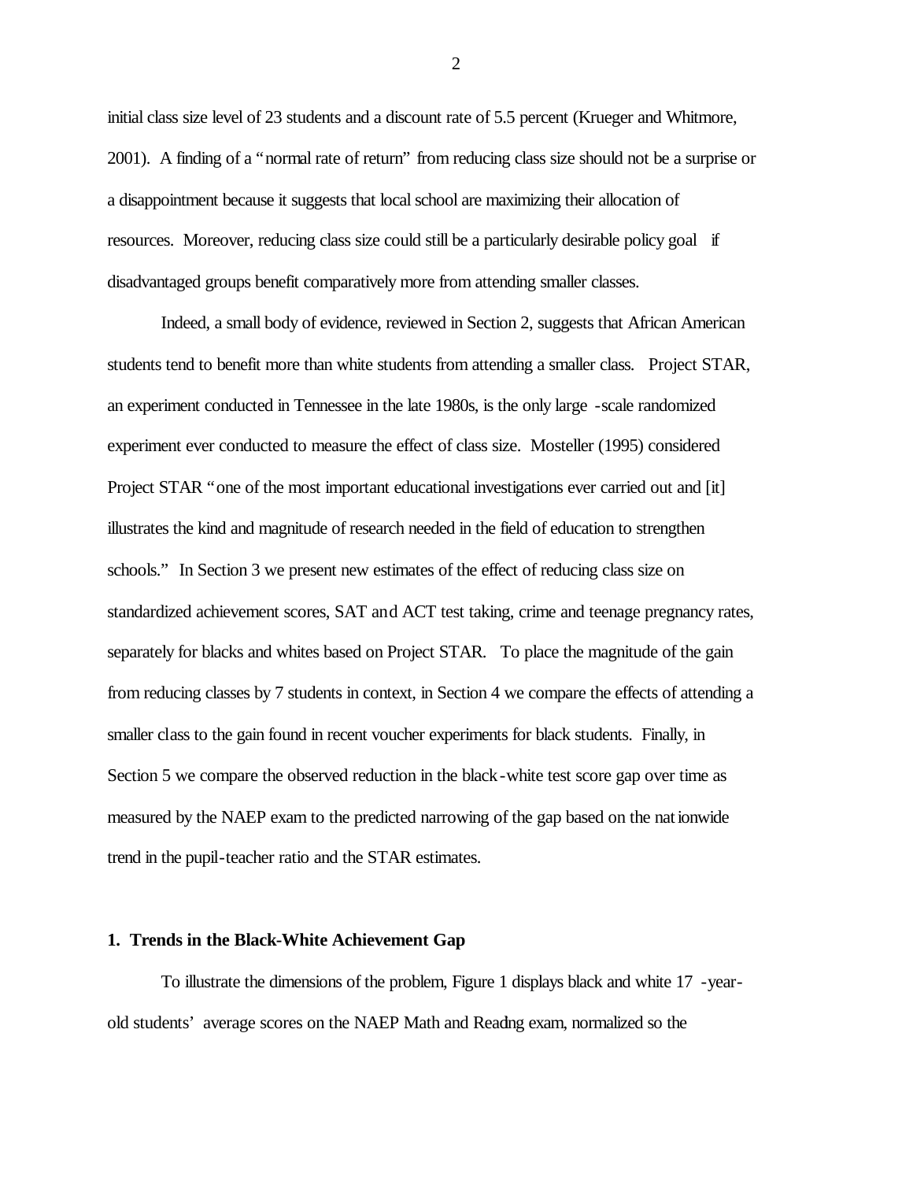initial class size level of 23 students and a discount rate of 5.5 percent (Krueger and Whitmore, 2001). A finding of a "normal rate of return" from reducing class size should not be a surprise or a disappointment because it suggests that local school are maximizing their allocation of resources. Moreover, reducing class size could still be a particularly desirable policy goal if disadvantaged groups benefit comparatively more from attending smaller classes.

Indeed, a small body of evidence, reviewed in Section 2, suggests that African American students tend to benefit more than white students from attending a smaller class. Project STAR, an experiment conducted in Tennessee in the late 1980s, is the only large-scale randomized experiment ever conducted to measure the effect of class size. Mosteller (1995) considered Project STAR "one of the most important educational investigations ever carried out and [it] illustrates the kind and magnitude of research needed in the field of education to strengthen schools." In Section 3 we present new estimates of the effect of reducing class size on standardized achievement scores, SAT and ACT test taking, crime and teenage pregnancy rates, separately for blacks and whites based on Project STAR. To place the magnitude of the gain from reducing classes by 7 students in context, in Section 4 we compare the effects of attending a smaller class to the gain found in recent voucher experiments for black students. Finally, in Section 5 we compare the observed reduction in the black-white test score gap over time as measured by the NAEP exam to the predicted narrowing of the gap based on the nationwide trend in the pupil-teacher ratio and the STAR estimates.

## 1. Trends in the Black-White Achievement Gap

To illustrate the dimensions of the problem, Figure 1 displays black and white 17-year-old students' average scores on the NAEP Math and Readng exam, normalized so the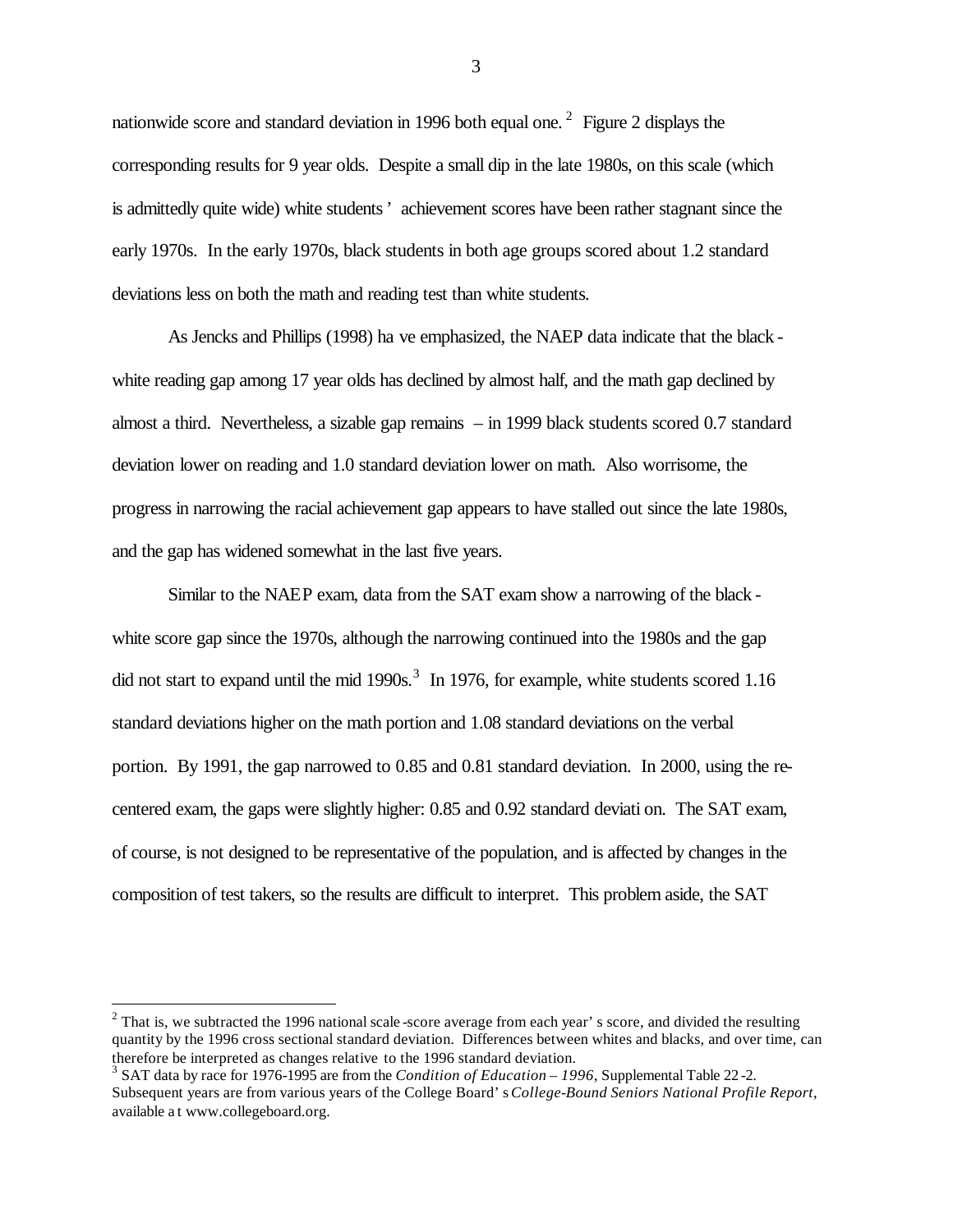nationwide score and standard deviation in 1996 both equal one.[2] Figure 2 displays the corresponding results for 9 year olds. Despite a small dip in the late 1980s, on this scale (which is admittedly quite wide) white students' achievement scores have been rather stagnant since the early 1970s. In the early 1970s, black students in both age groups scored about 1.2 standard deviations less on both the math and reading test than white students.

As Jencks and Phillips (1998) have emphasized, the NAEP data indicate that the black-white reading gap among 17 year olds has declined by almost half, and the math gap declined by almost a third. Nevertheless, a sizable gap remains – in 1999 black students scored 0.7 standard deviation lower on reading and 1.0 standard deviation lower on math. Also worrisome, the progress in narrowing the racial achievement gap appears to have stalled out since the late 1980s, and the gap has widened somewhat in the last five years.

Similar to the NAEP exam, data from the SAT exam show a narrowing of the black-white score gap since the 1970s, although the narrowing continued into the 1980s and the gap did not start to expand until the mid 1990s.[3] In 1976, for example, white students scored 1.16 standard deviations higher on the math portion and 1.08 standard deviations on the verbal portion. By 1991, the gap narrowed to 0.85 and 0.81 standard deviation. In 2000, using the re-centered exam, the gaps were slightly higher: 0.85 and 0.92 standard deviation. The SAT exam, of course, is not designed to be representative of the population, and is affected by changes in the composition of test takers, so the results are difficult to interpret. This problem aside, the SAT

---

[2] That is, we subtracted the 1996 national scale-score average from each year's score, and divided the resulting quantity by the 1996 cross sectional standard deviation. Differences between whites and blacks, and over time, can therefore be interpreted as changes relative to the 1996 standard deviation.

[3] SAT data by race for 1976-1995 are from the *Condition of Education – 1996*, Supplemental Table 22-2. Subsequent years are from various years of the College Board's *College-Bound Seniors National Profile Report*, available at www.collegeboard.org.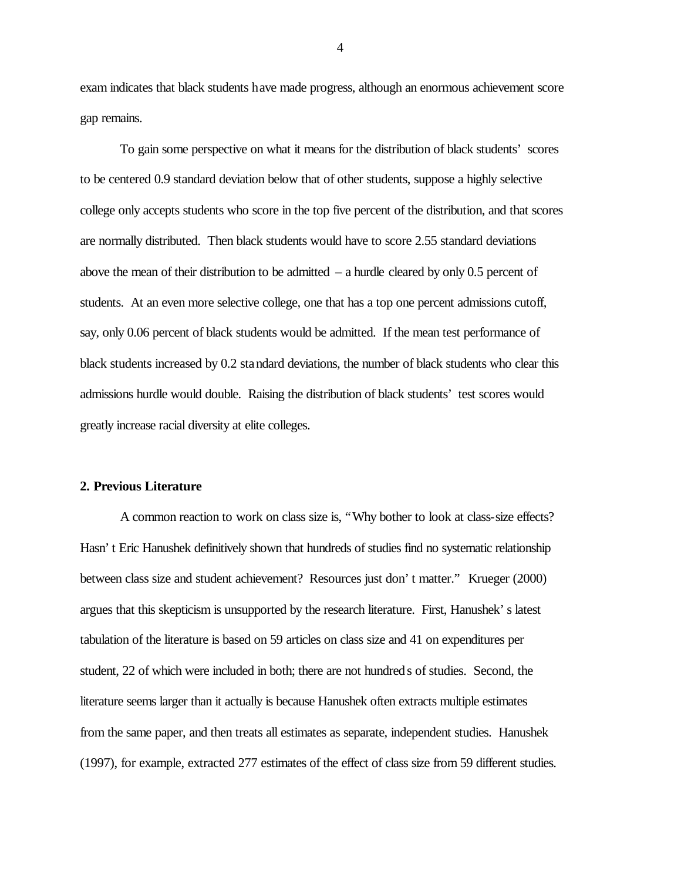exam indicates that black students have made progress, although an enormous achievement score gap remains.

To gain some perspective on what it means for the distribution of black students' scores to be centered 0.9 standard deviation below that of other students, suppose a highly selective college only accepts students who score in the top five percent of the distribution, and that scores are normally distributed. Then black students would have to score 2.55 standard deviations above the mean of their distribution to be admitted – a hurdle cleared by only 0.5 percent of students. At an even more selective college, one that has a top one percent admissions cutoff, say, only 0.06 percent of black students would be admitted. If the mean test performance of black students increased by 0.2 standard deviations, the number of black students who clear this admissions hurdle would double. Raising the distribution of black students' test scores would greatly increase racial diversity at elite colleges.

## 2. Previous Literature

A common reaction to work on class size is, "Why bother to look at class-size effects? Hasn't Eric Hanushek definitively shown that hundreds of studies find no systematic relationship between class size and student achievement? Resources just don't matter." Krueger (2000) argues that this skepticism is unsupported by the research literature. First, Hanushek's latest tabulation of the literature is based on 59 articles on class size and 41 on expenditures per student, 22 of which were included in both; there are not hundreds of studies. Second, the literature seems larger than it actually is because Hanushek often extracts multiple estimates from the same paper, and then treats all estimates as separate, independent studies. Hanushek (1997), for example, extracted 277 estimates of the effect of class size from 59 different studies.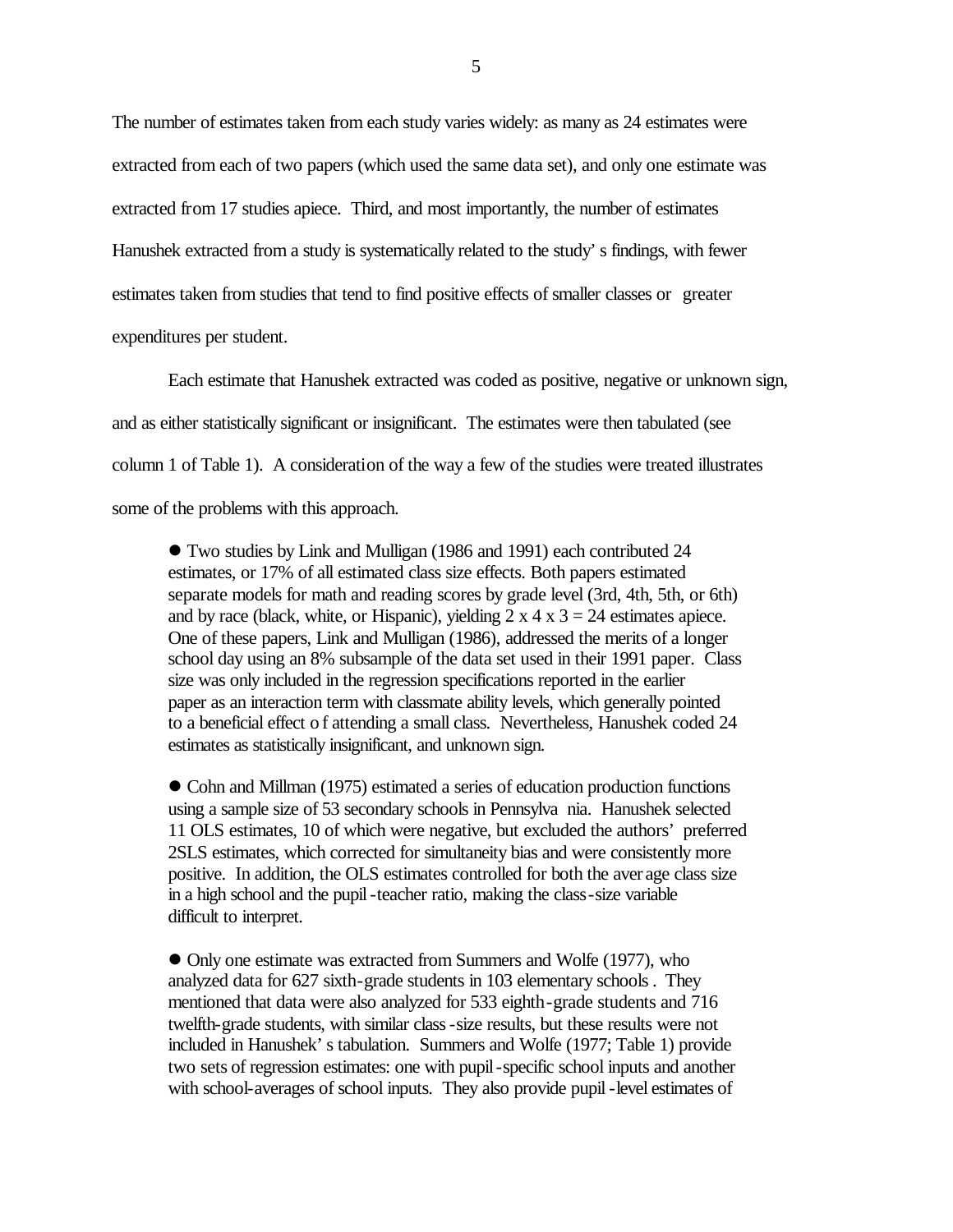The number of estimates taken from each study varies widely: as many as 24 estimates were extracted from each of two papers (which used the same data set), and only one estimate was extracted from 17 studies apiece. Third, and most importantly, the number of estimates Hanushek extracted from a study is systematically related to the study's findings, with fewer estimates taken from studies that tend to find positive effects of smaller classes or greater expenditures per student.

Each estimate that Hanushek extracted was coded as positive, negative or unknown sign, and as either statistically significant or insignificant. The estimates were then tabulated (see column 1 of Table 1). A consideration of the way a few of the studies were treated illustrates some of the problems with this approach.

- Two studies by Link and Mulligan (1986 and 1991) each contributed 24 estimates, or 17% of all estimated class size effects. Both papers estimated separate models for math and reading scores by grade level (3rd, 4th, 5th, or 6th) and by race (black, white, or Hispanic), yielding 2 x 4 x 3 = 24 estimates apiece. One of these papers, Link and Mulligan (1986), addressed the merits of a longer school day using an 8% subsample of the data set used in their 1991 paper. Class size was only included in the regression specifications reported in the earlier paper as an interaction term with classmate ability levels, which generally pointed to a beneficial effect of attending a small class. Nevertheless, Hanushek coded 24 estimates as statistically insignificant, and unknown sign.

- Cohn and Millman (1975) estimated a series of education production functions using a sample size of 53 secondary schools in Pennsylvania. Hanushek selected 11 OLS estimates, 10 of which were negative, but excluded the authors' preferred 2SLS estimates, which corrected for simultaneity bias and were consistently more positive. In addition, the OLS estimates controlled for both the average class size in a high school and the pupil-teacher ratio, making the class-size variable difficult to interpret.

- Only one estimate was extracted from Summers and Wolfe (1977), who analyzed data for 627 sixth-grade students in 103 elementary schools. They mentioned that data were also analyzed for 533 eighth-grade students and 716 twelfth-grade students, with similar class-size results, but these results were not included in Hanushek's tabulation. Summers and Wolfe (1977; Table 1) provide two sets of regression estimates: one with pupil-specific school inputs and another with school-averages of school inputs. They also provide pupil-level estimates of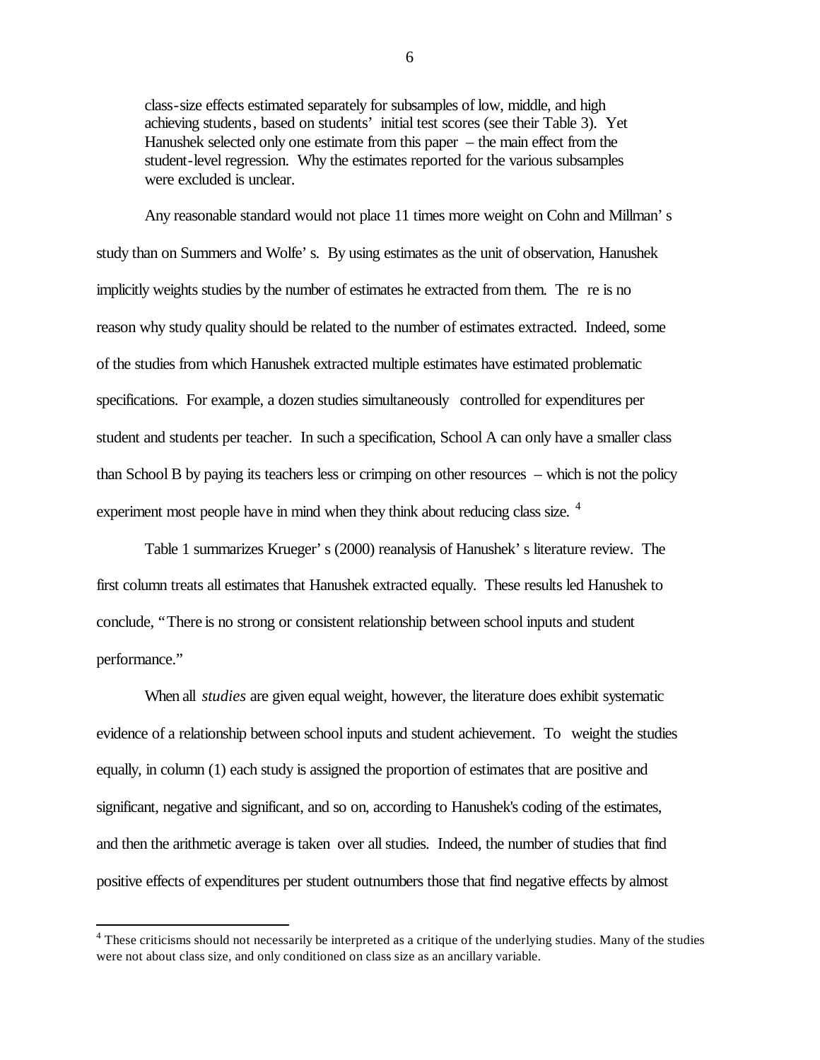class-size effects estimated separately for subsamples of low, middle, and high achieving students, based on students' initial test scores (see their Table 3). Yet Hanushek selected only one estimate from this paper – the main effect from the student-level regression. Why the estimates reported for the various subsamples were excluded is unclear.

Any reasonable standard would not place 11 times more weight on Cohn and Millman's study than on Summers and Wolfe's. By using estimates as the unit of observation, Hanushek implicitly weights studies by the number of estimates he extracted from them. There is no reason why study quality should be related to the number of estimates extracted. Indeed, some of the studies from which Hanushek extracted multiple estimates have estimated problematic specifications. For example, a dozen studies simultaneously controlled for expenditures per student and students per teacher. In such a specification, School A can only have a smaller class than School B by paying its teachers less or crimping on other resources – which is not the policy experiment most people have in mind when they think about reducing class size. [4]

Table 1 summarizes Krueger's (2000) reanalysis of Hanushek's literature review. The first column treats all estimates that Hanushek extracted equally. These results led Hanushek to conclude, "There is no strong or consistent relationship between school inputs and student performance."

When all *studies* are given equal weight, however, the literature does exhibit systematic evidence of a relationship between school inputs and student achievement. To weight the studies equally, in column (1) each study is assigned the proportion of estimates that are positive and significant, negative and significant, and so on, according to Hanushek's coding of the estimates, and then the arithmetic average is taken over all studies. Indeed, the number of studies that find positive effects of expenditures per student outnumbers those that find negative effects by almost

[4] These criticisms should not necessarily be interpreted as a critique of the underlying studies. Many of the studies were not about class size, and only conditioned on class size as an ancillary variable.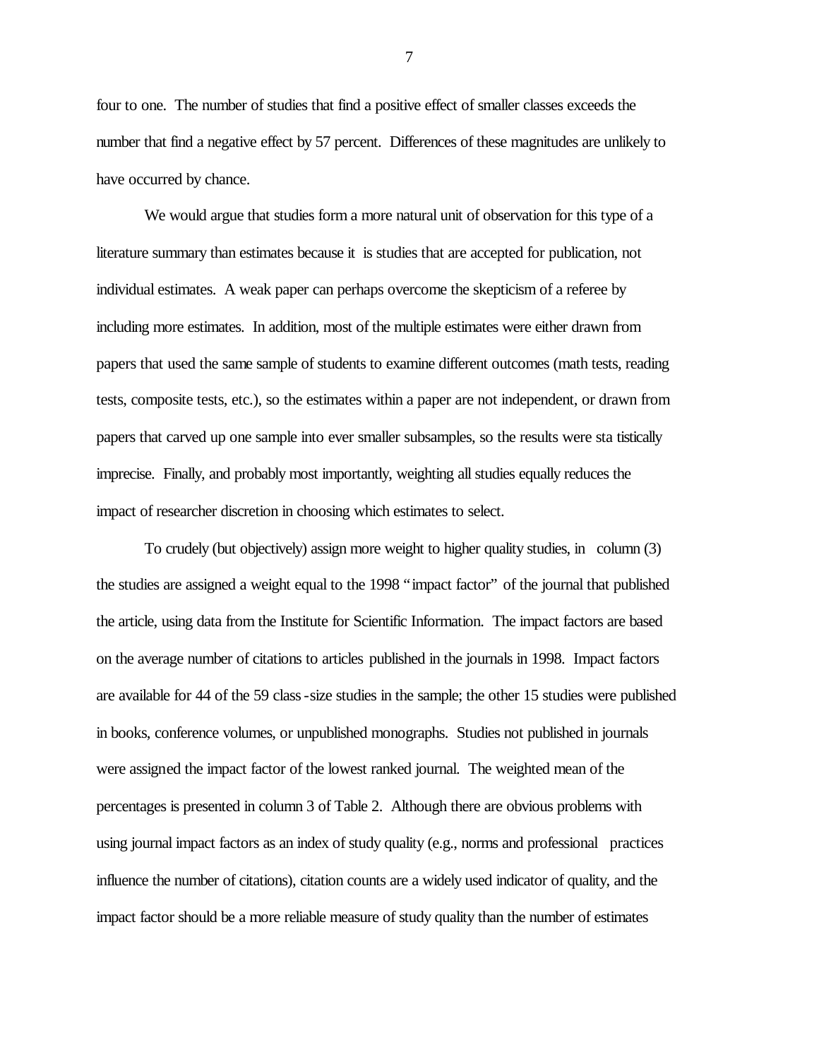four to one. The number of studies that find a positive effect of smaller classes exceeds the number that find a negative effect by 57 percent. Differences of these magnitudes are unlikely to have occurred by chance.

We would argue that studies form a more natural unit of observation for this type of a literature summary than estimates because it is studies that are accepted for publication, not individual estimates. A weak paper can perhaps overcome the skepticism of a referee by including more estimates. In addition, most of the multiple estimates were either drawn from papers that used the same sample of students to examine different outcomes (math tests, reading tests, composite tests, etc.), so the estimates within a paper are not independent, or drawn from papers that carved up one sample into ever smaller subsamples, so the results were statistically imprecise. Finally, and probably most importantly, weighting all studies equally reduces the impact of researcher discretion in choosing which estimates to select.

To crudely (but objectively) assign more weight to higher quality studies, in column (3) the studies are assigned a weight equal to the 1998 "impact factor" of the journal that published the article, using data from the Institute for Scientific Information. The impact factors are based on the average number of citations to articles published in the journals in 1998. Impact factors are available for 44 of the 59 class-size studies in the sample; the other 15 studies were published in books, conference volumes, or unpublished monographs. Studies not published in journals were assigned the impact factor of the lowest ranked journal. The weighted mean of the percentages is presented in column 3 of Table 2. Although there are obvious problems with using journal impact factors as an index of study quality (e.g., norms and professional practices influence the number of citations), citation counts are a widely used indicator of quality, and the impact factor should be a more reliable measure of study quality than the number of estimates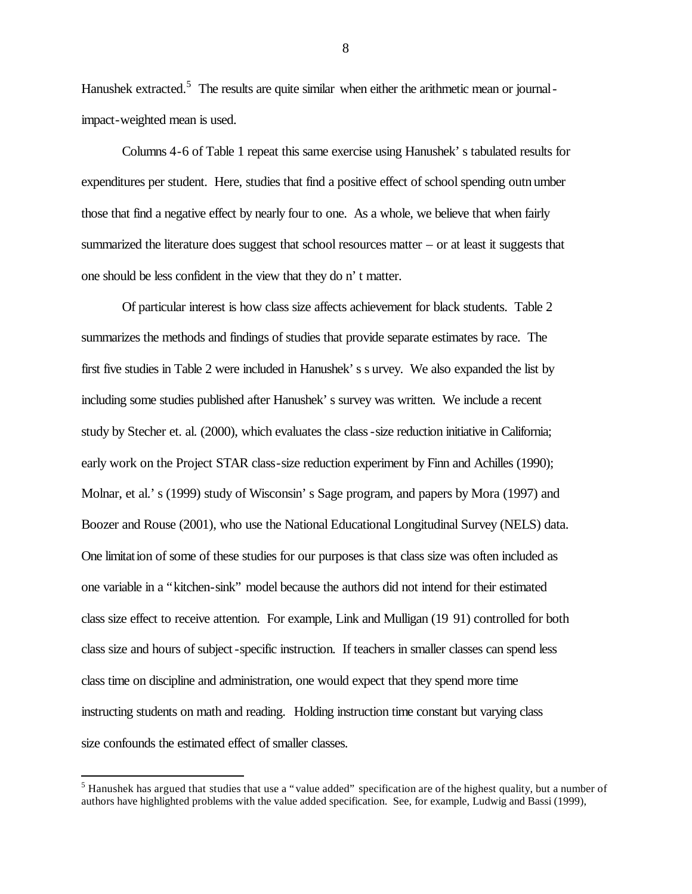Hanushek extracted.[5] The results are quite similar when either the arithmetic mean or journal-impact-weighted mean is used.

Columns 4-6 of Table 1 repeat this same exercise using Hanushek's tabulated results for expenditures per student. Here, studies that find a positive effect of school spending outnumber those that find a negative effect by nearly four to one. As a whole, we believe that when fairly summarized the literature does suggest that school resources matter – or at least it suggests that one should be less confident in the view that they don't matter.

Of particular interest is how class size affects achievement for black students. Table 2 summarizes the methods and findings of studies that provide separate estimates by race. The first five studies in Table 2 were included in Hanushek's survey. We also expanded the list by including some studies published after Hanushek's survey was written. We include a recent study by Stecher et. al. (2000), which evaluates the class-size reduction initiative in California; early work on the Project STAR class-size reduction experiment by Finn and Achilles (1990); Molnar, et al.'s (1999) study of Wisconsin's Sage program, and papers by Mora (1997) and Boozer and Rouse (2001), who use the National Educational Longitudinal Survey (NELS) data. One limitation of some of these studies for our purposes is that class size was often included as one variable in a "kitchen-sink" model because the authors did not intend for their estimated class size effect to receive attention. For example, Link and Mulligan (1991) controlled for both class size and hours of subject-specific instruction. If teachers in smaller classes can spend less class time on discipline and administration, one would expect that they spend more time instructing students on math and reading. Holding instruction time constant but varying class size confounds the estimated effect of smaller classes.

[5] Hanushek has argued that studies that use a "value added" specification are of the highest quality, but a number of authors have highlighted problems with the value added specification. See, for example, Ludwig and Bassi (1999),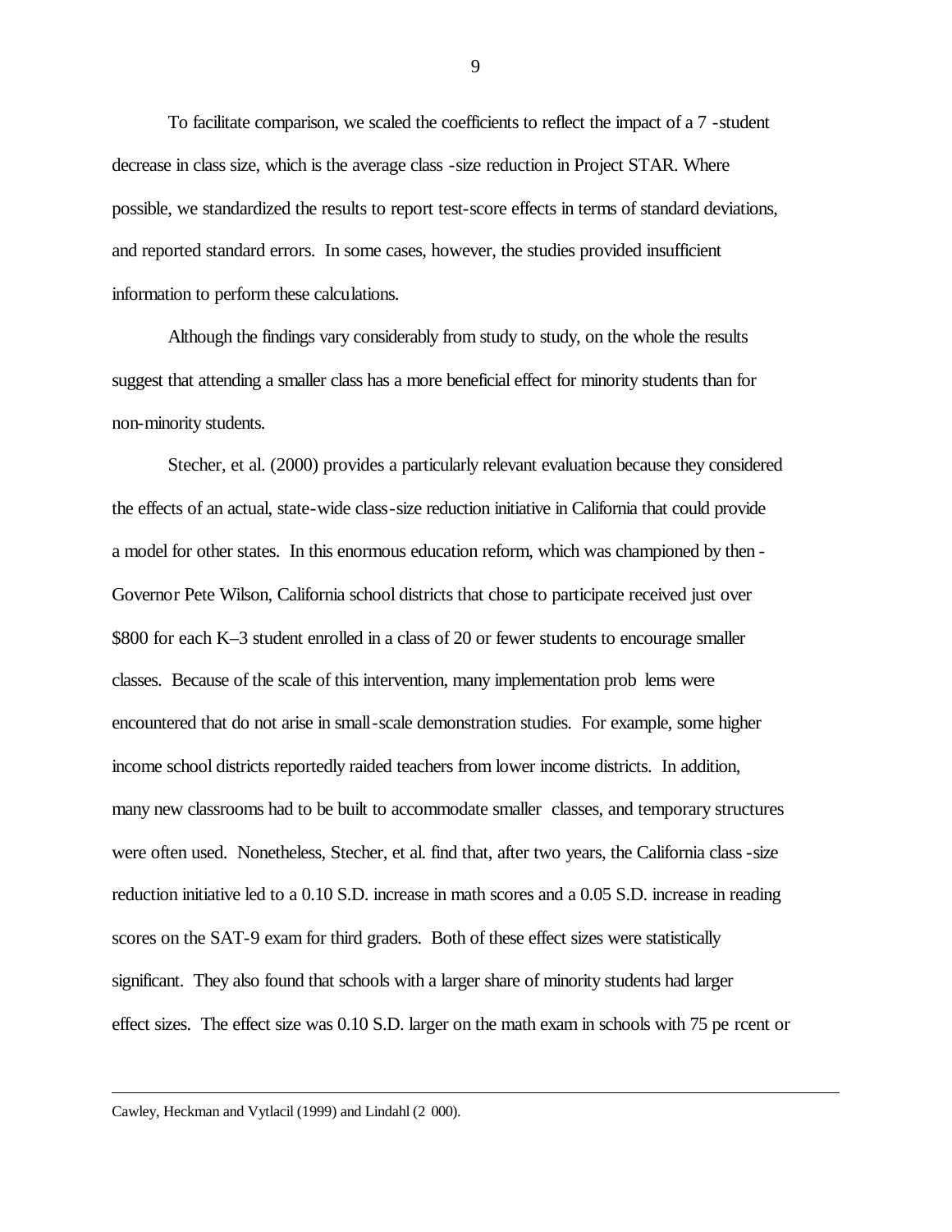To facilitate comparison, we scaled the coefficients to reflect the impact of a 7-student decrease in class size, which is the average class-size reduction in Project STAR. Where possible, we standardized the results to report test-score effects in terms of standard deviations, and reported standard errors. In some cases, however, the studies provided insufficient information to perform these calculations.

Although the findings vary considerably from study to study, on the whole the results suggest that attending a smaller class has a more beneficial effect for minority students than for non-minority students.

Stecher, et al. (2000) provides a particularly relevant evaluation because they considered the effects of an actual, state-wide class-size reduction initiative in California that could provide a model for other states. In this enormous education reform, which was championed by then-Governor Pete Wilson, California school districts that chose to participate received just over $800 for each K–3 student enrolled in a class of 20 or fewer students to encourage smaller classes. Because of the scale of this intervention, many implementation problems were encountered that do not arise in small-scale demonstration studies. For example, some higher income school districts reportedly raided teachers from lower income districts. In addition, many new classrooms had to be built to accommodate smaller classes, and temporary structures were often used. Nonetheless, Stecher, et al. find that, after two years, the California class-size reduction initiative led to a 0.10 S.D. increase in math scores and a 0.05 S.D. increase in reading scores on the SAT-9 exam for third graders. Both of these effect sizes were statistically significant. They also found that schools with a larger share of minority students had larger effect sizes. The effect size was 0.10 S.D. larger on the math exam in schools with 75 percent or

---

Cawley, Heckman and Vytlacil (1999) and Lindahl (2000).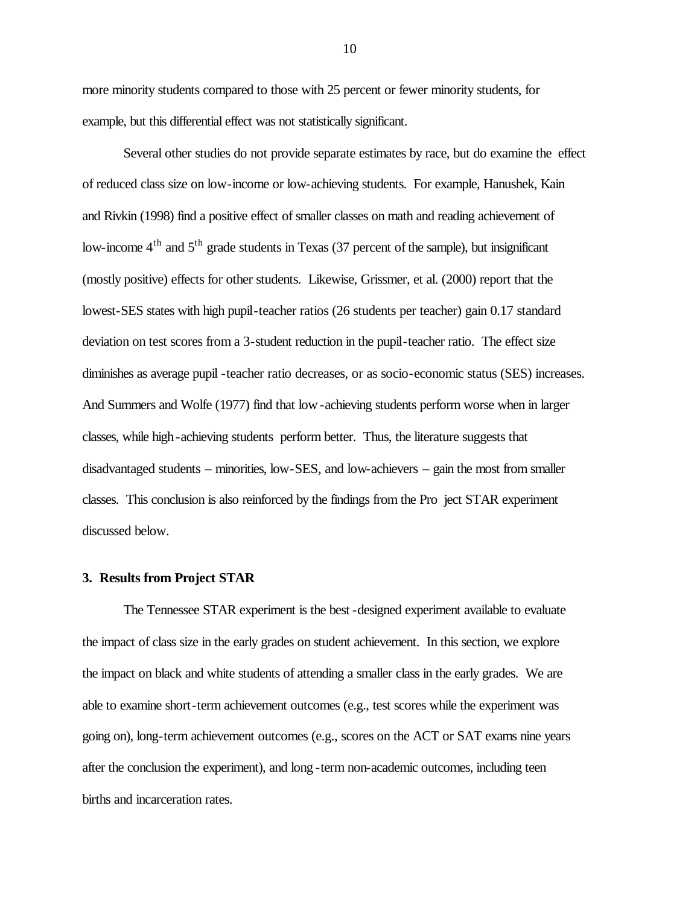more minority students compared to those with 25 percent or fewer minority students, for example, but this differential effect was not statistically significant.

Several other studies do not provide separate estimates by race, but do examine the effect of reduced class size on low-income or low-achieving students. For example, Hanushek, Kain and Rivkin (1998) find a positive effect of smaller classes on math and reading achievement of low-income $4^{th}$ and $5^{th}$ grade students in Texas (37 percent of the sample), but insignificant (mostly positive) effects for other students. Likewise, Grissmer, et al. (2000) report that the lowest-SES states with high pupil-teacher ratios (26 students per teacher) gain 0.17 standard deviation on test scores from a 3-student reduction in the pupil-teacher ratio. The effect size diminishes as average pupil-teacher ratio decreases, or as socio-economic status (SES) increases. And Summers and Wolfe (1977) find that low-achieving students perform worse when in larger classes, while high-achieving students perform better. Thus, the literature suggests that disadvantaged students – minorities, low-SES, and low-achievers – gain the most from smaller classes. This conclusion is also reinforced by the findings from the Project STAR experiment discussed below.

## 3. Results from Project STAR

The Tennessee STAR experiment is the best-designed experiment available to evaluate the impact of class size in the early grades on student achievement. In this section, we explore the impact on black and white students of attending a smaller class in the early grades. We are able to examine short-term achievement outcomes (e.g., test scores while the experiment was going on), long-term achievement outcomes (e.g., scores on the ACT or SAT exams nine years after the conclusion the experiment), and long-term non-academic outcomes, including teen births and incarceration rates.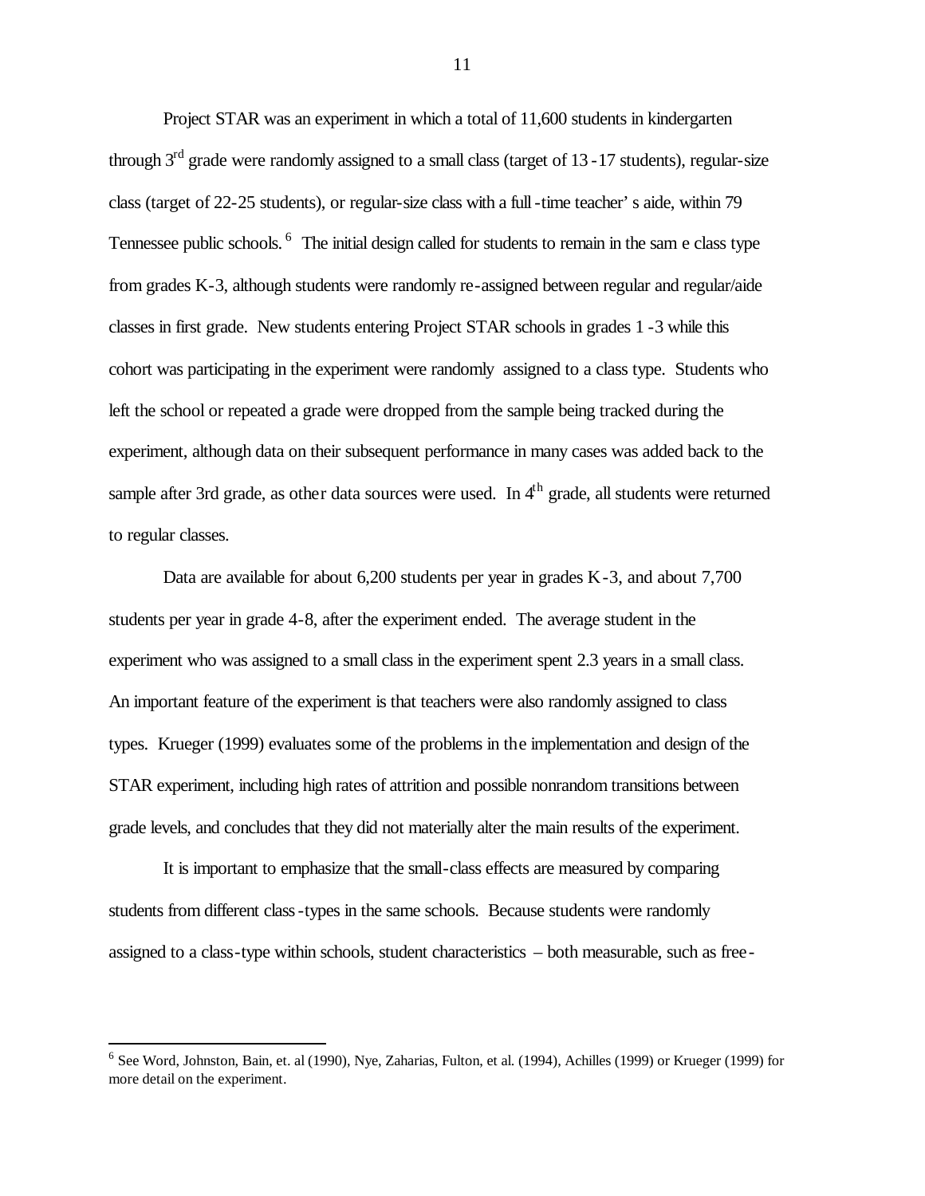Project STAR was an experiment in which a total of 11,600 students in kindergarten through 3rd grade were randomly assigned to a small class (target of 13-17 students), regular-size class (target of 22-25 students), or regular-size class with a full-time teacher's aide, within 79 Tennessee public schools.[6] The initial design called for students to remain in the same class type from grades K-3, although students were randomly re-assigned between regular and regular/aide classes in first grade. New students entering Project STAR schools in grades 1-3 while this cohort was participating in the experiment were randomly assigned to a class type. Students who left the school or repeated a grade were dropped from the sample being tracked during the experiment, although data on their subsequent performance in many cases was added back to the sample after 3rd grade, as other data sources were used. In 4th grade, all students were returned to regular classes.

Data are available for about 6,200 students per year in grades K-3, and about 7,700 students per year in grade 4-8, after the experiment ended. The average student in the experiment who was assigned to a small class in the experiment spent 2.3 years in a small class. An important feature of the experiment is that teachers were also randomly assigned to class types. Krueger (1999) evaluates some of the problems in the implementation and design of the STAR experiment, including high rates of attrition and possible nonrandom transitions between grade levels, and concludes that they did not materially alter the main results of the experiment.

It is important to emphasize that the small-class effects are measured by comparing students from different class-types in the same schools. Because students were randomly assigned to a class-type within schools, student characteristics – both measurable, such as free-

[6] See Word, Johnston, Bain, et. al (1990), Nye, Zaharias, Fulton, et al. (1994), Achilles (1999) or Krueger (1999) for more detail on the experiment.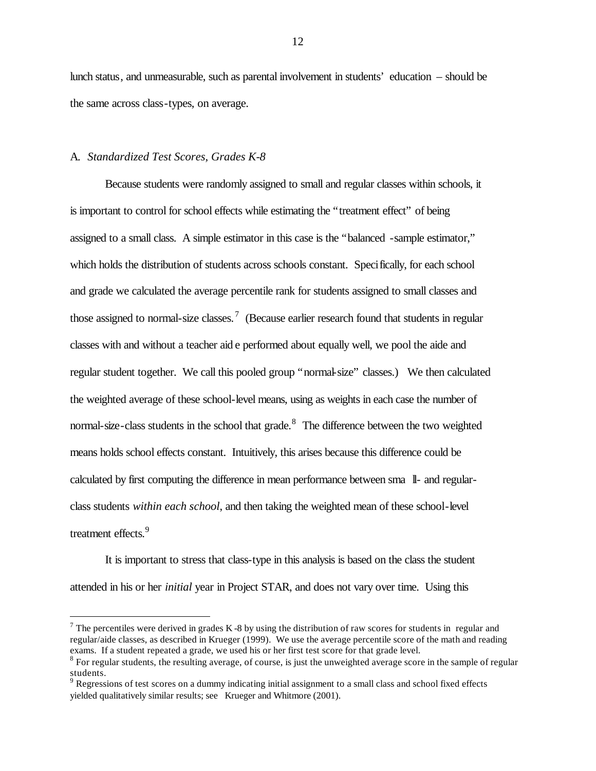lunch status, and unmeasurable, such as parental involvement in students' education – should be the same across class-types, on average.

### A. *Standardized Test Scores, Grades K-8*

Because students were randomly assigned to small and regular classes within schools, it is important to control for school effects while estimating the "treatment effect" of being assigned to a small class. A simple estimator in this case is the "balanced -sample estimator," which holds the distribution of students across schools constant. Specifically, for each school and grade we calculated the average percentile rank for students assigned to small classes and those assigned to normal-size classes.[7] (Because earlier research found that students in regular classes with and without a teacher aide performed about equally well, we pool the aide and regular student together. We call this pooled group "normal-size" classes.) We then calculated the weighted average of these school-level means, using as weights in each case the number of normal-size-class students in the school that grade.[8] The difference between the two weighted means holds school effects constant. Intuitively, this arises because this difference could be calculated by first computing the difference in mean performance between small- and regular-class students *within each school*, and then taking the weighted mean of these school-level treatment effects.[9]

It is important to stress that class-type in this analysis is based on the class the student attended in his or her *initial* year in Project STAR, and does not vary over time. Using this

---

[7] The percentiles were derived in grades K-8 by using the distribution of raw scores for students in regular and regular/aide classes, as described in Krueger (1999). We use the average percentile score of the math and reading exams. If a student repeated a grade, we used his or her first test score for that grade level.

[8] For regular students, the resulting average, of course, is just the unweighted average score in the sample of regular students.

[9] Regressions of test scores on a dummy indicating initial assignment to a small class and school fixed effects yielded qualitatively similar results; see Krueger and Whitmore (2001).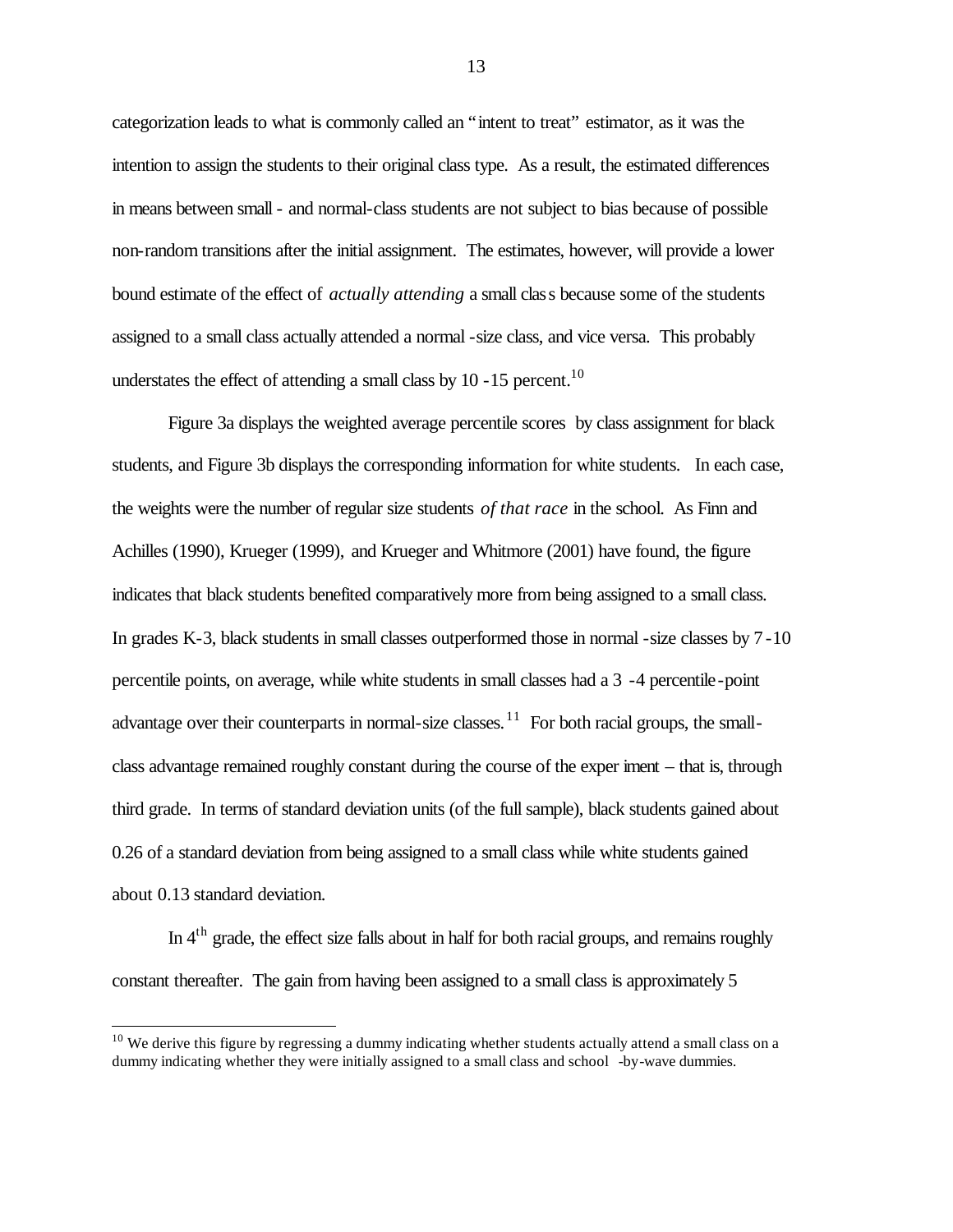categorization leads to what is commonly called an "intent to treat" estimator, as it was the intention to assign the students to their original class type. As a result, the estimated differences in means between small- and normal-class students are not subject to bias because of possible non-random transitions after the initial assignment. The estimates, however, will provide a lower bound estimate of the effect of *actually attending* a small class because some of the students assigned to a small class actually attended a normal-size class, and vice versa. This probably understates the effect of attending a small class by 10-15 percent.[10]

Figure 3a displays the weighted average percentile scores by class assignment for black students, and Figure 3b displays the corresponding information for white students. In each case, the weights were the number of regular size students *of that race* in the school. As Finn and Achilles (1990), Krueger (1999), and Krueger and Whitmore (2001) have found, the figure indicates that black students benefited comparatively more from being assigned to a small class. In grades K-3, black students in small classes outperformed those in normal-size classes by 7-10 percentile points, on average, while white students in small classes had a 3-4 percentile-point advantage over their counterparts in normal-size classes.[11] For both racial groups, the small-class advantage remained roughly constant during the course of the experiment – that is, through third grade. In terms of standard deviation units (of the full sample), black students gained about 0.26 of a standard deviation from being assigned to a small class while white students gained about 0.13 standard deviation.

In 4th grade, the effect size falls about in half for both racial groups, and remains roughly constant thereafter. The gain from having been assigned to a small class is approximately 5

[10] We derive this figure by regressing a dummy indicating whether students actually attend a small class on a dummy indicating whether they were initially assigned to a small class and school-by-wave dummies.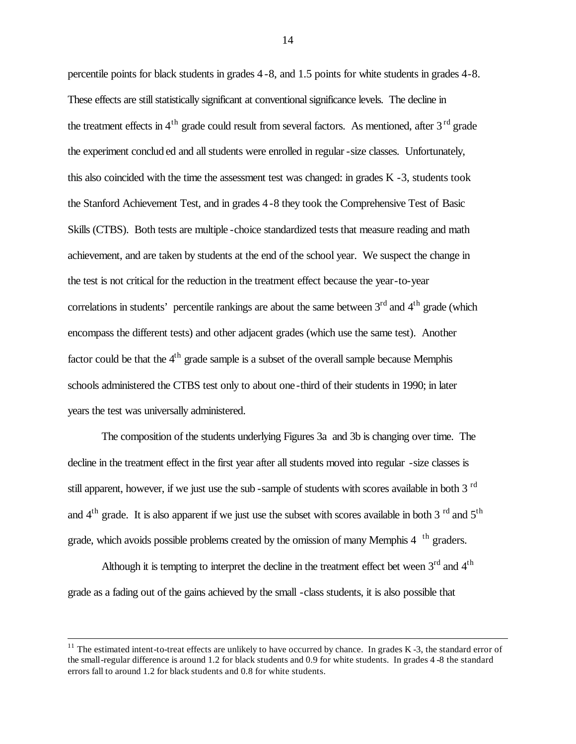percentile points for black students in grades 4-8, and 1.5 points for white students in grades 4-8. These effects are still statistically significant at conventional significance levels. The decline in the treatment effects in 4th grade could result from several factors. As mentioned, after 3rd grade the experiment concluded and all students were enrolled in regular-size classes. Unfortunately, this also coincided with the time the assessment test was changed: in grades K-3, students took the Stanford Achievement Test, and in grades 4-8 they took the Comprehensive Test of Basic Skills (CTBS). Both tests are multiple-choice standardized tests that measure reading and math achievement, and are taken by students at the end of the school year. We suspect the change in the test is not critical for the reduction in the treatment effect because the year-to-year correlations in students' percentile rankings are about the same between 3rd and 4th grade (which encompass the different tests) and other adjacent grades (which use the same test). Another factor could be that the 4th grade sample is a subset of the overall sample because Memphis schools administered the CTBS test only to about one-third of their students in 1990; in later years the test was universally administered.

The composition of the students underlying Figures 3a and 3b is changing over time. The decline in the treatment effect in the first year after all students moved into regular-size classes is still apparent, however, if we just use the sub-sample of students with scores available in both 3rd and 4th grade. It is also apparent if we just use the subset with scores available in both 3rd and 5th grade, which avoids possible problems created by the omission of many Memphis 4th graders.

Although it is tempting to interpret the decline in the treatment effect between 3rd and 4th grade as a fading out of the gains achieved by the small-class students, it is also possible that

---

[11] The estimated intent-to-treat effects are unlikely to have occurred by chance. In grades K-3, the standard error of the small-regular difference is around 1.2 for black students and 0.9 for white students. In grades 4-8 the standard errors fall to around 1.2 for black students and 0.8 for white students.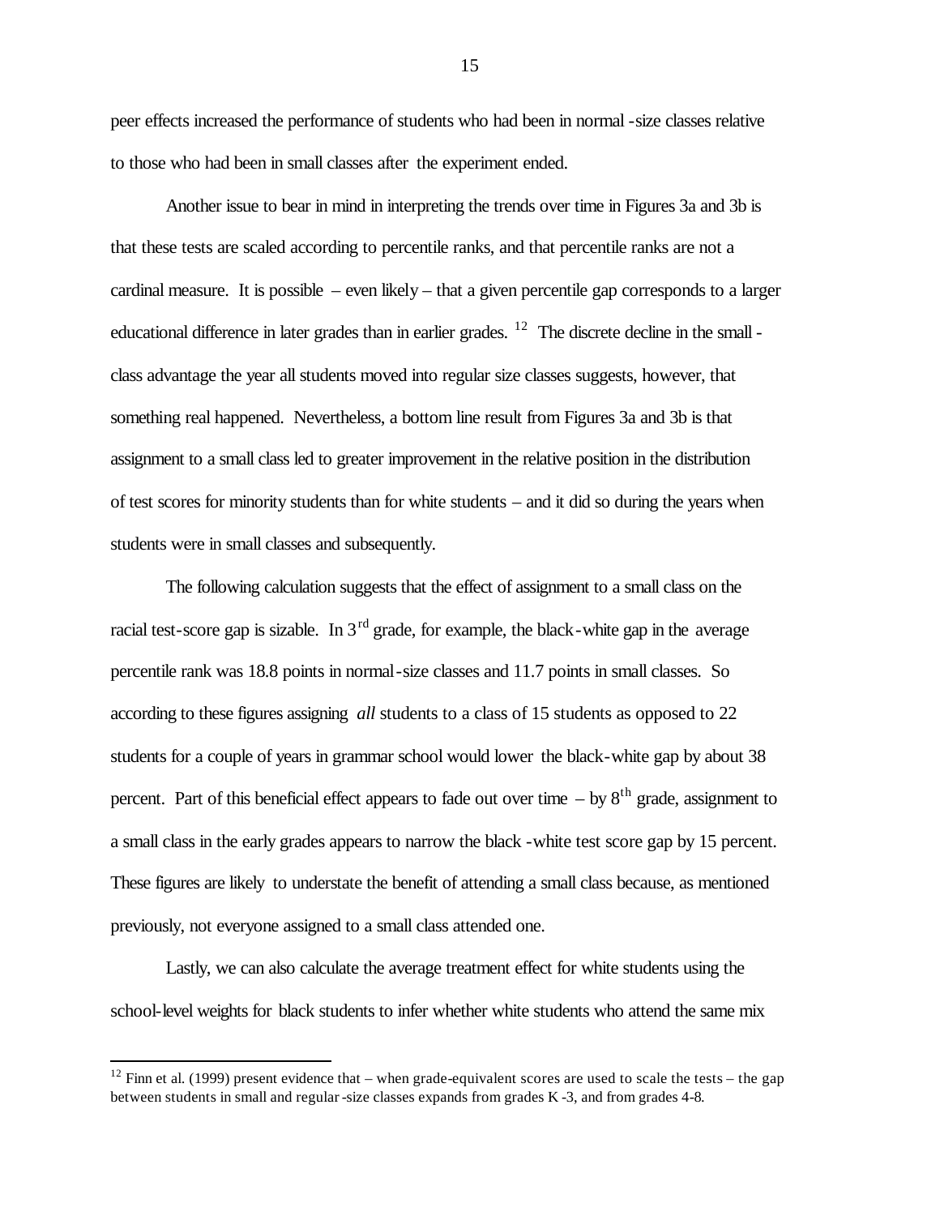peer effects increased the performance of students who had been in normal-size classes relative to those who had been in small classes after the experiment ended.

Another issue to bear in mind in interpreting the trends over time in Figures 3a and 3b is that these tests are scaled according to percentile ranks, and that percentile ranks are not a cardinal measure. It is possible – even likely – that a given percentile gap corresponds to a larger educational difference in later grades than in earlier grades. [12] The discrete decline in the small-class advantage the year all students moved into regular size classes suggests, however, that something real happened. Nevertheless, a bottom line result from Figures 3a and 3b is that assignment to a small class led to greater improvement in the relative position in the distribution of test scores for minority students than for white students – and it did so during the years when students were in small classes and subsequently.

The following calculation suggests that the effect of assignment to a small class on the racial test-score gap is sizable. In 3rd grade, for example, the black-white gap in the average percentile rank was 18.8 points in normal-size classes and 11.7 points in small classes. So according to these figures assigning *all* students to a class of 15 students as opposed to 22 students for a couple of years in grammar school would lower the black-white gap by about 38 percent. Part of this beneficial effect appears to fade out over time – by 8th grade, assignment to a small class in the early grades appears to narrow the black-white test score gap by 15 percent. These figures are likely to understate the benefit of attending a small class because, as mentioned previously, not everyone assigned to a small class attended one.

Lastly, we can also calculate the average treatment effect for white students using the school-level weights for black students to infer whether white students who attend the same mix

[12] Finn et al. (1999) present evidence that – when grade-equivalent scores are used to scale the tests – the gap between students in small and regular-size classes expands from grades K-3, and from grades 4-8.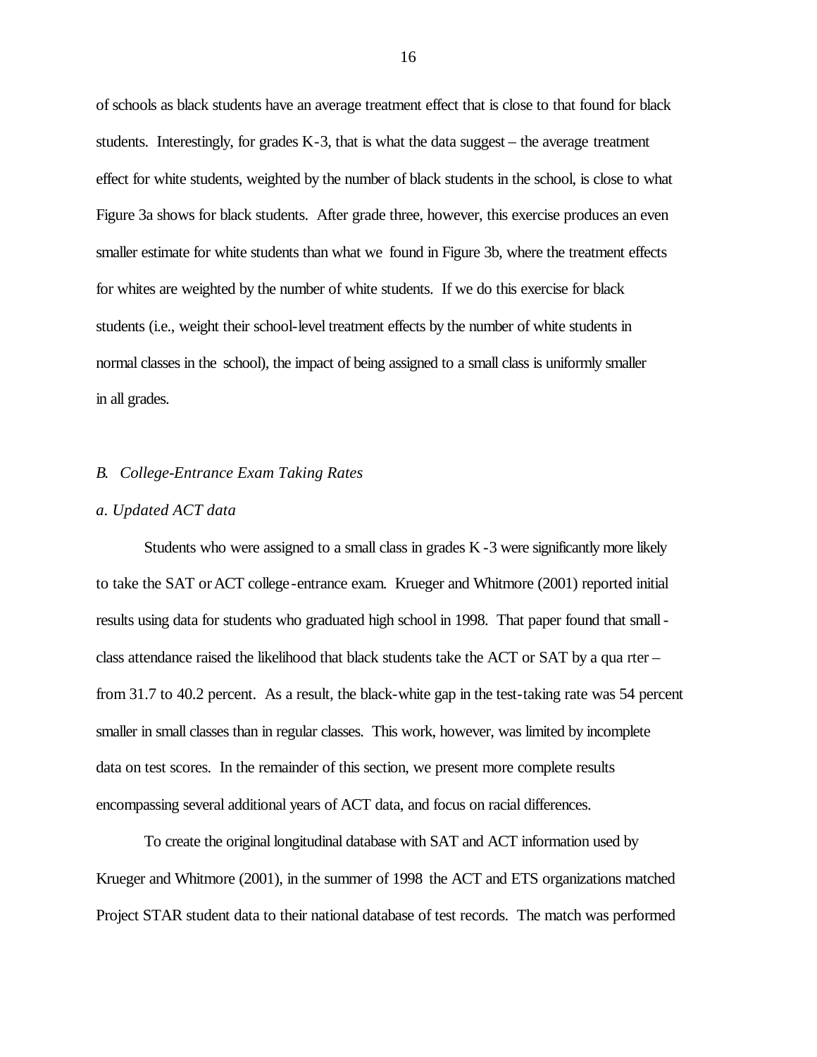of schools as black students have an average treatment effect that is close to that found for black students. Interestingly, for grades K-3, that is what the data suggest – the average treatment effect for white students, weighted by the number of black students in the school, is close to what Figure 3a shows for black students. After grade three, however, this exercise produces an even smaller estimate for white students than what we found in Figure 3b, where the treatment effects for whites are weighted by the number of white students. If we do this exercise for black students (i.e., weight their school-level treatment effects by the number of white students in normal classes in the school), the impact of being assigned to a small class is uniformly smaller in all grades.

### *B. College-Entrance Exam Taking Rates*

#### *a. Updated ACT data*

Students who were assigned to a small class in grades K-3 were significantly more likely to take the SAT or ACT college-entrance exam. Krueger and Whitmore (2001) reported initial results using data for students who graduated high school in 1998. That paper found that small-class attendance raised the likelihood that black students take the ACT or SAT by a quarter – from 31.7 to 40.2 percent. As a result, the black-white gap in the test-taking rate was 54 percent smaller in small classes than in regular classes. This work, however, was limited by incomplete data on test scores. In the remainder of this section, we present more complete results encompassing several additional years of ACT data, and focus on racial differences.

To create the original longitudinal database with SAT and ACT information used by Krueger and Whitmore (2001), in the summer of 1998 the ACT and ETS organizations matched Project STAR student data to their national database of test records. The match was performed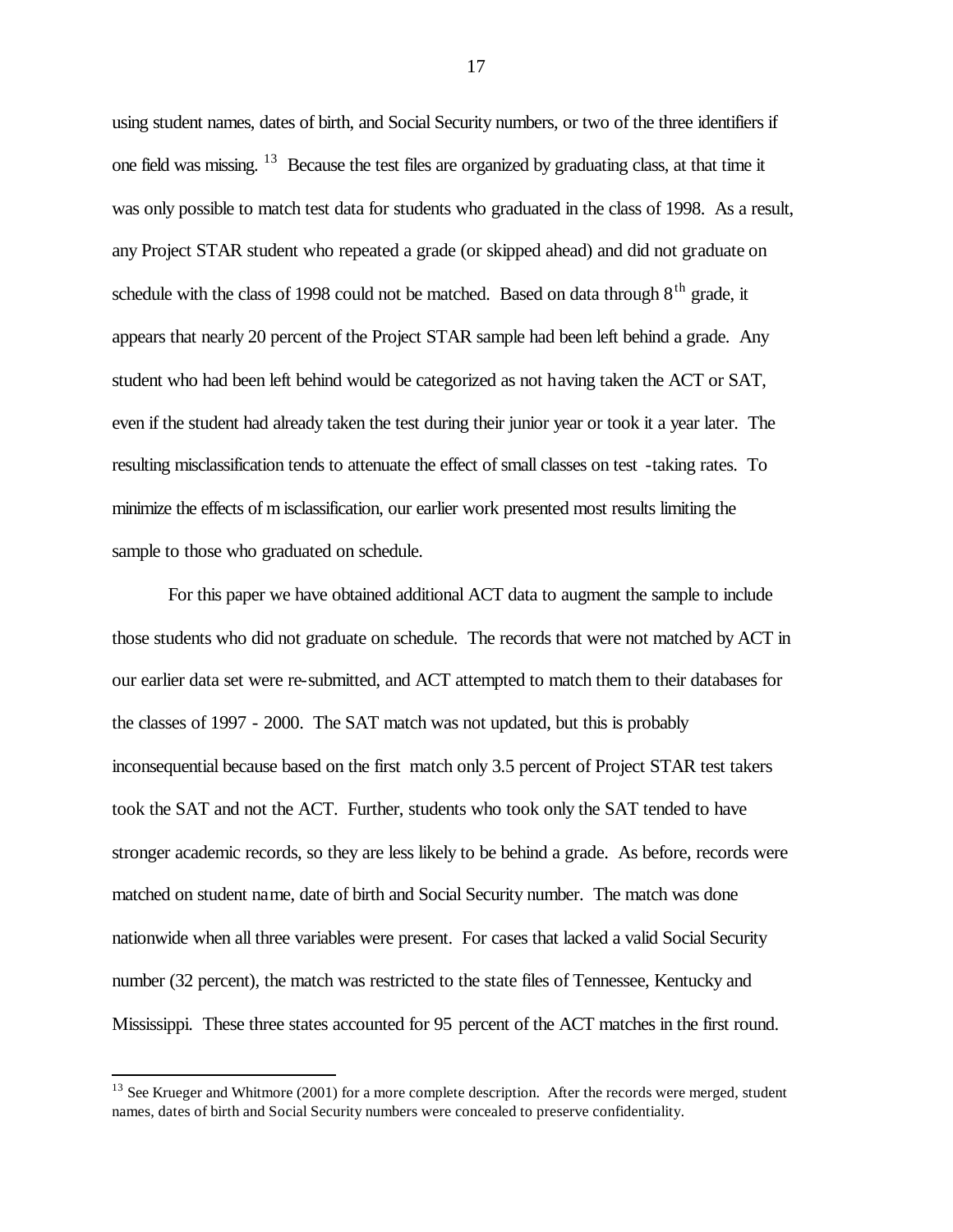using student names, dates of birth, and Social Security numbers, or two of the three identifiers if one field was missing. [13] Because the test files are organized by graduating class, at that time it was only possible to match test data for students who graduated in the class of 1998. As a result, any Project STAR student who repeated a grade (or skipped ahead) and did not graduate on schedule with the class of 1998 could not be matched. Based on data through 8th grade, it appears that nearly 20 percent of the Project STAR sample had been left behind a grade. Any student who had been left behind would be categorized as not having taken the ACT or SAT, even if the student had already taken the test during their junior year or took it a year later. The resulting misclassification tends to attenuate the effect of small classes on test-taking rates. To minimize the effects of misclassification, our earlier work presented most results limiting the sample to those who graduated on schedule.

For this paper we have obtained additional ACT data to augment the sample to include those students who did not graduate on schedule. The records that were not matched by ACT in our earlier data set were re-submitted, and ACT attempted to match them to their databases for the classes of 1997 - 2000. The SAT match was not updated, but this is probably inconsequential because based on the first match only 3.5 percent of Project STAR test takers took the SAT and not the ACT. Further, students who took only the SAT tended to have stronger academic records, so they are less likely to be behind a grade. As before, records were matched on student name, date of birth and Social Security number. The match was done nationwide when all three variables were present. For cases that lacked a valid Social Security number (32 percent), the match was restricted to the state files of Tennessee, Kentucky and Mississippi. These three states accounted for 95 percent of the ACT matches in the first round.

---

[13] See Krueger and Whitmore (2001) for a more complete description. After the records were merged, student names, dates of birth and Social Security numbers were concealed to preserve confidentiality.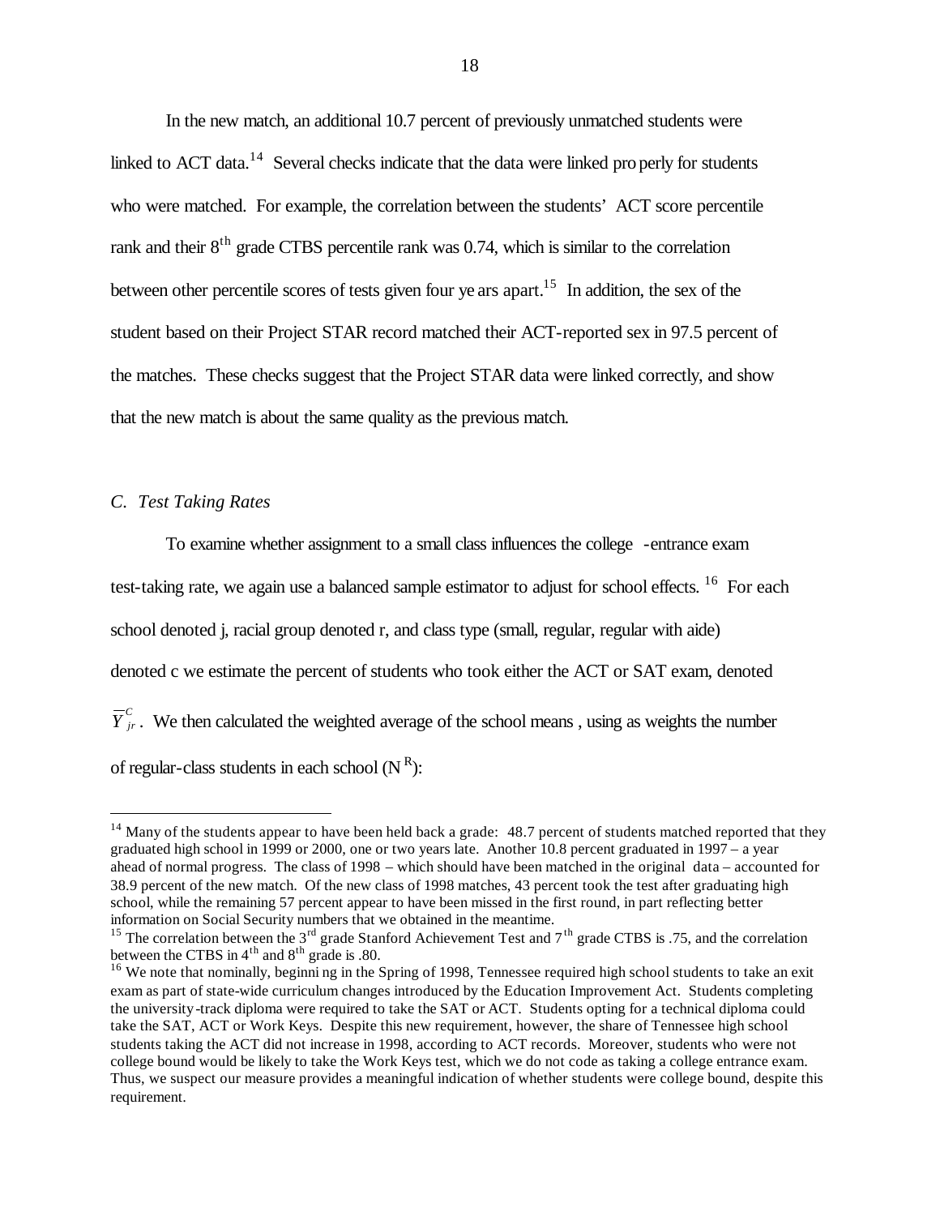In the new match, an additional 10.7 percent of previously unmatched students were linked to ACT data.[14] Several checks indicate that the data were linked properly for students who were matched. For example, the correlation between the students' ACT score percentile rank and their 8th grade CTBS percentile rank was 0.74, which is similar to the correlation between other percentile scores of tests given four years apart.[15] In addition, the sex of the student based on their Project STAR record matched their ACT-reported sex in 97.5 percent of the matches. These checks suggest that the Project STAR data were linked correctly, and show that the new match is about the same quality as the previous match.

### *C. Test Taking Rates*

To examine whether assignment to a small class influences the college-entrance exam test-taking rate, we again use a balanced sample estimator to adjust for school effects.[16] For each school denoted j, racial group denoted r, and class type (small, regular, regular with aide) denoted c we estimate the percent of students who took either the ACT or SAT exam, denoted $\overline{Y}_{jr}^{C}$. We then calculated the weighted average of the school means, using as weights the number of regular-class students in each school ($N^R$):

---

[14] Many of the students appear to have been held back a grade: 48.7 percent of students matched reported that they graduated high school in 1999 or 2000, one or two years late. Another 10.8 percent graduated in 1997 – a year ahead of normal progress. The class of 1998 – which should have been matched in the original data – accounted for 38.9 percent of the new match. Of the new class of 1998 matches, 43 percent took the test after graduating high school, while the remaining 57 percent appear to have been missed in the first round, in part reflecting better information on Social Security numbers that we obtained in the meantime.

[15] The correlation between the 3rd grade Stanford Achievement Test and 7th grade CTBS is .75, and the correlation between the CTBS in 4th and 8th grade is .80.

[16] We note that nominally, beginning in the Spring of 1998, Tennessee required high school students to take an exit exam as part of state-wide curriculum changes introduced by the Education Improvement Act. Students completing the university-track diploma were required to take the SAT or ACT. Students opting for a technical diploma could take the SAT, ACT or Work Keys. Despite this new requirement, however, the share of Tennessee high school students taking the ACT did not increase in 1998, according to ACT records. Moreover, students who were not college bound would be likely to take the Work Keys test, which we do not code as taking a college entrance exam. Thus, we suspect our measure provides a meaningful indication of whether students were college bound, despite this requirement.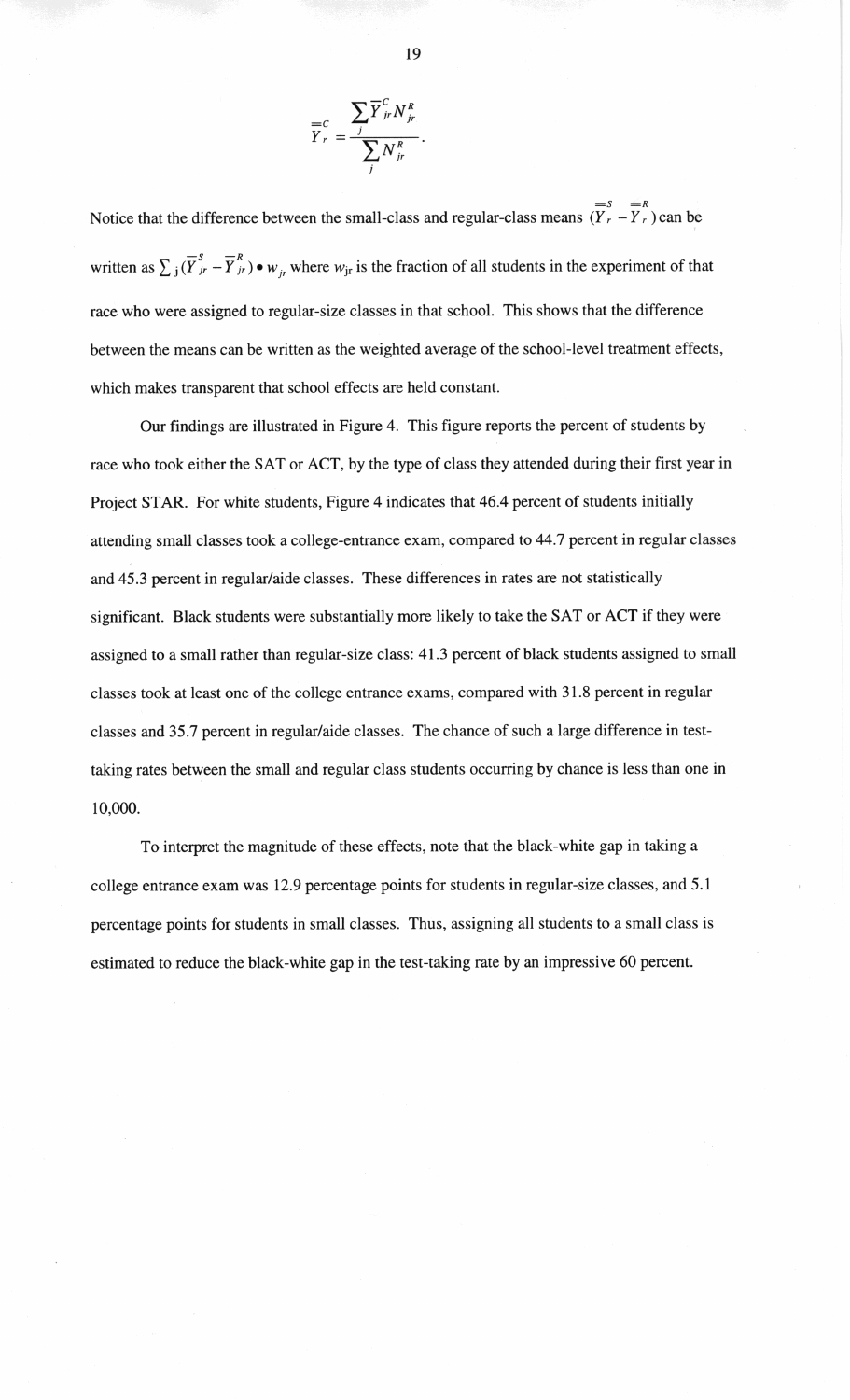$$\overline{\overline{Y}}_r^{\,C} = \frac{\sum_j \overline{Y}_{jr}^{\,C} N_{jr}^R}{\sum_j N_{jr}^R}.$$

Notice that the difference between the small-class and regular-class means $(\overline{\overline{Y}}_r^{\,S} - \overline{\overline{Y}}_r^{\,R})$ can be written as $\sum_j (\overline{Y}_{jr}^{\,S} - \overline{Y}_{jr}^{\,R}) \bullet w_{jr}$ where $w_{jr}$ is the fraction of all students in the experiment of that race who were assigned to regular-size classes in that school. This shows that the difference between the means can be written as the weighted average of the school-level treatment effects, which makes transparent that school effects are held constant.

Our findings are illustrated in Figure 4. This figure reports the percent of students by race who took either the SAT or ACT, by the type of class they attended during their first year in Project STAR. For white students, Figure 4 indicates that 46.4 percent of students initially attending small classes took a college-entrance exam, compared to 44.7 percent in regular classes and 45.3 percent in regular/aide classes. These differences in rates are not statistically significant. Black students were substantially more likely to take the SAT or ACT if they were assigned to a small rather than regular-size class: 41.3 percent of black students assigned to small classes took at least one of the college entrance exams, compared with 31.8 percent in regular classes and 35.7 percent in regular/aide classes. The chance of such a large difference in test-taking rates between the small and regular class students occurring by chance is less than one in 10,000.

To interpret the magnitude of these effects, note that the black-white gap in taking a college entrance exam was 12.9 percentage points for students in regular-size classes, and 5.1 percentage points for students in small classes. Thus, assigning all students to a small class is estimated to reduce the black-white gap in the test-taking rate by an impressive 60 percent.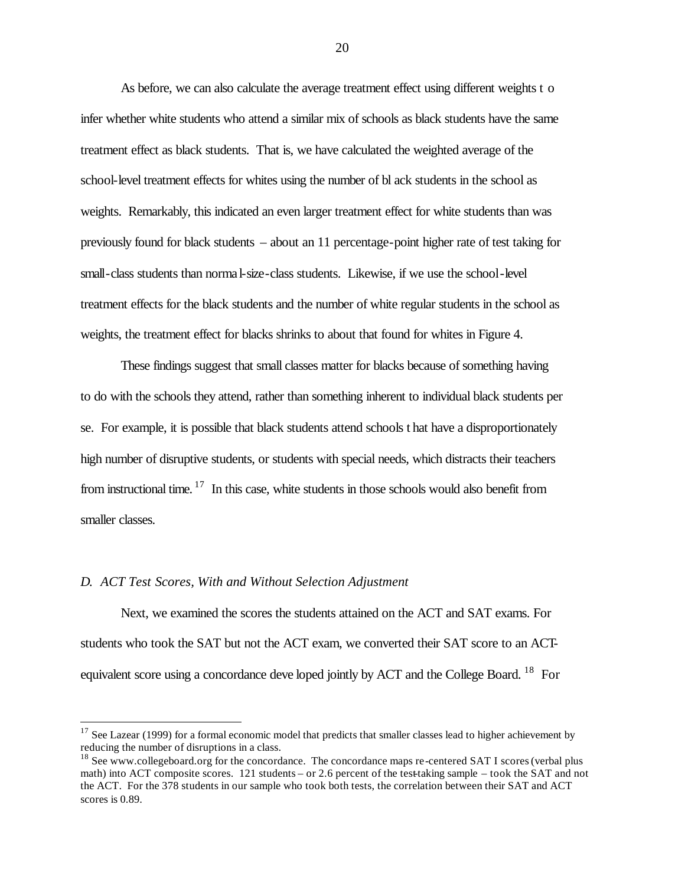As before, we can also calculate the average treatment effect using different weights to infer whether white students who attend a similar mix of schools as black students have the same treatment effect as black students. That is, we have calculated the weighted average of the school-level treatment effects for whites using the number of black students in the school as weights. Remarkably, this indicated an even larger treatment effect for white students than was previously found for black students – about an 11 percentage-point higher rate of test taking for small-class students than normal-size-class students. Likewise, if we use the school-level treatment effects for the black students and the number of white regular students in the school as weights, the treatment effect for blacks shrinks to about that found for whites in Figure 4.

These findings suggest that small classes matter for blacks because of something having to do with the schools they attend, rather than something inherent to individual black students per se. For example, it is possible that black students attend schools that have a disproportionately high number of disruptive students, or students with special needs, which distracts their teachers from instructional time. [17] In this case, white students in those schools would also benefit from smaller classes.

### *D. ACT Test Scores, With and Without Selection Adjustment*

Next, we examined the scores the students attained on the ACT and SAT exams. For students who took the SAT but not the ACT exam, we converted their SAT score to an ACT-equivalent score using a concordance developed jointly by ACT and the College Board. [18] For

---

[17] See Lazear (1999) for a formal economic model that predicts that smaller classes lead to higher achievement by reducing the number of disruptions in a class.

[18] See www.collegeboard.org for the concordance. The concordance maps re-centered SAT I scores (verbal plus math) into ACT composite scores. 121 students – or 2.6 percent of the test-taking sample – took the SAT and not the ACT. For the 378 students in our sample who took both tests, the correlation between their SAT and ACT scores is 0.89.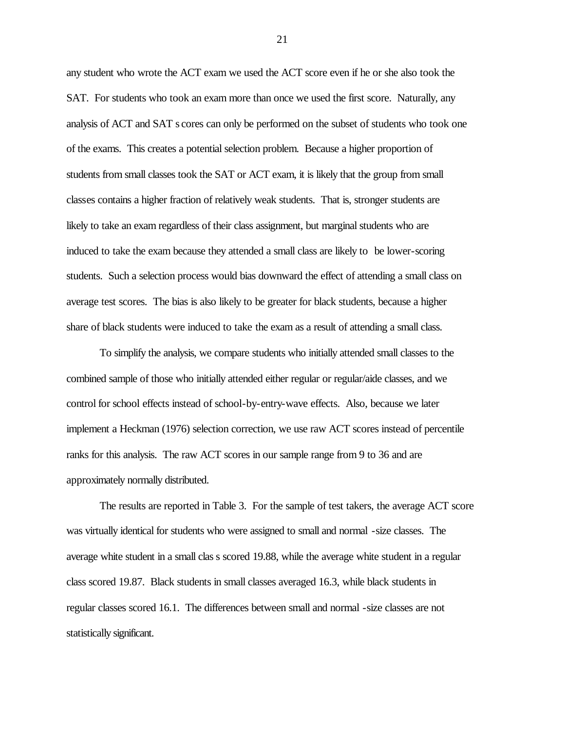any student who wrote the ACT exam we used the ACT score even if he or she also took the SAT. For students who took an exam more than once we used the first score. Naturally, any analysis of ACT and SAT scores can only be performed on the subset of students who took one of the exams. This creates a potential selection problem. Because a higher proportion of students from small classes took the SAT or ACT exam, it is likely that the group from small classes contains a higher fraction of relatively weak students. That is, stronger students are likely to take an exam regardless of their class assignment, but marginal students who are induced to take the exam because they attended a small class are likely to be lower-scoring students. Such a selection process would bias downward the effect of attending a small class on average test scores. The bias is also likely to be greater for black students, because a higher share of black students were induced to take the exam as a result of attending a small class.

To simplify the analysis, we compare students who initially attended small classes to the combined sample of those who initially attended either regular or regular/aide classes, and we control for school effects instead of school-by-entry-wave effects. Also, because we later implement a Heckman (1976) selection correction, we use raw ACT scores instead of percentile ranks for this analysis. The raw ACT scores in our sample range from 9 to 36 and are approximately normally distributed.

The results are reported in Table 3. For the sample of test takers, the average ACT score was virtually identical for students who were assigned to small and normal-size classes. The average white student in a small class scored 19.88, while the average white student in a regular class scored 19.87. Black students in small classes averaged 16.3, while black students in regular classes scored 16.1. The differences between small and normal-size classes are not statistically significant.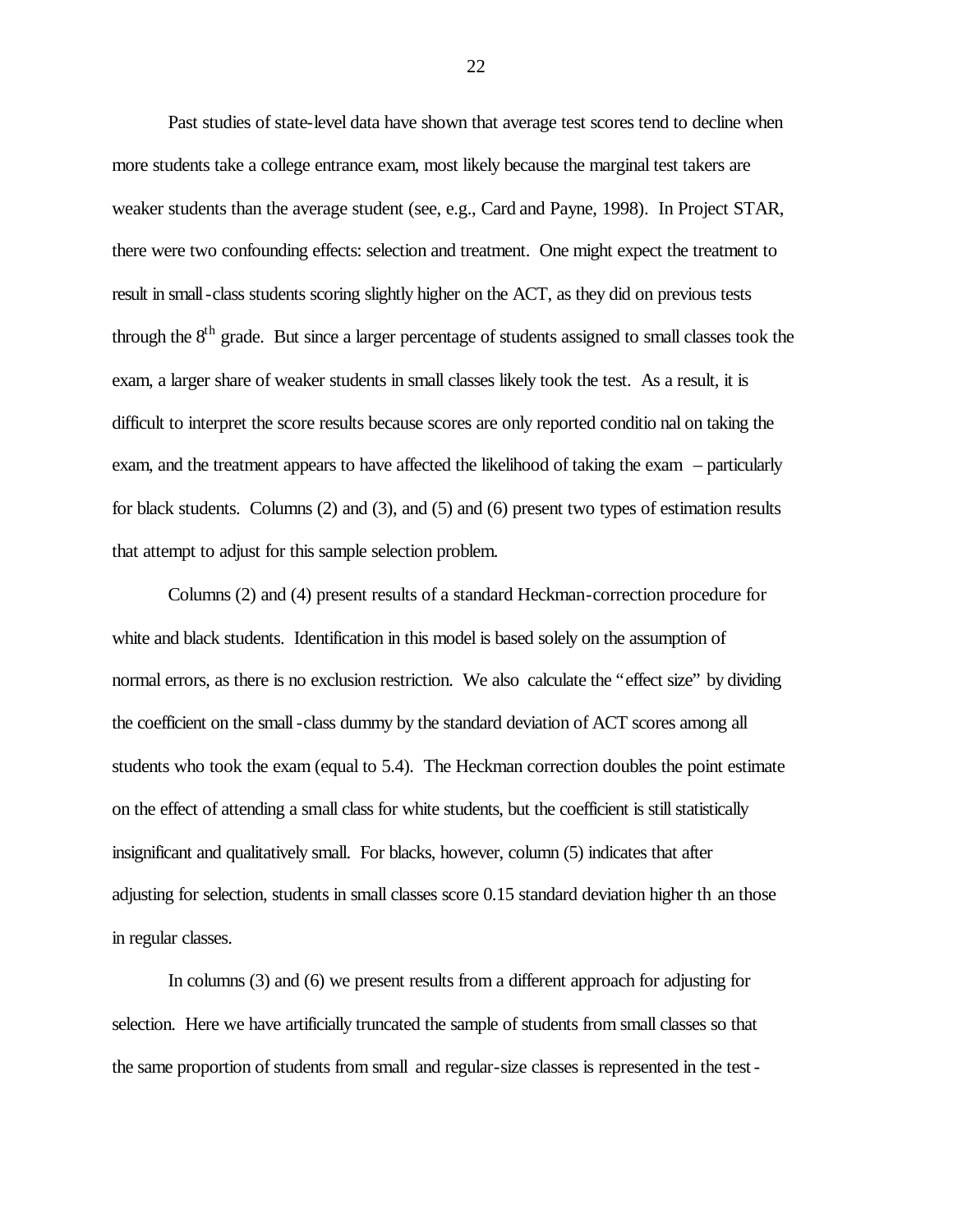Past studies of state-level data have shown that average test scores tend to decline when more students take a college entrance exam, most likely because the marginal test takers are weaker students than the average student (see, e.g., Card and Payne, 1998). In Project STAR, there were two confounding effects: selection and treatment. One might expect the treatment to result in small-class students scoring slightly higher on the ACT, as they did on previous tests through the 8th grade. But since a larger percentage of students assigned to small classes took the exam, a larger share of weaker students in small classes likely took the test. As a result, it is difficult to interpret the score results because scores are only reported conditional on taking the exam, and the treatment appears to have affected the likelihood of taking the exam – particularly for black students. Columns (2) and (3), and (5) and (6) present two types of estimation results that attempt to adjust for this sample selection problem.

Columns (2) and (4) present results of a standard Heckman-correction procedure for white and black students. Identification in this model is based solely on the assumption of normal errors, as there is no exclusion restriction. We also calculate the "effect size" by dividing the coefficient on the small-class dummy by the standard deviation of ACT scores among all students who took the exam (equal to 5.4). The Heckman correction doubles the point estimate on the effect of attending a small class for white students, but the coefficient is still statistically insignificant and qualitatively small. For blacks, however, column (5) indicates that after adjusting for selection, students in small classes score 0.15 standard deviation higher than those in regular classes.

In columns (3) and (6) we present results from a different approach for adjusting for selection. Here we have artificially truncated the sample of students from small classes so that the same proportion of students from small and regular-size classes is represented in the test-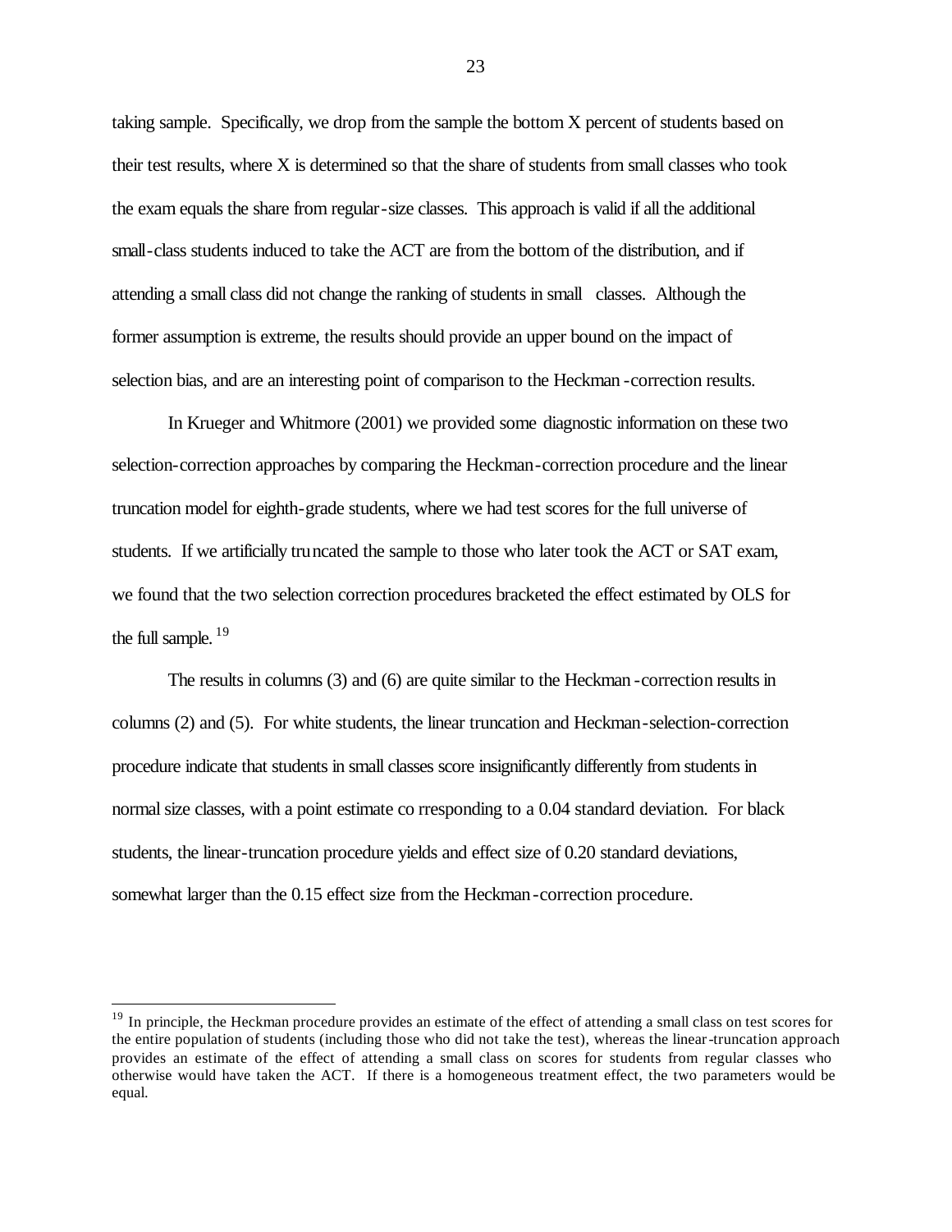taking sample. Specifically, we drop from the sample the bottom X percent of students based on their test results, where X is determined so that the share of students from small classes who took the exam equals the share from regular-size classes. This approach is valid if all the additional small-class students induced to take the ACT are from the bottom of the distribution, and if attending a small class did not change the ranking of students in small classes. Although the former assumption is extreme, the results should provide an upper bound on the impact of selection bias, and are an interesting point of comparison to the Heckman-correction results.

In Krueger and Whitmore (2001) we provided some diagnostic information on these two selection-correction approaches by comparing the Heckman-correction procedure and the linear truncation model for eighth-grade students, where we had test scores for the full universe of students. If we artificially truncated the sample to those who later took the ACT or SAT exam, we found that the two selection correction procedures bracketed the effect estimated by OLS for the full sample.[19]

The results in columns (3) and (6) are quite similar to the Heckman-correction results in columns (2) and (5). For white students, the linear truncation and Heckman-selection-correction procedure indicate that students in small classes score insignificantly differently from students in normal size classes, with a point estimate corresponding to a 0.04 standard deviation. For black students, the linear-truncation procedure yields and effect size of 0.20 standard deviations, somewhat larger than the 0.15 effect size from the Heckman-correction procedure.

---

[19] In principle, the Heckman procedure provides an estimate of the effect of attending a small class on test scores for the entire population of students (including those who did not take the test), whereas the linear-truncation approach provides an estimate of the effect of attending a small class on scores for students from regular classes who otherwise would have taken the ACT. If there is a homogeneous treatment effect, the two parameters would be equal.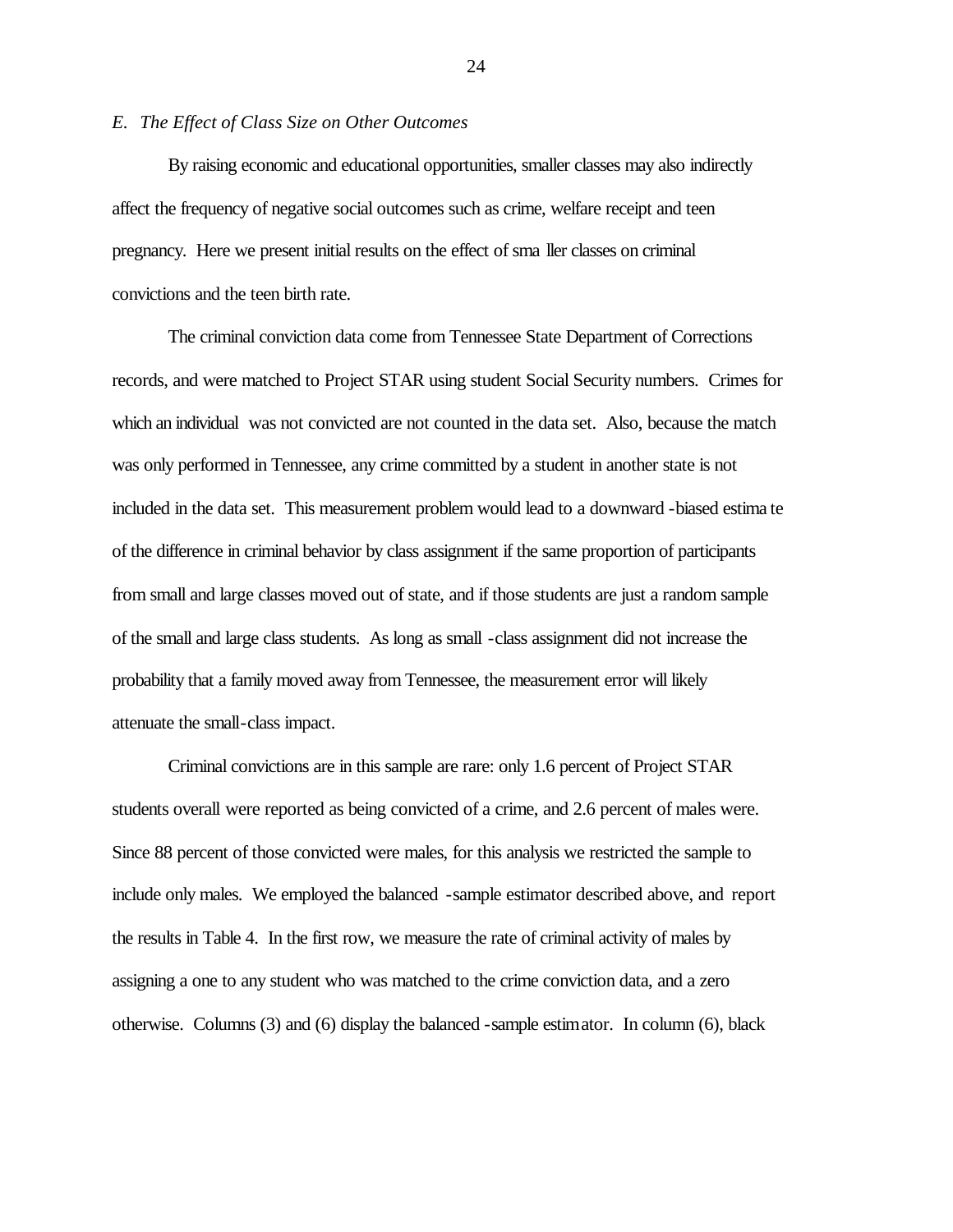*E. The Effect of Class Size on Other Outcomes*

By raising economic and educational opportunities, smaller classes may also indirectly affect the frequency of negative social outcomes such as crime, welfare receipt and teen pregnancy. Here we present initial results on the effect of smaller classes on criminal convictions and the teen birth rate.

The criminal conviction data come from Tennessee State Department of Corrections records, and were matched to Project STAR using student Social Security numbers. Crimes for which an individual was not convicted are not counted in the data set. Also, because the match was only performed in Tennessee, any crime committed by a student in another state is not included in the data set. This measurement problem would lead to a downward-biased estimate of the difference in criminal behavior by class assignment if the same proportion of participants from small and large classes moved out of state, and if those students are just a random sample of the small and large class students. As long as small-class assignment did not increase the probability that a family moved away from Tennessee, the measurement error will likely attenuate the small-class impact.

Criminal convictions are in this sample are rare: only 1.6 percent of Project STAR students overall were reported as being convicted of a crime, and 2.6 percent of males were. Since 88 percent of those convicted were males, for this analysis we restricted the sample to include only males. We employed the balanced-sample estimator described above, and report the results in Table 4. In the first row, we measure the rate of criminal activity of males by assigning a one to any student who was matched to the crime conviction data, and a zero otherwise. Columns (3) and (6) display the balanced-sample estimator. In column (6), black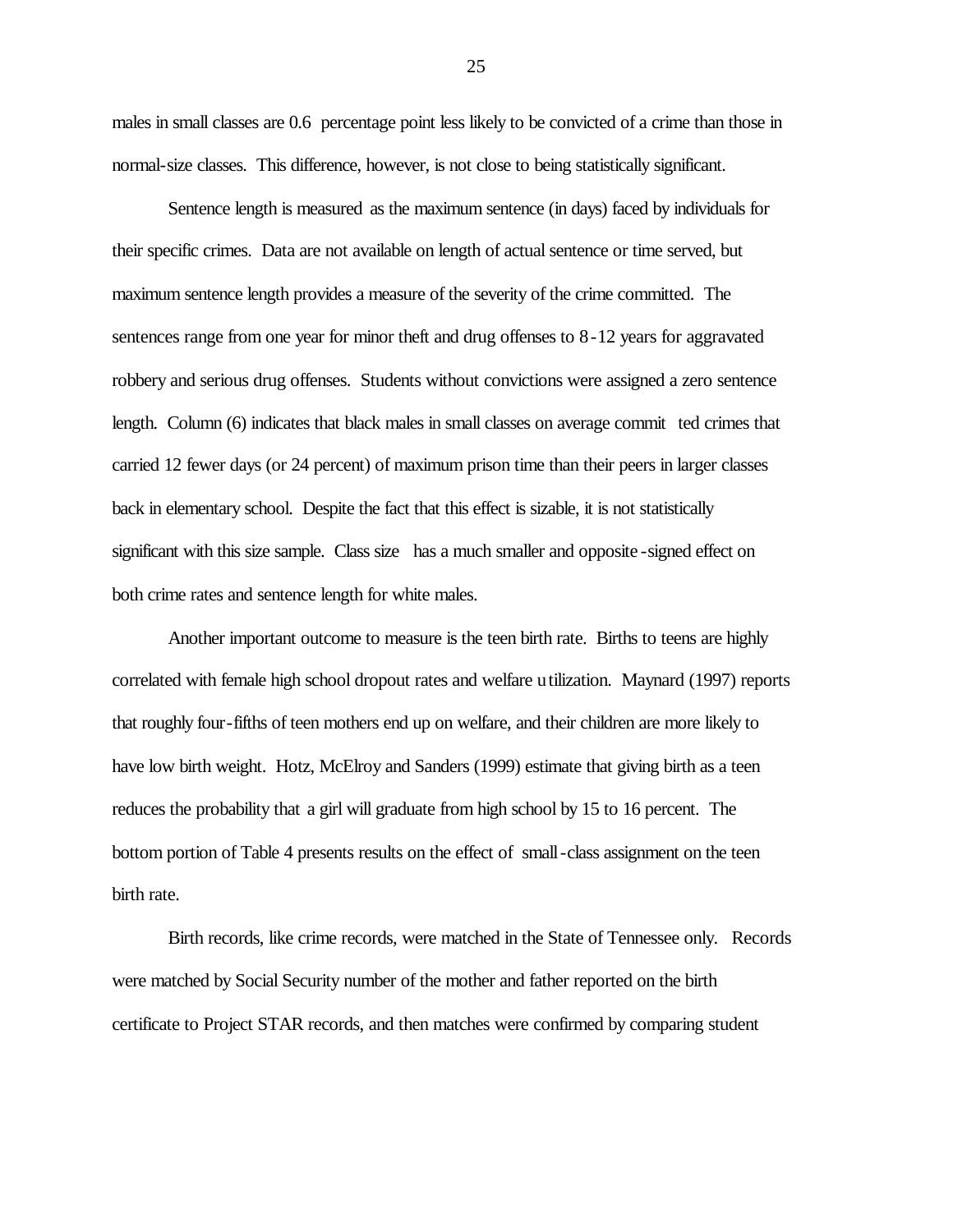males in small classes are 0.6 percentage point less likely to be convicted of a crime than those in normal-size classes. This difference, however, is not close to being statistically significant.

Sentence length is measured as the maximum sentence (in days) faced by individuals for their specific crimes. Data are not available on length of actual sentence or time served, but maximum sentence length provides a measure of the severity of the crime committed. The sentences range from one year for minor theft and drug offenses to 8-12 years for aggravated robbery and serious drug offenses. Students without convictions were assigned a zero sentence length. Column (6) indicates that black males in small classes on average committed crimes that carried 12 fewer days (or 24 percent) of maximum prison time than their peers in larger classes back in elementary school. Despite the fact that this effect is sizable, it is not statistically significant with this size sample. Class size has a much smaller and opposite-signed effect on both crime rates and sentence length for white males.

Another important outcome to measure is the teen birth rate. Births to teens are highly correlated with female high school dropout rates and welfare utilization. Maynard (1997) reports that roughly four-fifths of teen mothers end up on welfare, and their children are more likely to have low birth weight. Hotz, McElroy and Sanders (1999) estimate that giving birth as a teen reduces the probability that a girl will graduate from high school by 15 to 16 percent. The bottom portion of Table 4 presents results on the effect of small-class assignment on the teen birth rate.

Birth records, like crime records, were matched in the State of Tennessee only. Records were matched by Social Security number of the mother and father reported on the birth certificate to Project STAR records, and then matches were confirmed by comparing student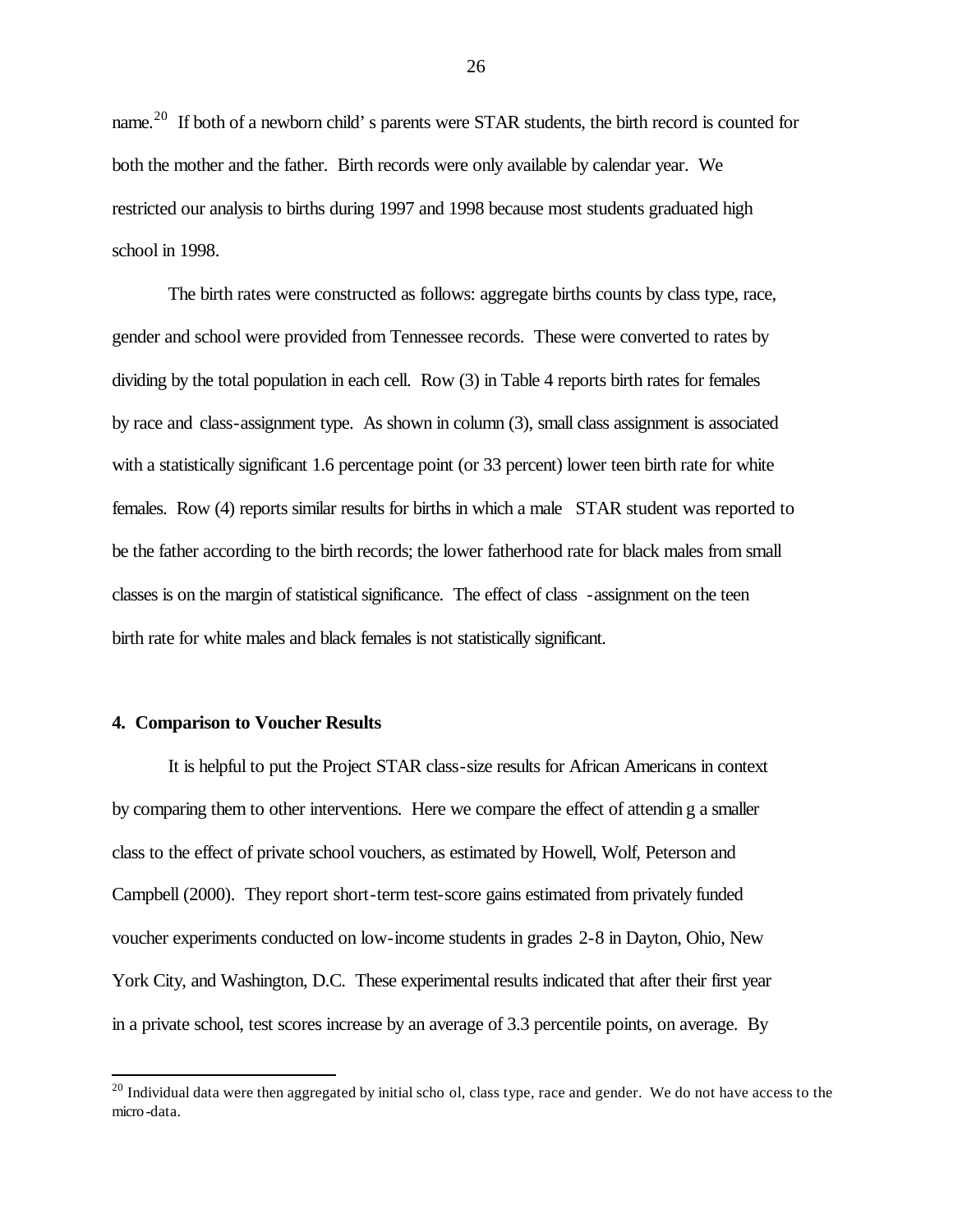name.[20] If both of a newborn child's parents were STAR students, the birth record is counted for both the mother and the father. Birth records were only available by calendar year. We restricted our analysis to births during 1997 and 1998 because most students graduated high school in 1998.

The birth rates were constructed as follows: aggregate births counts by class type, race, gender and school were provided from Tennessee records. These were converted to rates by dividing by the total population in each cell. Row (3) in Table 4 reports birth rates for females by race and class-assignment type. As shown in column (3), small class assignment is associated with a statistically significant 1.6 percentage point (or 33 percent) lower teen birth rate for white females. Row (4) reports similar results for births in which a male STAR student was reported to be the father according to the birth records; the lower fatherhood rate for black males from small classes is on the margin of statistical significance. The effect of class-assignment on the teen birth rate for white males and black females is not statistically significant.

## 4. Comparison to Voucher Results

It is helpful to put the Project STAR class-size results for African Americans in context by comparing them to other interventions. Here we compare the effect of attending a smaller class to the effect of private school vouchers, as estimated by Howell, Wolf, Peterson and Campbell (2000). They report short-term test-score gains estimated from privately funded voucher experiments conducted on low-income students in grades 2-8 in Dayton, Ohio, New York City, and Washington, D.C. These experimental results indicated that after their first year in a private school, test scores increase by an average of 3.3 percentile points, on average. By

[20] Individual data were then aggregated by initial school, class type, race and gender. We do not have access to the micro-data.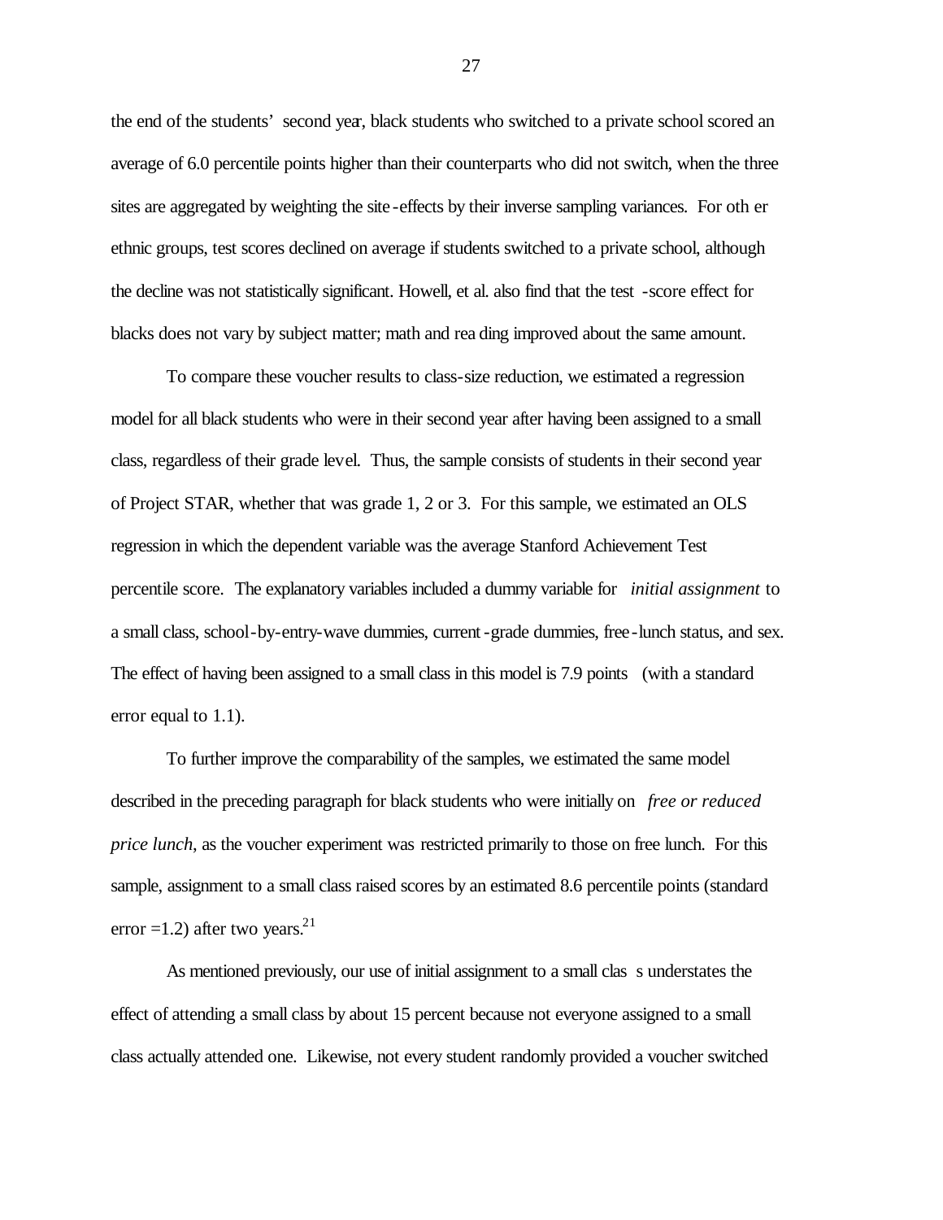the end of the students' second year, black students who switched to a private school scored an average of 6.0 percentile points higher than their counterparts who did not switch, when the three sites are aggregated by weighting the site-effects by their inverse sampling variances. For other ethnic groups, test scores declined on average if students switched to a private school, although the decline was not statistically significant. Howell, et al. also find that the test-score effect for blacks does not vary by subject matter; math and reading improved about the same amount.

To compare these voucher results to class-size reduction, we estimated a regression model for all black students who were in their second year after having been assigned to a small class, regardless of their grade level. Thus, the sample consists of students in their second year of Project STAR, whether that was grade 1, 2 or 3. For this sample, we estimated an OLS regression in which the dependent variable was the average Stanford Achievement Test percentile score. The explanatory variables included a dummy variable for *initial assignment* to a small class, school-by-entry-wave dummies, current-grade dummies, free-lunch status, and sex. The effect of having been assigned to a small class in this model is 7.9 points (with a standard error equal to 1.1).

To further improve the comparability of the samples, we estimated the same model described in the preceding paragraph for black students who were initially on *free or reduced price lunch*, as the voucher experiment was restricted primarily to those on free lunch. For this sample, assignment to a small class raised scores by an estimated 8.6 percentile points (standard error =1.2) after two years.[21]

As mentioned previously, our use of initial assignment to a small class understates the effect of attending a small class by about 15 percent because not everyone assigned to a small class actually attended one. Likewise, not every student randomly provided a voucher switched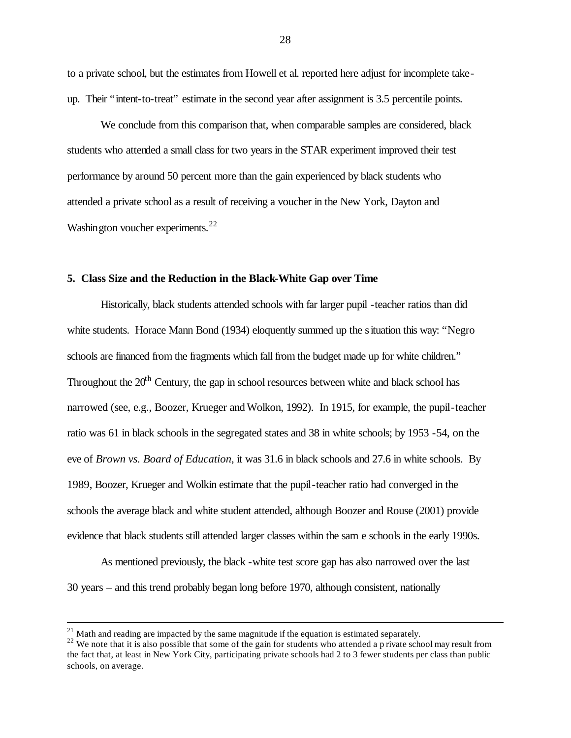to a private school, but the estimates from Howell et al. reported here adjust for incomplete take-up. Their "intent-to-treat" estimate in the second year after assignment is 3.5 percentile points.

We conclude from this comparison that, when comparable samples are considered, black students who attended a small class for two years in the STAR experiment improved their test performance by around 50 percent more than the gain experienced by black students who attended a private school as a result of receiving a voucher in the New York, Dayton and Washington voucher experiments.[22]

### 5. Class Size and the Reduction in the Black-White Gap over Time

Historically, black students attended schools with far larger pupil-teacher ratios than did white students. Horace Mann Bond (1934) eloquently summed up the situation this way: "Negro schools are financed from the fragments which fall from the budget made up for white children." Throughout the 20th Century, the gap in school resources between white and black school has narrowed (see, e.g., Boozer, Krueger and Wolkon, 1992). In 1915, for example, the pupil-teacher ratio was 61 in black schools in the segregated states and 38 in white schools; by 1953-54, on the eve of *Brown vs. Board of Education*, it was 31.6 in black schools and 27.6 in white schools. By 1989, Boozer, Krueger and Wolkin estimate that the pupil-teacher ratio had converged in the schools the average black and white student attended, although Boozer and Rouse (2001) provide evidence that black students still attended larger classes within the same schools in the early 1990s.

As mentioned previously, the black-white test score gap has also narrowed over the last 30 years – and this trend probably began long before 1970, although consistent, nationally

---

[21] Math and reading are impacted by the same magnitude if the equation is estimated separately.

[22] We note that it is also possible that some of the gain for students who attended a private school may result from the fact that, at least in New York City, participating private schools had 2 to 3 fewer students per class than public schools, on average.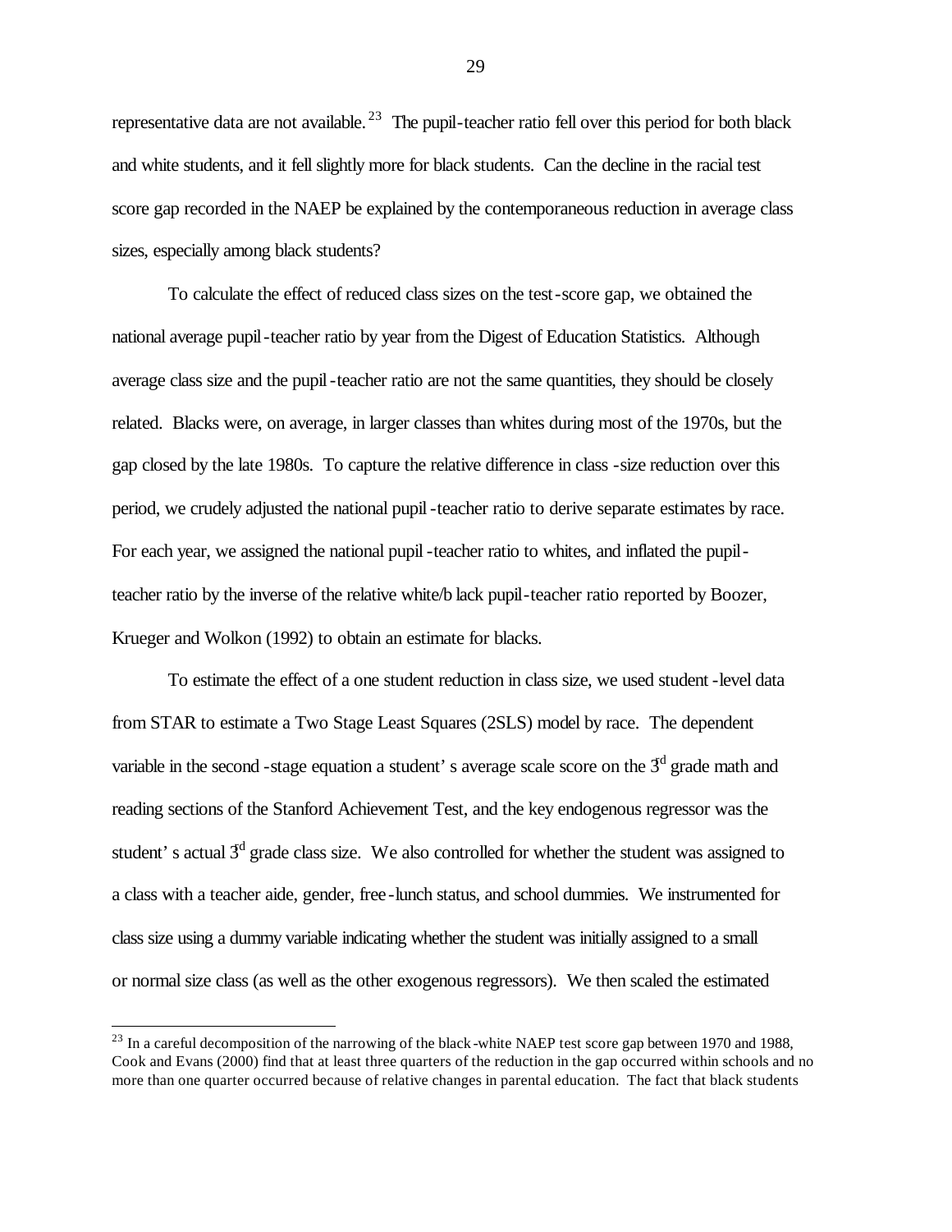representative data are not available.[23] The pupil-teacher ratio fell over this period for both black and white students, and it fell slightly more for black students. Can the decline in the racial test score gap recorded in the NAEP be explained by the contemporaneous reduction in average class sizes, especially among black students?

To calculate the effect of reduced class sizes on the test-score gap, we obtained the national average pupil-teacher ratio by year from the Digest of Education Statistics. Although average class size and the pupil-teacher ratio are not the same quantities, they should be closely related. Blacks were, on average, in larger classes than whites during most of the 1970s, but the gap closed by the late 1980s. To capture the relative difference in class-size reduction over this period, we crudely adjusted the national pupil-teacher ratio to derive separate estimates by race. For each year, we assigned the national pupil-teacher ratio to whites, and inflated the pupil-teacher ratio by the inverse of the relative white/black pupil-teacher ratio reported by Boozer, Krueger and Wolkon (1992) to obtain an estimate for blacks.

To estimate the effect of a one student reduction in class size, we used student-level data from STAR to estimate a Two Stage Least Squares (2SLS) model by race. The dependent variable in the second-stage equation a student's average scale score on the 3rd grade math and reading sections of the Stanford Achievement Test, and the key endogenous regressor was the student's actual 3rd grade class size. We also controlled for whether the student was assigned to a class with a teacher aide, gender, free-lunch status, and school dummies. We instrumented for class size using a dummy variable indicating whether the student was initially assigned to a small or normal size class (as well as the other exogenous regressors). We then scaled the estimated

---

[23] In a careful decomposition of the narrowing of the black-white NAEP test score gap between 1970 and 1988, Cook and Evans (2000) find that at least three quarters of the reduction in the gap occurred within schools and no more than one quarter occurred because of relative changes in parental education. The fact that black students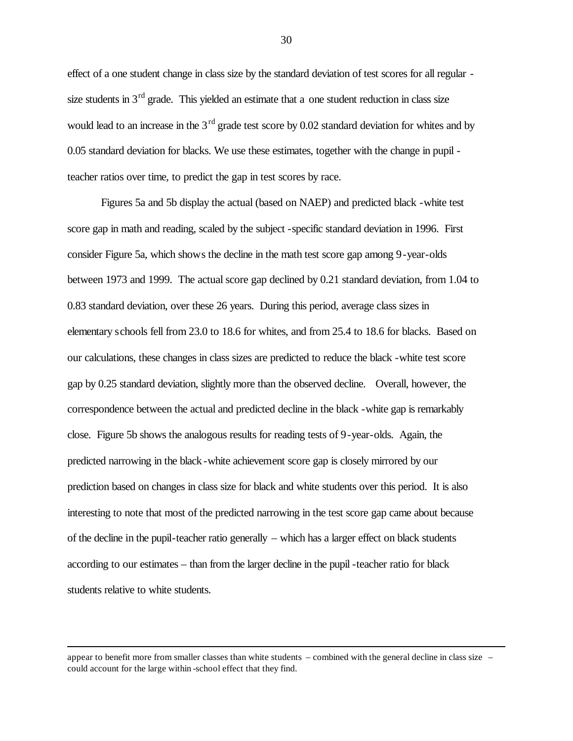effect of a one student change in class size by the standard deviation of test scores for all regular-size students in 3rd grade. This yielded an estimate that a one student reduction in class size would lead to an increase in the 3rd grade test score by 0.02 standard deviation for whites and by 0.05 standard deviation for blacks. We use these estimates, together with the change in pupil-teacher ratios over time, to predict the gap in test scores by race.

Figures 5a and 5b display the actual (based on NAEP) and predicted black-white test score gap in math and reading, scaled by the subject-specific standard deviation in 1996. First consider Figure 5a, which shows the decline in the math test score gap among 9-year-olds between 1973 and 1999. The actual score gap declined by 0.21 standard deviation, from 1.04 to 0.83 standard deviation, over these 26 years. During this period, average class sizes in elementary schools fell from 23.0 to 18.6 for whites, and from 25.4 to 18.6 for blacks. Based on our calculations, these changes in class sizes are predicted to reduce the black-white test score gap by 0.25 standard deviation, slightly more than the observed decline. Overall, however, the correspondence between the actual and predicted decline in the black-white gap is remarkably close. Figure 5b shows the analogous results for reading tests of 9-year-olds. Again, the predicted narrowing in the black-white achievement score gap is closely mirrored by our prediction based on changes in class size for black and white students over this period. It is also interesting to note that most of the predicted narrowing in the test score gap came about because of the decline in the pupil-teacher ratio generally – which has a larger effect on black students according to our estimates – than from the larger decline in the pupil-teacher ratio for black students relative to white students.

---

appear to benefit more from smaller classes than white students – combined with the general decline in class size – could account for the large within-school effect that they find.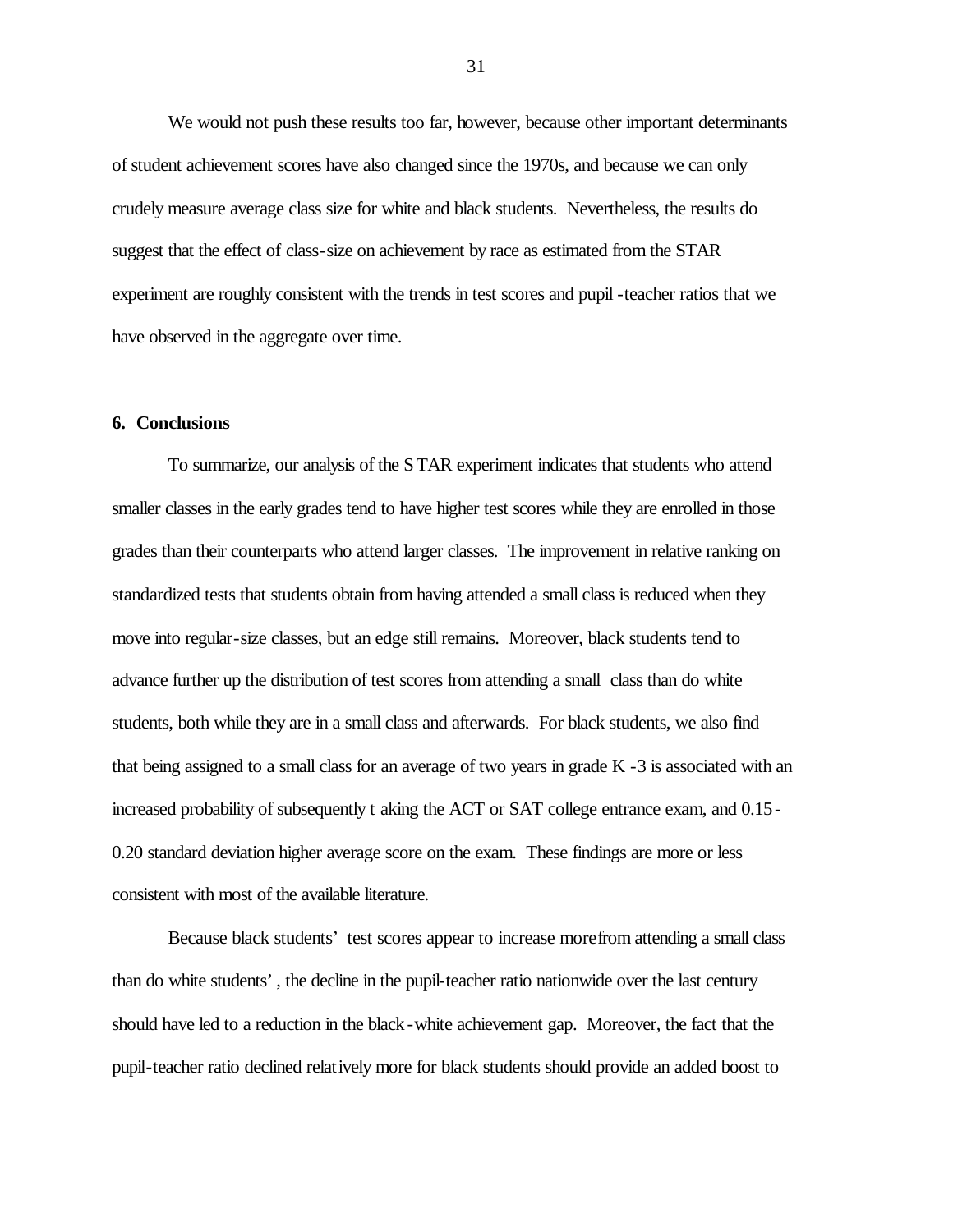We would not push these results too far, however, because other important determinants of student achievement scores have also changed since the 1970s, and because we can only crudely measure average class size for white and black students. Nevertheless, the results do suggest that the effect of class-size on achievement by race as estimated from the STAR experiment are roughly consistent with the trends in test scores and pupil-teacher ratios that we have observed in the aggregate over time.

## 6. Conclusions

To summarize, our analysis of the STAR experiment indicates that students who attend smaller classes in the early grades tend to have higher test scores while they are enrolled in those grades than their counterparts who attend larger classes. The improvement in relative ranking on standardized tests that students obtain from having attended a small class is reduced when they move into regular-size classes, but an edge still remains. Moreover, black students tend to advance further up the distribution of test scores from attending a small class than do white students, both while they are in a small class and afterwards. For black students, we also find that being assigned to a small class for an average of two years in grade K-3 is associated with an increased probability of subsequently taking the ACT or SAT college entrance exam, and 0.15-0.20 standard deviation higher average score on the exam. These findings are more or less consistent with most of the available literature.

Because black students' test scores appear to increase more from attending a small class than do white students', the decline in the pupil-teacher ratio nationwide over the last century should have led to a reduction in the black-white achievement gap. Moreover, the fact that the pupil-teacher ratio declined relatively more for black students should provide an added boost to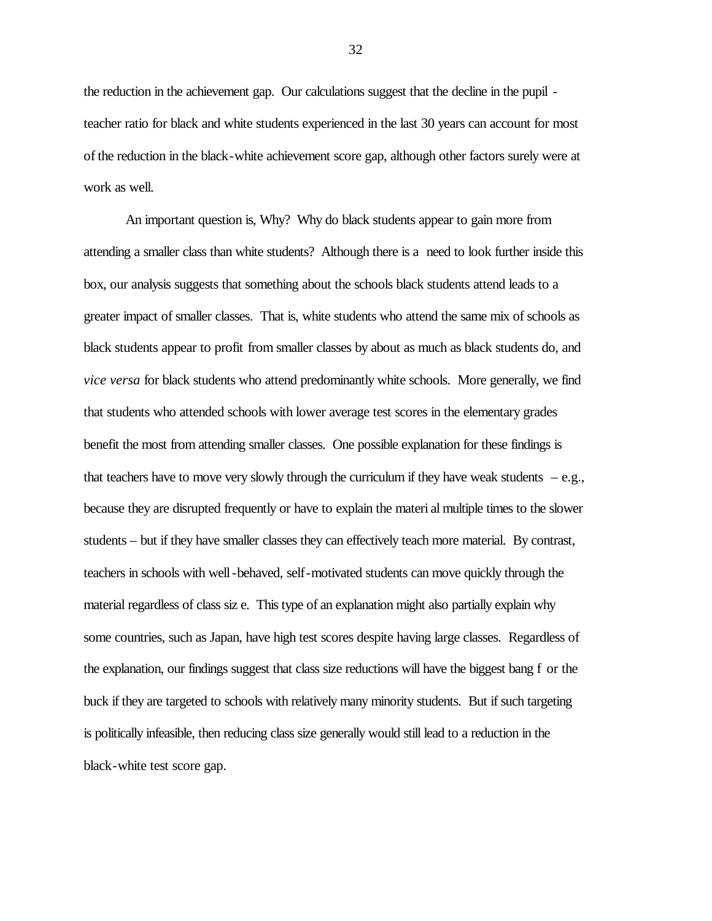the reduction in the achievement gap. Our calculations suggest that the decline in the pupil-teacher ratio for black and white students experienced in the last 30 years can account for most of the reduction in the black-white achievement score gap, although other factors surely were at work as well.

An important question is, Why? Why do black students appear to gain more from attending a smaller class than white students? Although there is a need to look further inside this box, our analysis suggests that something about the schools black students attend leads to a greater impact of smaller classes. That is, white students who attend the same mix of schools as black students appear to profit from smaller classes by about as much as black students do, and *vice versa* for black students who attend predominantly white schools. More generally, we find that students who attended schools with lower average test scores in the elementary grades benefit the most from attending smaller classes. One possible explanation for these findings is that teachers have to move very slowly through the curriculum if they have weak students – e.g., because they are disrupted frequently or have to explain the material multiple times to the slower students – but if they have smaller classes they can effectively teach more material. By contrast, teachers in schools with well-behaved, self-motivated students can move quickly through the material regardless of class size. This type of an explanation might also partially explain why some countries, such as Japan, have high test scores despite having large classes. Regardless of the explanation, our findings suggest that class size reductions will have the biggest bang for the buck if they are targeted to schools with relatively many minority students. But if such targeting is politically infeasible, then reducing class size generally would still lead to a reduction in the black-white test score gap.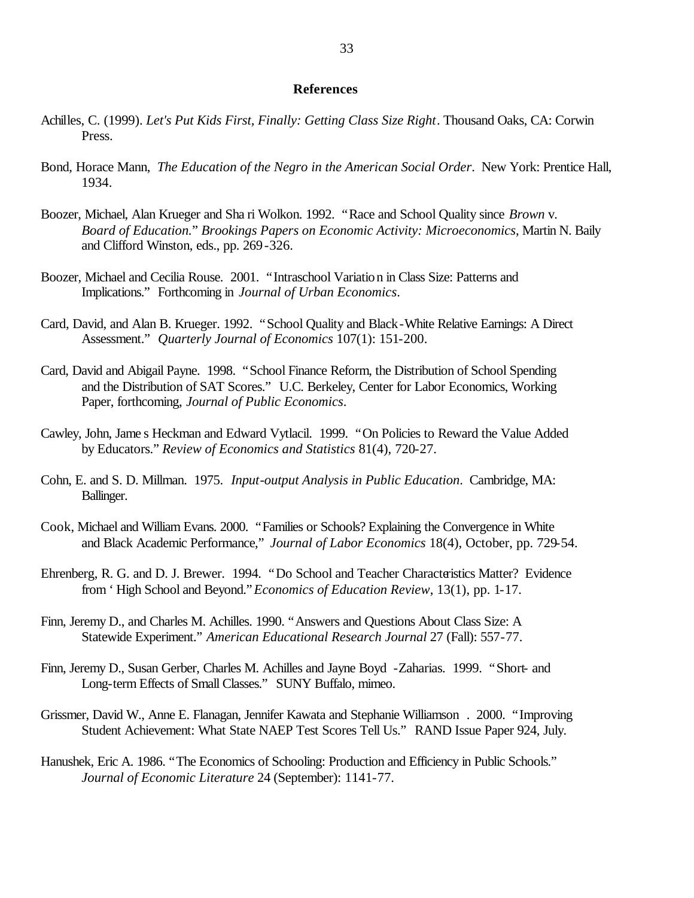## References

Achilles, C. (1999). *Let's Put Kids First, Finally: Getting Class Size Right*. Thousand Oaks, CA: Corwin Press.

Bond, Horace Mann, *The Education of the Negro in the American Social Order*. New York: Prentice Hall, 1934.

Boozer, Michael, Alan Krueger and Shari Wolkon. 1992. "Race and School Quality since *Brown* v. *Board of Education*." *Brookings Papers on Economic Activity: Microeconomics*, Martin N. Baily and Clifford Winston, eds., pp. 269-326.

Boozer, Michael and Cecilia Rouse. 2001. "Intraschool Variation in Class Size: Patterns and Implications." Forthcoming in *Journal of Urban Economics*.

Card, David, and Alan B. Krueger. 1992. "School Quality and Black-White Relative Earnings: A Direct Assessment." *Quarterly Journal of Economics* 107(1): 151-200.

Card, David and Abigail Payne. 1998. "School Finance Reform, the Distribution of School Spending and the Distribution of SAT Scores." U.C. Berkeley, Center for Labor Economics, Working Paper, forthcoming, *Journal of Public Economics*.

Cawley, John, James Heckman and Edward Vytlacil. 1999. "On Policies to Reward the Value Added by Educators." *Review of Economics and Statistics* 81(4), 720-27.

Cohn, E. and S. D. Millman. 1975. *Input-output Analysis in Public Education*. Cambridge, MA: Ballinger.

Cook, Michael and William Evans. 2000. "Families or Schools? Explaining the Convergence in White and Black Academic Performance," *Journal of Labor Economics* 18(4), October, pp. 729-54.

Ehrenberg, R. G. and D. J. Brewer. 1994. "Do School and Teacher Characteristics Matter? Evidence from ' High School and Beyond." *Economics of Education Review*, 13(1), pp. 1-17.

Finn, Jeremy D., and Charles M. Achilles. 1990. "Answers and Questions About Class Size: A Statewide Experiment." *American Educational Research Journal* 27 (Fall): 557-77.

Finn, Jeremy D., Susan Gerber, Charles M. Achilles and Jayne Boyd -Zaharias. 1999. "Short- and Long-term Effects of Small Classes." SUNY Buffalo, mimeo.

Grissmer, David W., Anne E. Flanagan, Jennifer Kawata and Stephanie Williamson . 2000. "Improving Student Achievement: What State NAEP Test Scores Tell Us." RAND Issue Paper 924, July.

Hanushek, Eric A. 1986. "The Economics of Schooling: Production and Efficiency in Public Schools." *Journal of Economic Literature* 24 (September): 1141-77.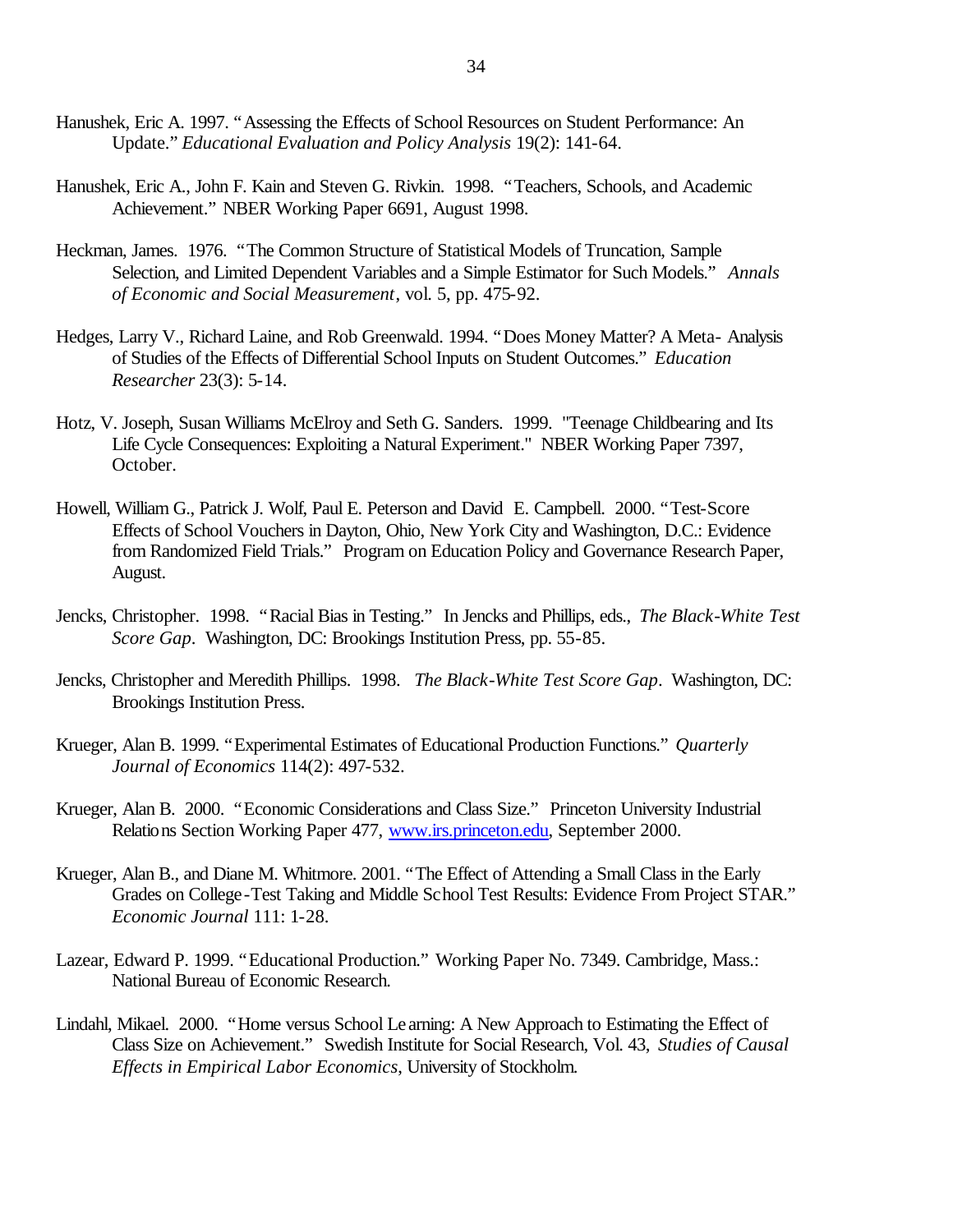Hanushek, Eric A. 1997. "Assessing the Effects of School Resources on Student Performance: An Update." *Educational Evaluation and Policy Analysis* 19(2): 141-64.

Hanushek, Eric A., John F. Kain and Steven G. Rivkin. 1998. "Teachers, Schools, and Academic Achievement." NBER Working Paper 6691, August 1998.

Heckman, James. 1976. "The Common Structure of Statistical Models of Truncation, Sample Selection, and Limited Dependent Variables and a Simple Estimator for Such Models." *Annals of Economic and Social Measurement*, vol. 5, pp. 475-92.

Hedges, Larry V., Richard Laine, and Rob Greenwald. 1994. "Does Money Matter? A Meta- Analysis of Studies of the Effects of Differential School Inputs on Student Outcomes." *Education Researcher* 23(3): 5-14.

Hotz, V. Joseph, Susan Williams McElroy and Seth G. Sanders. 1999. "Teenage Childbearing and Its Life Cycle Consequences: Exploiting a Natural Experiment." NBER Working Paper 7397, October.

Howell, William G., Patrick J. Wolf, Paul E. Peterson and David E. Campbell. 2000. "Test-Score Effects of School Vouchers in Dayton, Ohio, New York City and Washington, D.C.: Evidence from Randomized Field Trials." Program on Education Policy and Governance Research Paper, August.

Jencks, Christopher. 1998. "Racial Bias in Testing." In Jencks and Phillips, eds., *The Black-White Test Score Gap*. Washington, DC: Brookings Institution Press, pp. 55-85.

Jencks, Christopher and Meredith Phillips. 1998. *The Black-White Test Score Gap*. Washington, DC: Brookings Institution Press.

Krueger, Alan B. 1999. "Experimental Estimates of Educational Production Functions." *Quarterly Journal of Economics* 114(2): 497-532.

Krueger, Alan B. 2000. "Economic Considerations and Class Size." Princeton University Industrial Relations Section Working Paper 477, www.irs.princeton.edu, September 2000.

Krueger, Alan B., and Diane M. Whitmore. 2001. "The Effect of Attending a Small Class in the Early Grades on College-Test Taking and Middle School Test Results: Evidence From Project STAR." *Economic Journal* 111: 1-28.

Lazear, Edward P. 1999. "Educational Production." Working Paper No. 7349. Cambridge, Mass.: National Bureau of Economic Research.

Lindahl, Mikael. 2000. "Home versus School Learning: A New Approach to Estimating the Effect of Class Size on Achievement." Swedish Institute for Social Research, Vol. 43, *Studies of Causal Effects in Empirical Labor Economics*, University of Stockholm.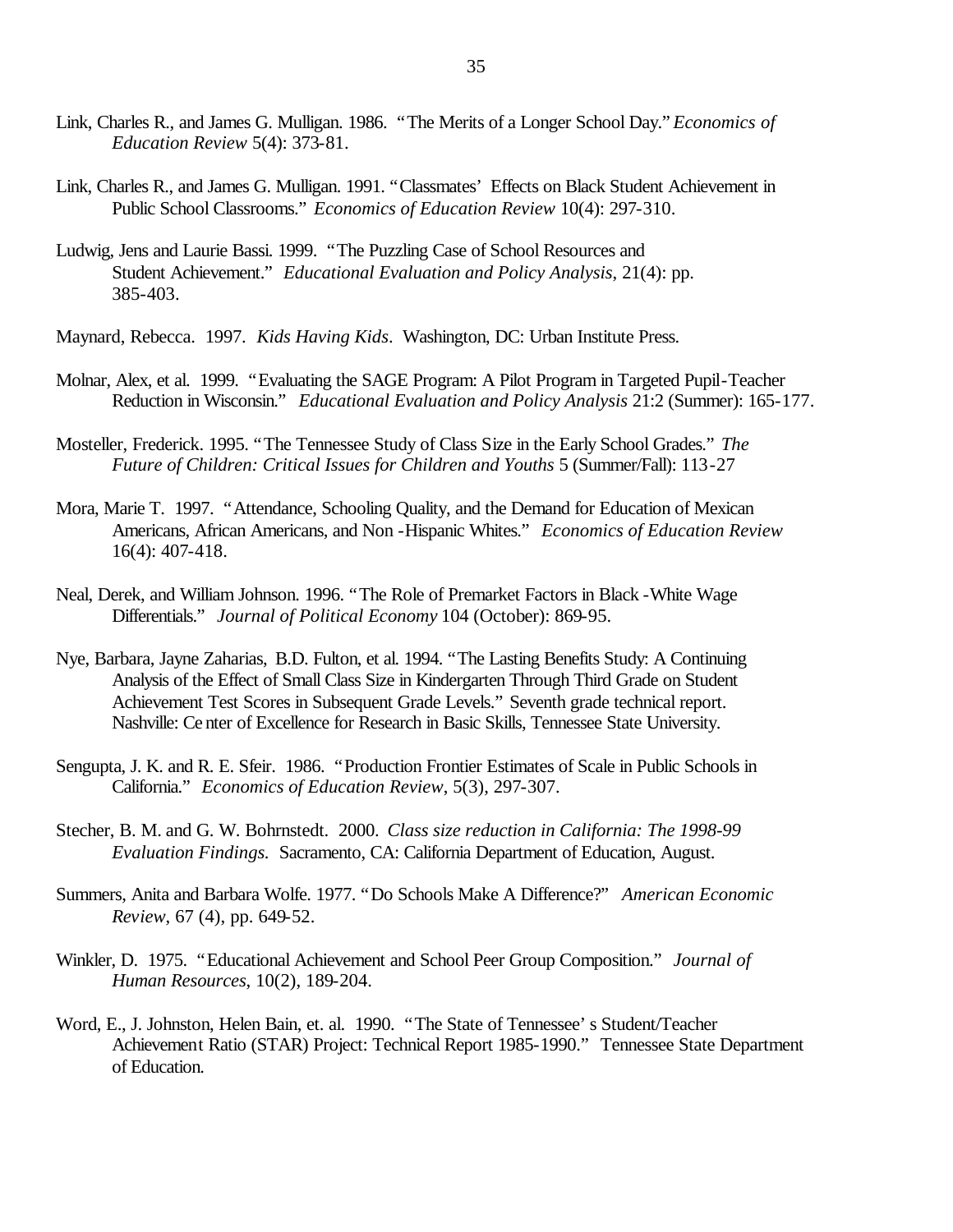Link, Charles R., and James G. Mulligan. 1986. "The Merits of a Longer School Day." *Economics of Education Review* 5(4): 373-81.

Link, Charles R., and James G. Mulligan. 1991. "Classmates' Effects on Black Student Achievement in Public School Classrooms." *Economics of Education Review* 10(4): 297-310.

Ludwig, Jens and Laurie Bassi. 1999. "The Puzzling Case of School Resources and Student Achievement." *Educational Evaluation and Policy Analysis*, 21(4): pp. 385-403.

Maynard, Rebecca. 1997. *Kids Having Kids*. Washington, DC: Urban Institute Press.

Molnar, Alex, et al. 1999. "Evaluating the SAGE Program: A Pilot Program in Targeted Pupil-Teacher Reduction in Wisconsin." *Educational Evaluation and Policy Analysis* 21:2 (Summer): 165-177.

Mosteller, Frederick. 1995. "The Tennessee Study of Class Size in the Early School Grades." *The Future of Children: Critical Issues for Children and Youths* 5 (Summer/Fall): 113-27

Mora, Marie T. 1997. "Attendance, Schooling Quality, and the Demand for Education of Mexican Americans, African Americans, and Non-Hispanic Whites." *Economics of Education Review* 16(4): 407-418.

Neal, Derek, and William Johnson. 1996. "The Role of Premarket Factors in Black-White Wage Differentials." *Journal of Political Economy* 104 (October): 869-95.

Nye, Barbara, Jayne Zaharias, B.D. Fulton, et al. 1994. "The Lasting Benefits Study: A Continuing Analysis of the Effect of Small Class Size in Kindergarten Through Third Grade on Student Achievement Test Scores in Subsequent Grade Levels." Seventh grade technical report. Nashville: Center of Excellence for Research in Basic Skills, Tennessee State University.

Sengupta, J. K. and R. E. Sfeir. 1986. "Production Frontier Estimates of Scale in Public Schools in California." *Economics of Education Review*, 5(3), 297-307.

Stecher, B. M. and G. W. Bohrnstedt. 2000. *Class size reduction in California: The 1998-99 Evaluation Findings.* Sacramento, CA: California Department of Education, August.

Summers, Anita and Barbara Wolfe. 1977. "Do Schools Make A Difference?" *American Economic Review*, 67 (4), pp. 649-52.

Winkler, D. 1975. "Educational Achievement and School Peer Group Composition." *Journal of Human Resources*, 10(2), 189-204.

Word, E., J. Johnston, Helen Bain, et. al. 1990. "The State of Tennessee's Student/Teacher Achievement Ratio (STAR) Project: Technical Report 1985-1990." Tennessee State Department of Education.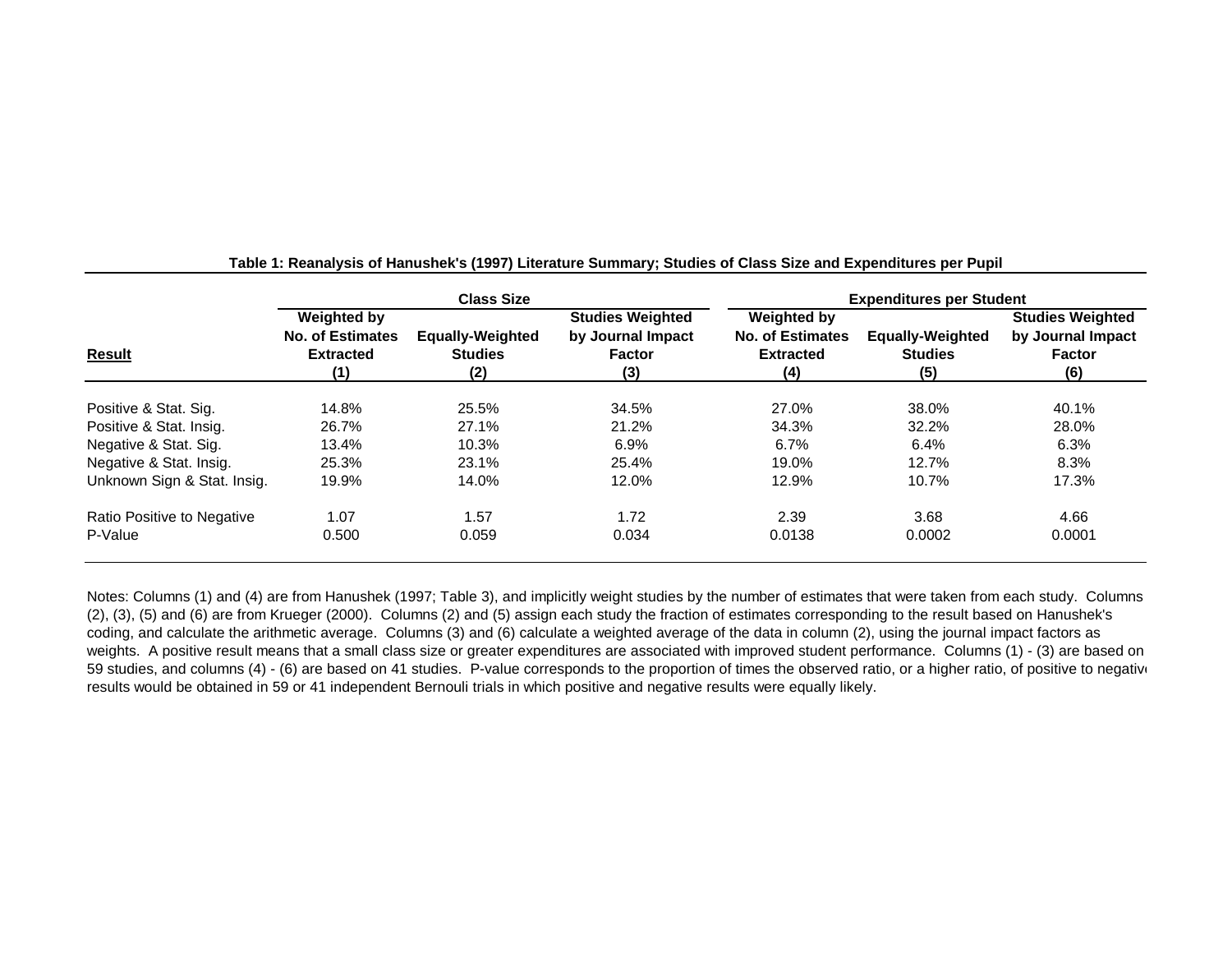**Table 1: Reanalysis of Hanushek's (1997) Literature Summary; Studies of Class Size and Expenditures per Pupil**

| | Class Size | | | Expenditures per Student | | |
|---|---|---|---|---|---|---|
| **Result** | **Weighted by No. of Estimates Extracted (1)** | **Equally-Weighted Studies (2)** | **Studies Weighted by Journal Impact Factor (3)** | **Weighted by No. of Estimates Extracted (4)** | **Equally-Weighted Studies (5)** | **Studies Weighted by Journal Impact Factor (6)** |
| Positive & Stat. Sig. | 14.8% | 25.5% | 34.5% | 27.0% | 38.0% | 40.1% |
| Positive & Stat. Insig. | 26.7% | 27.1% | 21.2% | 34.3% | 32.2% | 28.0% |
| Negative & Stat. Sig. | 13.4% | 10.3% | 6.9% | 6.7% | 6.4% | 6.3% |
| Negative & Stat. Insig. | 25.3% | 23.1% | 25.4% | 19.0% | 12.7% | 8.3% |
| Unknown Sign & Stat. Insig. | 19.9% | 14.0% | 12.0% | 12.9% | 10.7% | 17.3% |
| Ratio Positive to Negative | 1.07 | 1.57 | 1.72 | 2.39 | 3.68 | 4.66 |
| P-Value | 0.500 | 0.059 | 0.034 | 0.0138 | 0.0002 | 0.0001 |

Notes: Columns (1) and (4) are from Hanushek (1997; Table 3), and implicitly weight studies by the number of estimates that were taken from each study. Columns (2), (3), (5) and (6) are from Krueger (2000). Columns (2) and (5) assign each study the fraction of estimates corresponding to the result based on Hanushek's coding, and calculate the arithmetic average. Columns (3) and (6) calculate a weighted average of the data in column (2), using the journal impact factors as weights. A positive result means that a small class size or greater expenditures are associated with improved student performance. Columns (1) - (3) are based on 59 studies, and columns (4) - (6) are based on 41 studies. P-value corresponds to the proportion of times the observed ratio, or a higher ratio, of positive to negative results would be obtained in 59 or 41 independent Bernouli trials in which positive and negative results were equally likely.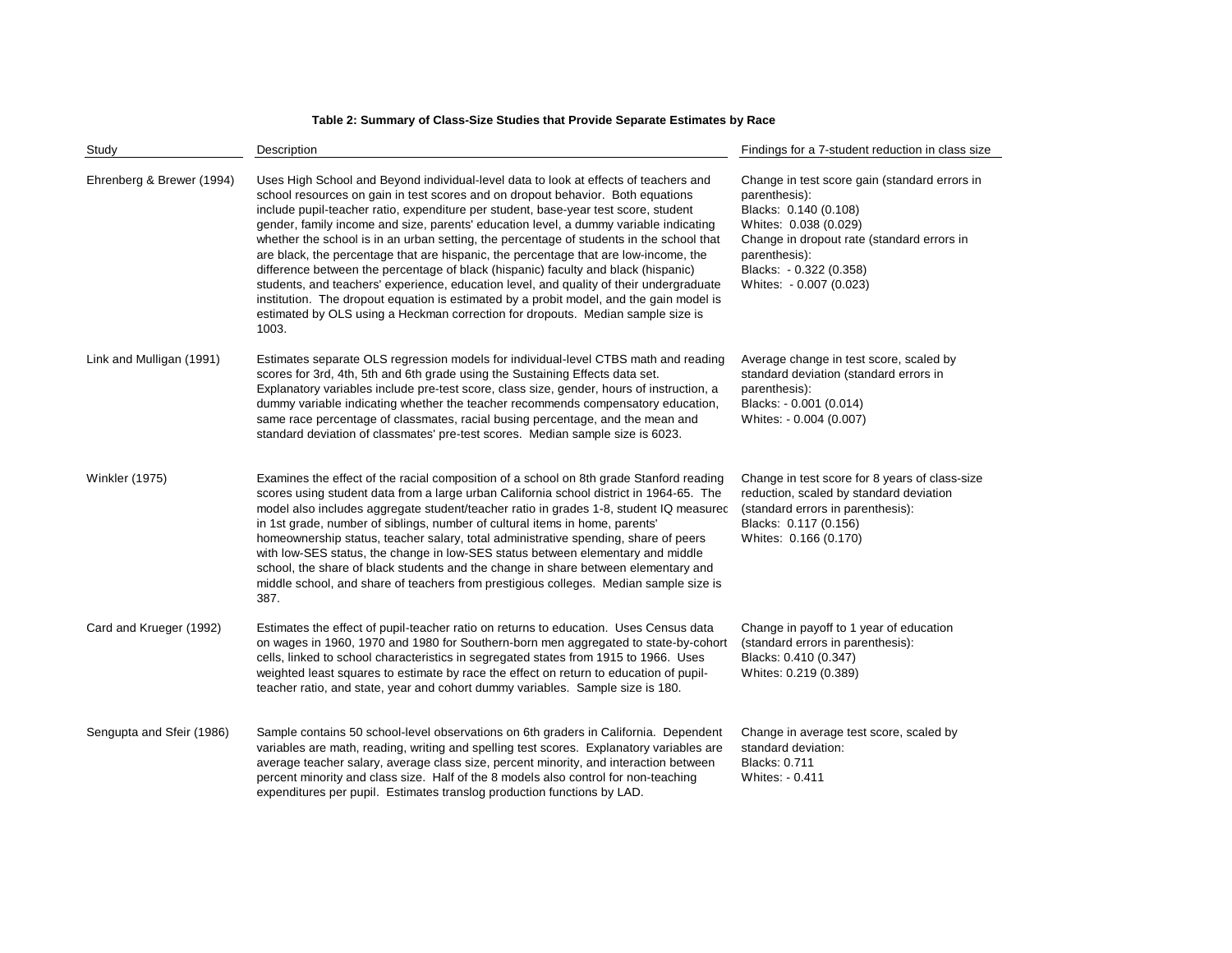**Table 2: Summary of Class-Size Studies that Provide Separate Estimates by Race**

| Study | Description | Findings for a 7-student reduction in class size |
|---|---|---|
| Ehrenberg & Brewer (1994) | Uses High School and Beyond individual-level data to look at effects of teachers and school resources on gain in test scores and on dropout behavior. Both equations include pupil-teacher ratio, expenditure per student, base-year test score, student gender, family income and size, parents' education level, a dummy variable indicating whether the school is in an urban setting, the percentage of students in the school that are black, the percentage that are hispanic, the percentage that are low-income, the difference between the percentage of black (hispanic) faculty and black (hispanic) students, and teachers' experience, education level, and quality of their undergraduate institution. The dropout equation is estimated by a probit model, and the gain model is estimated by OLS using a Heckman correction for dropouts. Median sample size is 1003. | Change in test score gain (standard errors in parenthesis):<br>Blacks: 0.140 (0.108)<br>Whites: 0.038 (0.029)<br>Change in dropout rate (standard errors in parenthesis):<br>Blacks: - 0.322 (0.358)<br>Whites: - 0.007 (0.023) |
| Link and Mulligan (1991) | Estimates separate OLS regression models for individual-level CTBS math and reading scores for 3rd, 4th, 5th and 6th grade using the Sustaining Effects data set. Explanatory variables include pre-test score, class size, gender, hours of instruction, a dummy variable indicating whether the teacher recommends compensatory education, same race percentage of classmates, racial busing percentage, and the mean and standard deviation of classmates' pre-test scores. Median sample size is 6023. | Average change in test score, scaled by standard deviation (standard errors in parenthesis):<br>Blacks: - 0.001 (0.014)<br>Whites: - 0.004 (0.007) |
| Winkler (1975) | Examines the effect of the racial composition of a school on 8th grade Stanford reading scores using student data from a large urban California school district in 1964-65. The model also includes aggregate student/teacher ratio in grades 1-8, student IQ measured in 1st grade, number of siblings, number of cultural items in home, parents' homeownership status, teacher salary, total administrative spending, share of peers with low-SES status, the change in low-SES status between elementary and middle school, the share of black students and the change in share between elementary and middle school, and share of teachers from prestigious colleges. Median sample size is 387. | Change in test score for 8 years of class-size reduction, scaled by standard deviation (standard errors in parenthesis):<br>Blacks: 0.117 (0.156)<br>Whites: 0.166 (0.170) |
| Card and Krueger (1992) | Estimates the effect of pupil-teacher ratio on returns to education. Uses Census data on wages in 1960, 1970 and 1980 for Southern-born men aggregated to state-by-cohort cells, linked to school characteristics in segregated states from 1915 to 1966. Uses weighted least squares to estimate by race the effect on return to education of pupil-teacher ratio, and state, year and cohort dummy variables. Sample size is 180. | Change in payoff to 1 year of education (standard errors in parenthesis):<br>Blacks: 0.410 (0.347)<br>Whites: 0.219 (0.389) |
| Sengupta and Sfeir (1986) | Sample contains 50 school-level observations on 6th graders in California. Dependent variables are math, reading, writing and spelling test scores. Explanatory variables are average teacher salary, average class size, percent minority, and interaction between percent minority and class size. Half of the 8 models also control for non-teaching expenditures per pupil. Estimates translog production functions by LAD. | Change in average test score, scaled by standard deviation:<br>Blacks: 0.711<br>Whites: - 0.411 |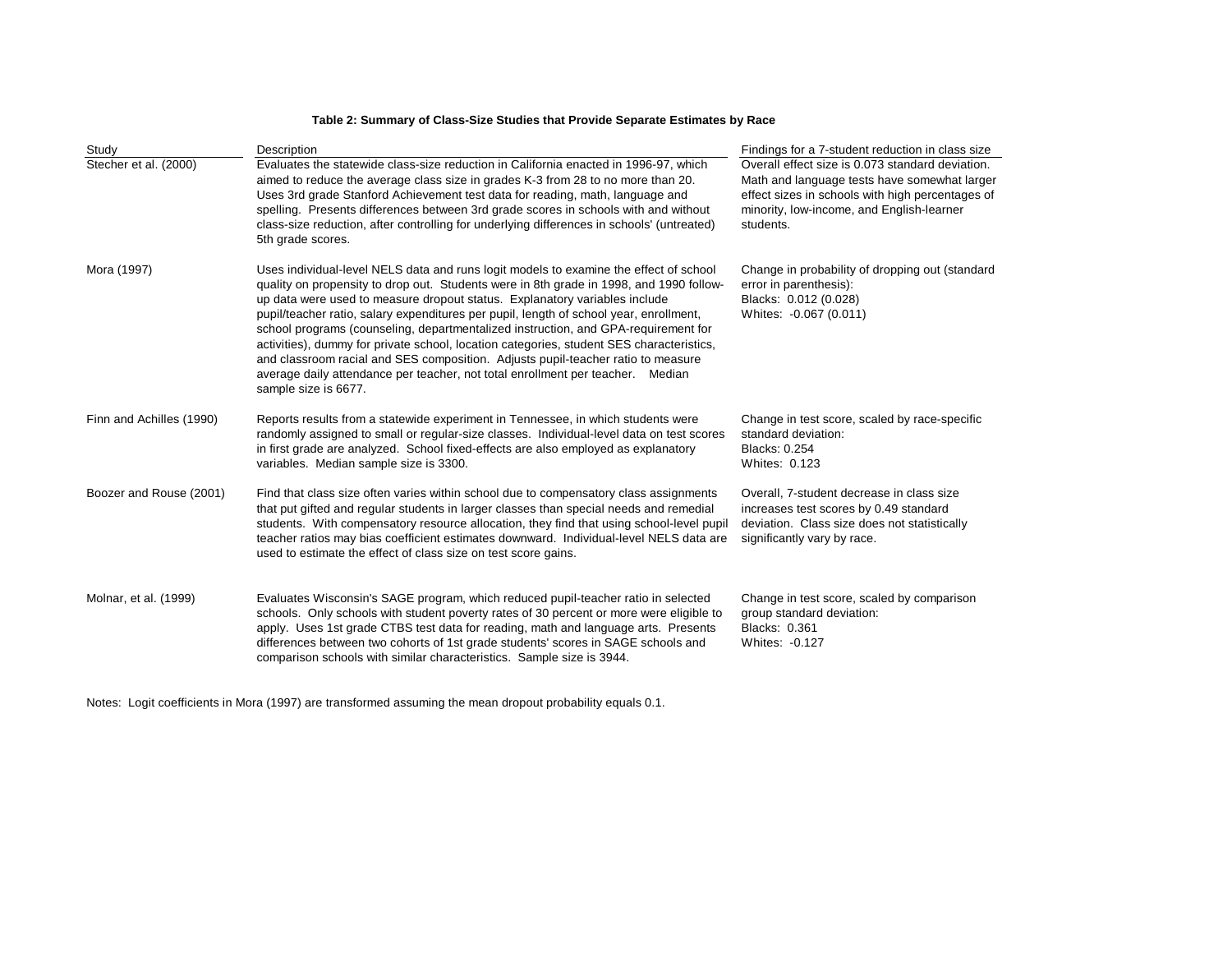**Table 2: Summary of Class-Size Studies that Provide Separate Estimates by Race**

| Study | Description | Findings for a 7-student reduction in class size |
|---|---|---|
| Stecher et al. (2000) | Evaluates the statewide class-size reduction in California enacted in 1996-97, which aimed to reduce the average class size in grades K-3 from 28 to no more than 20. Uses 3rd grade Stanford Achievement test data for reading, math, language and spelling. Presents differences between 3rd grade scores in schools with and without class-size reduction, after controlling for underlying differences in schools' (untreated) 5th grade scores. | Overall effect size is 0.073 standard deviation. Math and language tests have somewhat larger effect sizes in schools with high percentages of minority, low-income, and English-learner students. |
| Mora (1997) | Uses individual-level NELS data and runs logit models to examine the effect of school quality on propensity to drop out. Students were in 8th grade in 1998, and 1990 follow-up data were used to measure dropout status. Explanatory variables include pupil/teacher ratio, salary expenditures per pupil, length of school year, enrollment, school programs (counseling, departmentalized instruction, and GPA-requirement for activities), dummy for private school, location categories, student SES characteristics, and classroom racial and SES composition. Adjusts pupil-teacher ratio to measure average daily attendance per teacher, not total enrollment per teacher. Median sample size is 6677. | Change in probability of dropping out (standard error in parenthesis):<br>Blacks: 0.012 (0.028)<br>Whites: -0.067 (0.011) |
| Finn and Achilles (1990) | Reports results from a statewide experiment in Tennessee, in which students were randomly assigned to small or regular-size classes. Individual-level data on test scores in first grade are analyzed. School fixed-effects are also employed as explanatory variables. Median sample size is 3300. | Change in test score, scaled by race-specific standard deviation:<br>Blacks: 0.254<br>Whites: 0.123 |
| Boozer and Rouse (2001) | Find that class size often varies within school due to compensatory class assignments that put gifted and regular students in larger classes than special needs and remedial students. With compensatory resource allocation, they find that using school-level pupil teacher ratios may bias coefficient estimates downward. Individual-level NELS data are used to estimate the effect of class size on test score gains. | Overall, 7-student decrease in class size increases test scores by 0.49 standard deviation. Class size does not statistically significantly vary by race. |
| Molnar, et al. (1999) | Evaluates Wisconsin's SAGE program, which reduced pupil-teacher ratio in selected schools. Only schools with student poverty rates of 30 percent or more were eligible to apply. Uses 1st grade CTBS test data for reading, math and language arts. Presents differences between two cohorts of 1st grade students' scores in SAGE schools and comparison schools with similar characteristics. Sample size is 3944. | Change in test score, scaled by comparison group standard deviation:<br>Blacks: 0.361<br>Whites: -0.127 |

Notes: Logit coefficients in Mora (1997) are transformed assuming the mean dropout probability equals 0.1.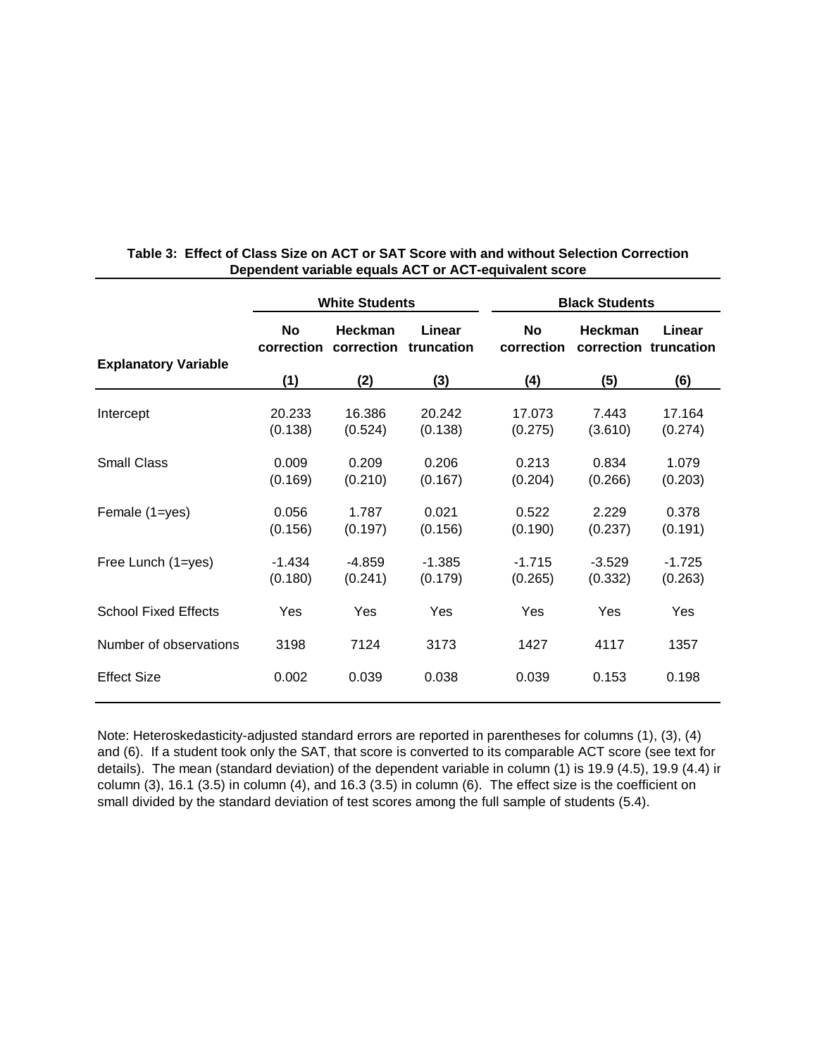**Table 3: Effect of Class Size on ACT or SAT Score with and without Selection Correction**
**Dependent variable equals ACT or ACT-equivalent score**

| Explanatory Variable | White Students | | | Black Students | | |
|---|---|---|---|---|---|---|
| | No correction | Heckman correction | Linear truncation | No correction | Heckman correction | Linear truncation |
| | (1) | (2) | (3) | (4) | (5) | (6) |
| Intercept | 20.233 | 16.386 | 20.242 | 17.073 | 7.443 | 17.164 |
| | (0.138) | (0.524) | (0.138) | (0.275) | (3.610) | (0.274) |
| Small Class | 0.009 | 0.209 | 0.206 | 0.213 | 0.834 | 1.079 |
| | (0.169) | (0.210) | (0.167) | (0.204) | (0.266) | (0.203) |
| Female (1=yes) | 0.056 | 1.787 | 0.021 | 0.522 | 2.229 | 0.378 |
| | (0.156) | (0.197) | (0.156) | (0.190) | (0.237) | (0.191) |
| Free Lunch (1=yes) | -1.434 | -4.859 | -1.385 | -1.715 | -3.529 | -1.725 |
| | (0.180) | (0.241) | (0.179) | (0.265) | (0.332) | (0.263) |
| School Fixed Effects | Yes | Yes | Yes | Yes | Yes | Yes |
| Number of observations | 3198 | 7124 | 3173 | 1427 | 4117 | 1357 |
| Effect Size | 0.002 | 0.039 | 0.038 | 0.039 | 0.153 | 0.198 |

Note: Heteroskedasticity-adjusted standard errors are reported in parentheses for columns (1), (3), (4) and (6). If a student took only the SAT, that score is converted to its comparable ACT score (see text for details). The mean (standard deviation) of the dependent variable in column (1) is 19.9 (4.5), 19.9 (4.4) in column (3), 16.1 (3.5) in column (4), and 16.3 (3.5) in column (6). The effect size is the coefficient on small divided by the standard deviation of test scores among the full sample of students (5.4).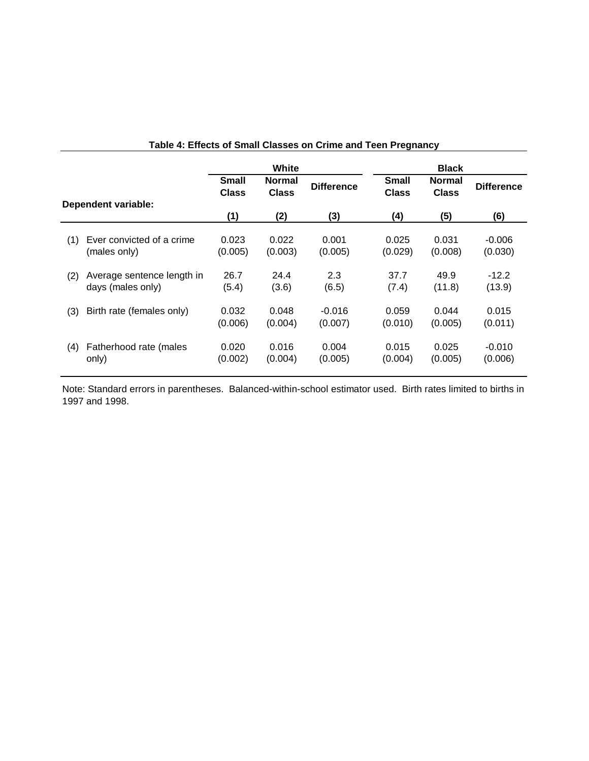**Table 4: Effects of Small Classes on Crime and Teen Pregnancy**

| | White | | | Black | | |
|---|---|---|---|---|---|---|
| | Small Class | Normal Class | Difference | Small Class | Normal Class | Difference |
| Dependent variable: | (1) | (2) | (3) | (4) | (5) | (6) |
| (1) Ever convicted of a crime (males only) | 0.023 | 0.022 | 0.001 | 0.025 | 0.031 | -0.006 |
| | (0.005) | (0.003) | (0.005) | (0.029) | (0.008) | (0.030) |
| (2) Average sentence length in days (males only) | 26.7 | 24.4 | 2.3 | 37.7 | 49.9 | -12.2 |
| | (5.4) | (3.6) | (6.5) | (7.4) | (11.8) | (13.9) |
| (3) Birth rate (females only) | 0.032 | 0.048 | -0.016 | 0.059 | 0.044 | 0.015 |
| | (0.006) | (0.004) | (0.007) | (0.010) | (0.005) | (0.011) |
| (4) Fatherhood rate (males only) | 0.020 | 0.016 | 0.004 | 0.015 | 0.025 | -0.010 |
| | (0.002) | (0.004) | (0.005) | (0.004) | (0.005) | (0.006) |

Note: Standard errors in parentheses. Balanced-within-school estimator used. Birth rates limited to births in 1997 and 1998.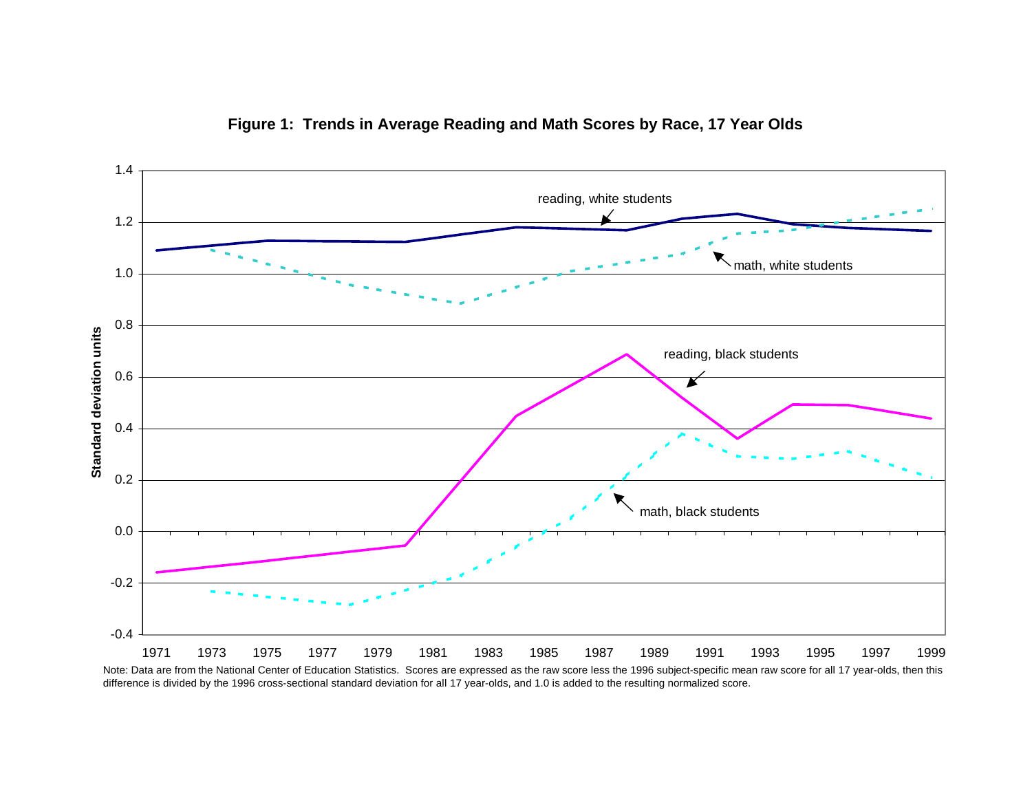**Figure 1: Trends in Average Reading and Math Scores by Race, 17 Year Olds**

Note: Data are from the National Center of Education Statistics. Scores are expressed as the raw score less the 1996 subject-specific mean raw score for all 17 year-olds, then this difference is divided by the 1996 cross-sectional standard deviation for all 17 year-olds, and 1.0 is added to the resulting normalized score.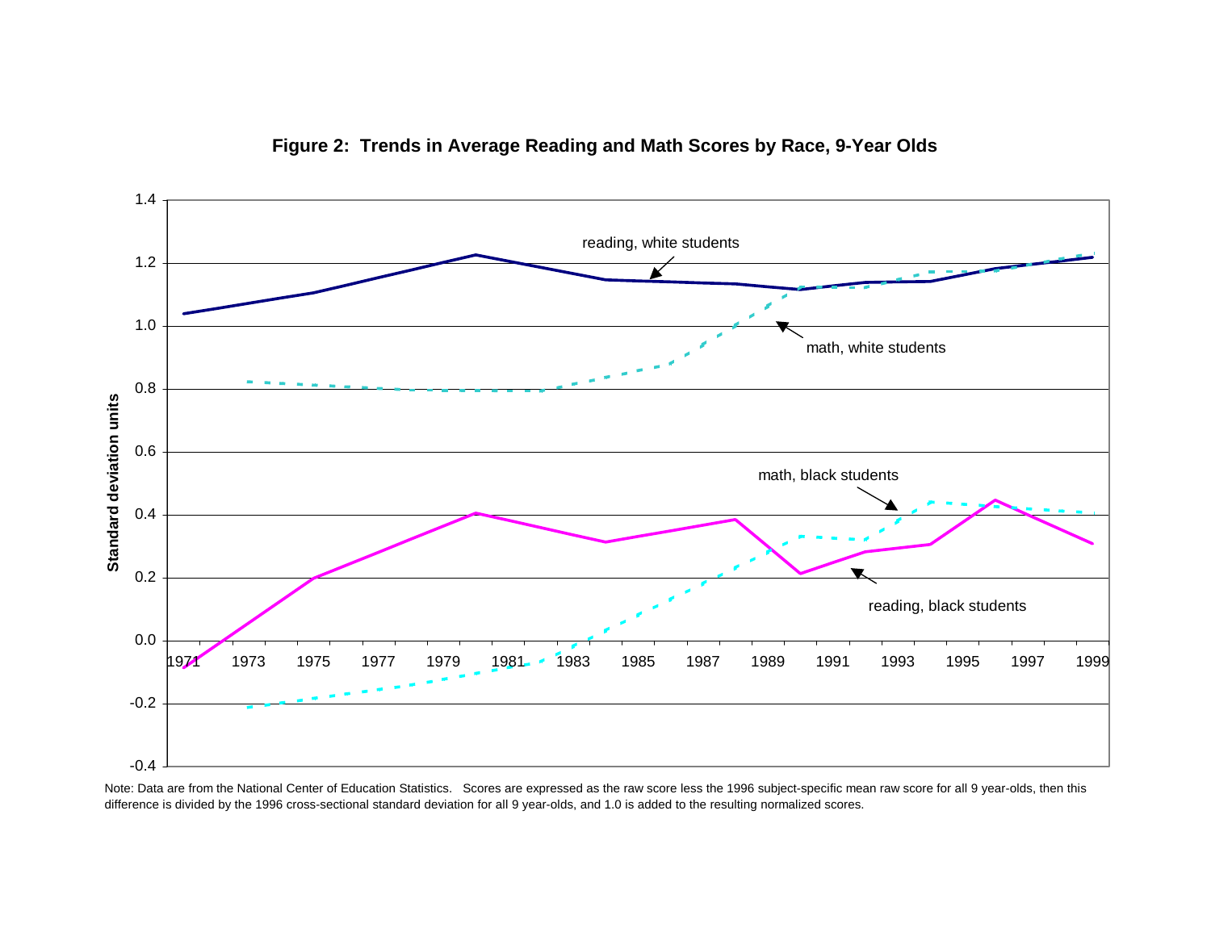**Figure 2: Trends in Average Reading and Math Scores by Race, 9-Year Olds**

Note: Data are from the National Center of Education Statistics. Scores are expressed as the raw score less the 1996 subject-specific mean raw score for all 9 year-olds, then this difference is divided by the 1996 cross-sectional standard deviation for all 9 year-olds, and 1.0 is added to the resulting normalized scores.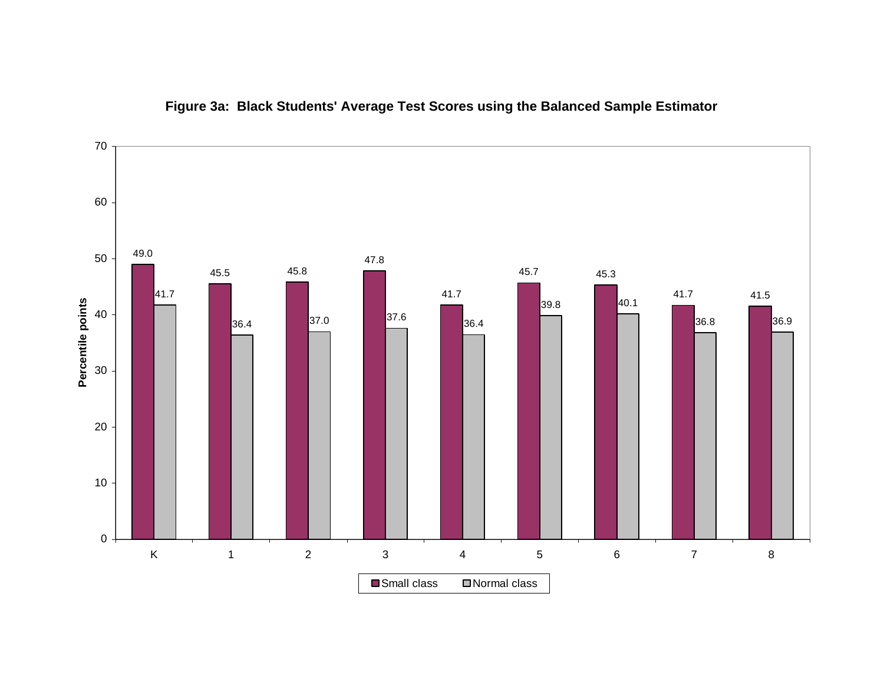**Figure 3a: Black Students' Average Test Scores using the Balanced Sample Estimator**

| Grade | Small class | Normal class |
|---|---|---|
| K | 49.0 | 41.7 |
| 1 | 45.5 | 36.4 |
| 2 | 45.8 | 37.0 |
| 3 | 47.8 | 37.6 |
| 4 | 41.7 | 36.4 |
| 5 | 45.7 | 39.8 |
| 6 | 45.3 | 40.1 |
| 7 | 41.7 | 36.8 |
| 8 | 41.5 | 36.9 |

Percentile points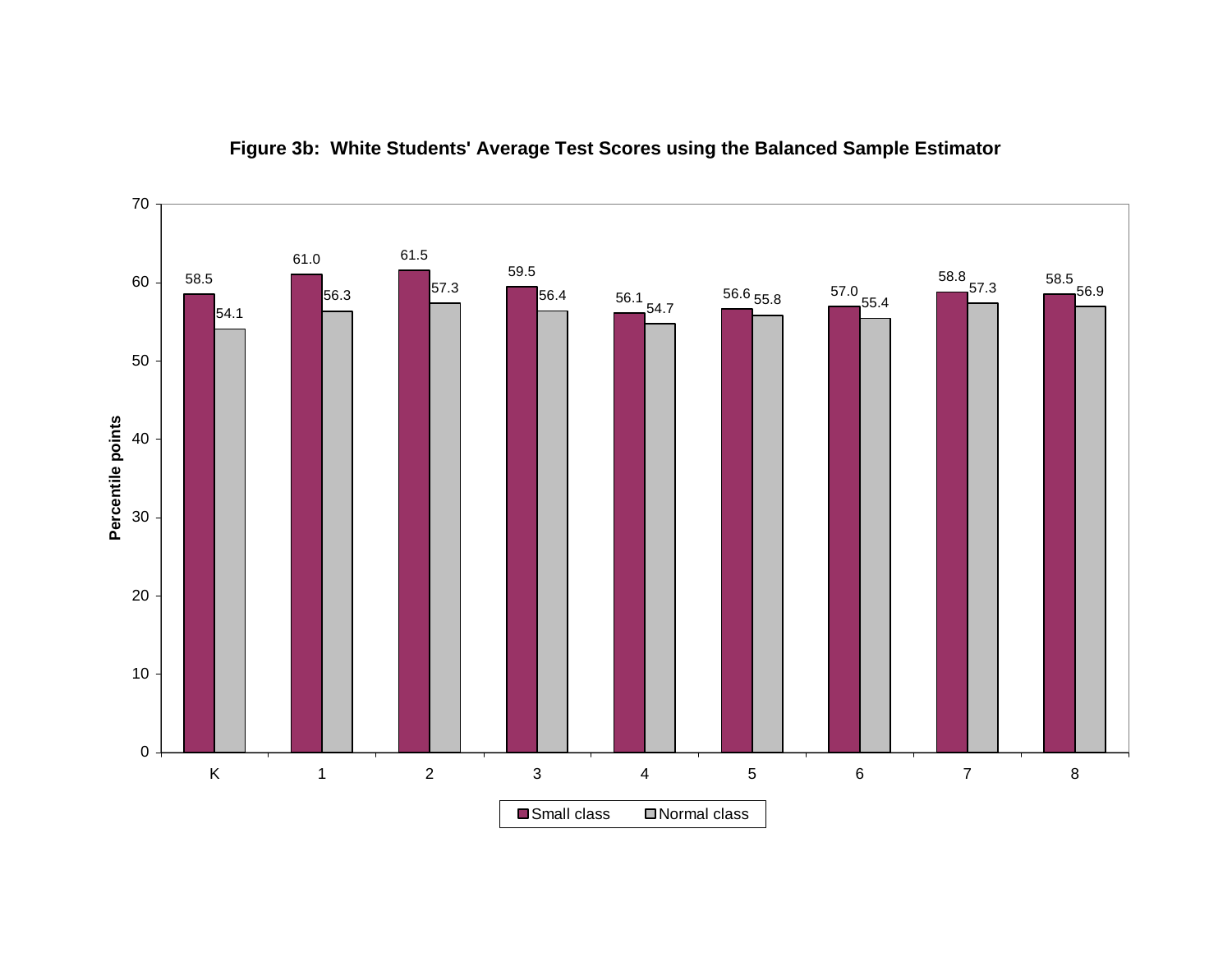**Figure 3b: White Students' Average Test Scores using the Balanced Sample Estimator**

| Grade | Small class | Normal class |
|---|---|---|
| K | 58.5 | 54.1 |
| 1 | 61.0 | 56.3 |
| 2 | 61.5 | 57.3 |
| 3 | 59.5 | 56.4 |
| 4 | 56.1 | 54.7 |
| 5 | 56.6 | 55.8 |
| 6 | 57.0 | 55.4 |
| 7 | 58.8 | 57.3 |
| 8 | 58.5 | 56.9 |

Percentile points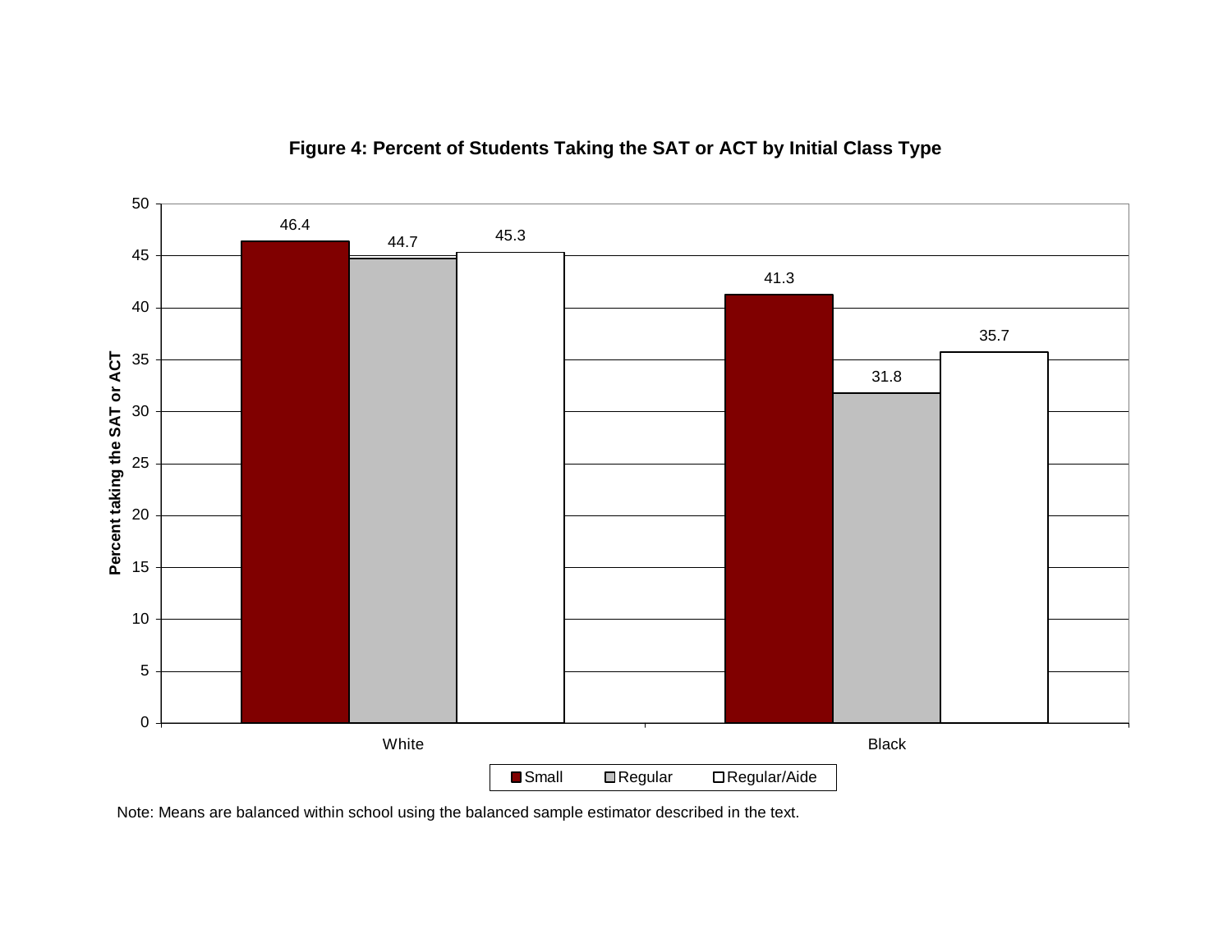**Figure 4: Percent of Students Taking the SAT or ACT by Initial Class Type**

| | Small | Regular | Regular/Aide |
|---|---|---|---|
| White | 46.4 | 44.7 | 45.3 |
| Black | 41.3 | 31.8 | 35.7 |

Note: Means are balanced within school using the balanced sample estimator described in the text.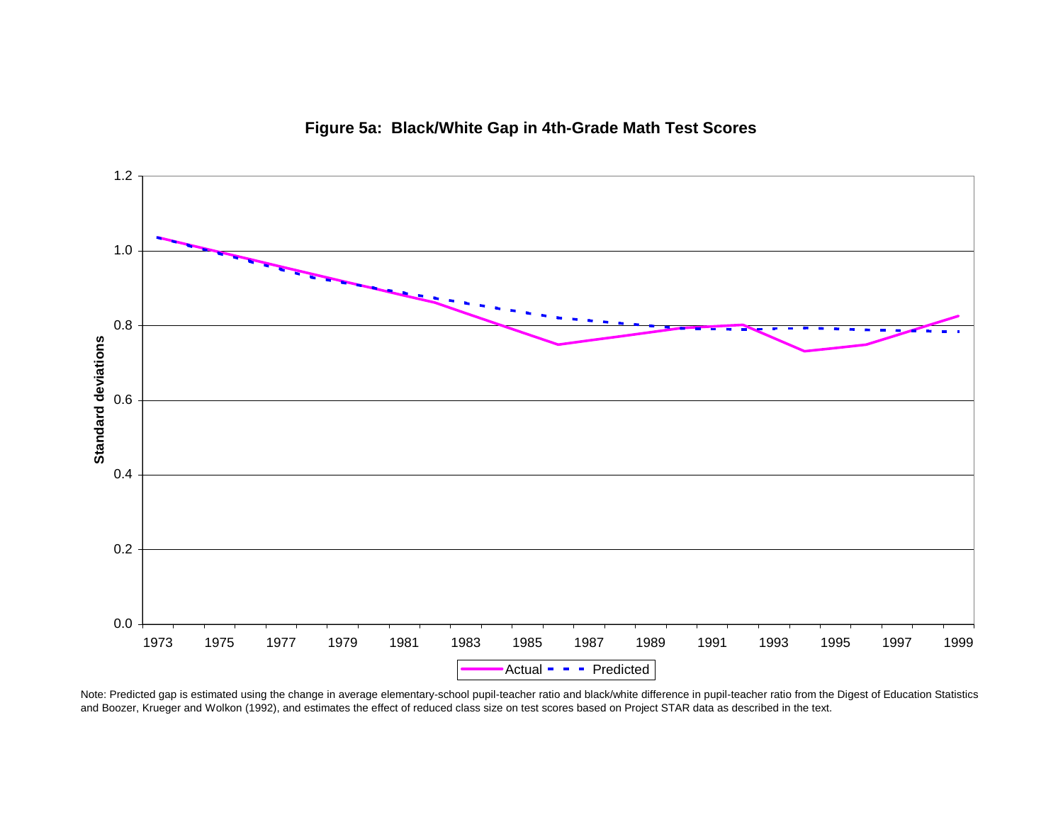**Figure 5a: Black/White Gap in 4th-Grade Math Test Scores**

Note: Predicted gap is estimated using the change in average elementary-school pupil-teacher ratio and black/white difference in pupil-teacher ratio from the Digest of Education Statistics and Boozer, Krueger and Wolkon (1992), and estimates the effect of reduced class size on test scores based on Project STAR data as described in the text.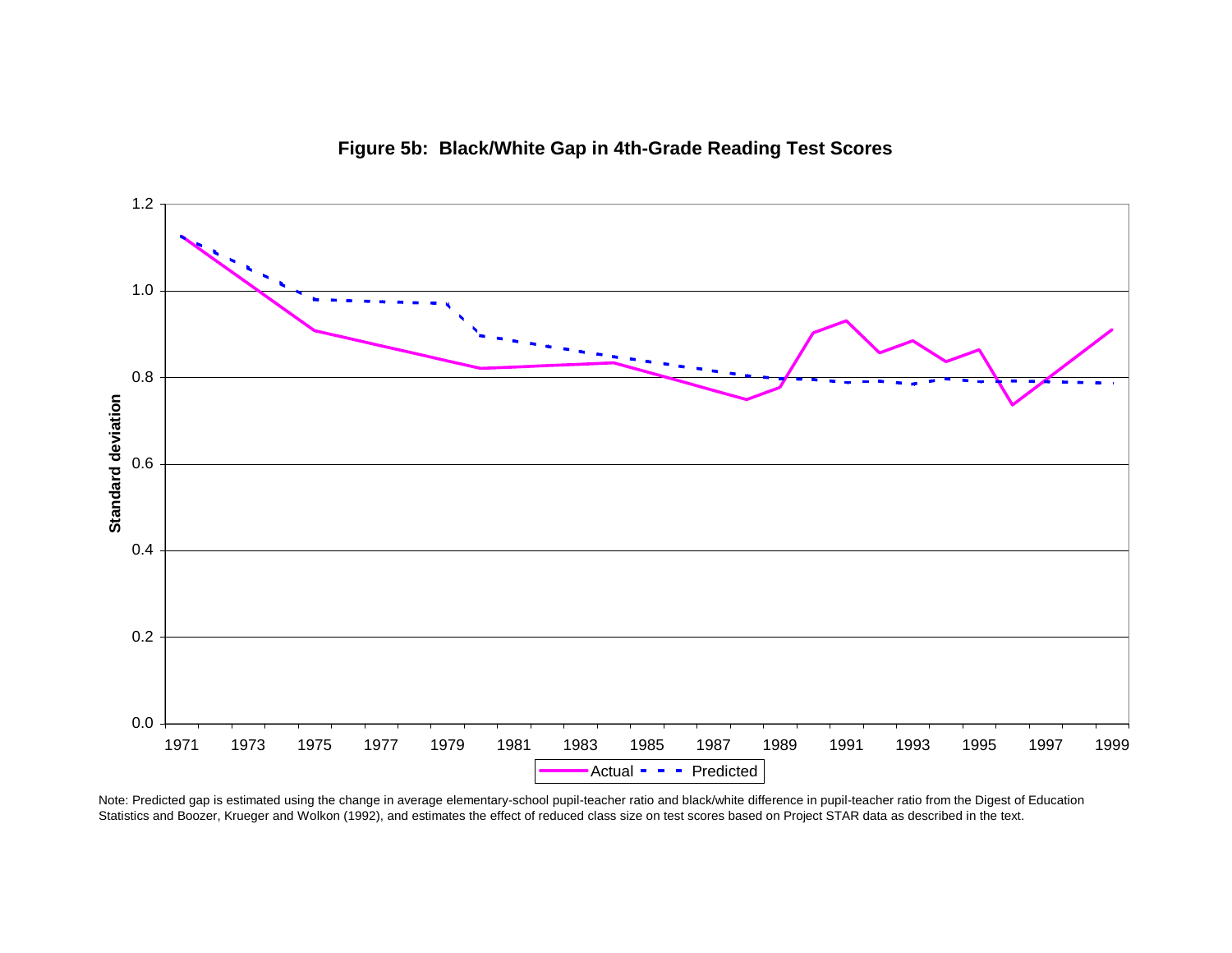**Figure 5b: Black/White Gap in 4th-Grade Reading Test Scores**

Standard deviation

1.2
1.0
0.8
0.6
0.4
0.2
0.0

1971 1973 1975 1977 1979 1981 1983 1985 1987 1989 1991 1993 1995 1997 1999

Actual
Predicted

Note: Predicted gap is estimated using the change in average elementary-school pupil-teacher ratio and black/white difference in pupil-teacher ratio from the Digest of Education Statistics and Boozer, Krueger and Wolkon (1992), and estimates the effect of reduced class size on test scores based on Project STAR data as described in the text.